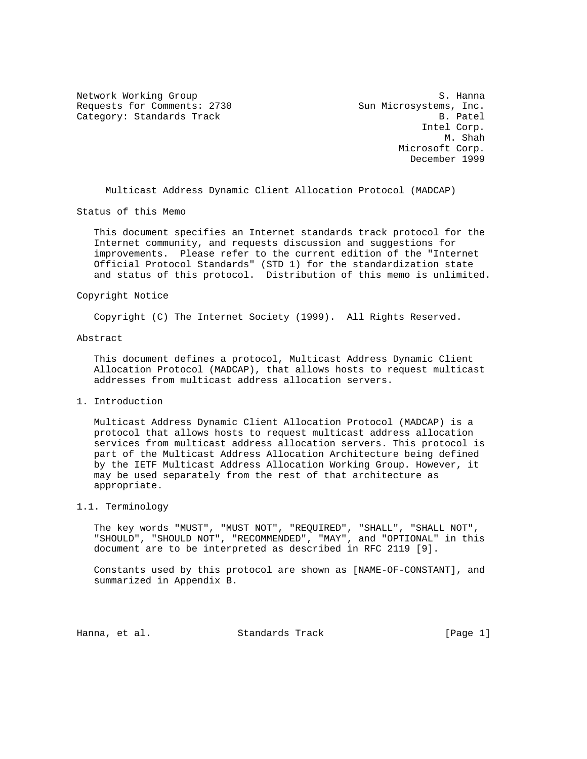Network Working Group S. Hanna
Requests for Comments: 2730 Sun Microsystems, Inc.
Category: Standards Track B. Patel
Intel Corp.
M. Shah
Microsoft Corp.
December 1999

# Multicast Address Dynamic Client Allocation Protocol (MADCAP)

## Status of this Memo

This document specifies an Internet standards track protocol for the Internet community, and requests discussion and suggestions for improvements. Please refer to the current edition of the "Internet Official Protocol Standards" (STD 1) for the standardization state and status of this protocol. Distribution of this memo is unlimited.

## Copyright Notice

Copyright (C) The Internet Society (1999). All Rights Reserved.

## Abstract

This document defines a protocol, Multicast Address Dynamic Client Allocation Protocol (MADCAP), that allows hosts to request multicast addresses from multicast address allocation servers.

## 1. Introduction

Multicast Address Dynamic Client Allocation Protocol (MADCAP) is a protocol that allows hosts to request multicast address allocation services from multicast address allocation servers. This protocol is part of the Multicast Address Allocation Architecture being defined by the IETF Multicast Address Allocation Working Group. However, it may be used separately from the rest of that architecture as appropriate.

### 1.1. Terminology

The key words "MUST", "MUST NOT", "REQUIRED", "SHALL", "SHALL NOT", "SHOULD", "SHOULD NOT", "RECOMMENDED", "MAY", and "OPTIONAL" in this document are to be interpreted as described in RFC 2119 [9].

Constants used by this protocol are shown as [NAME-OF-CONSTANT], and summarized in Appendix B.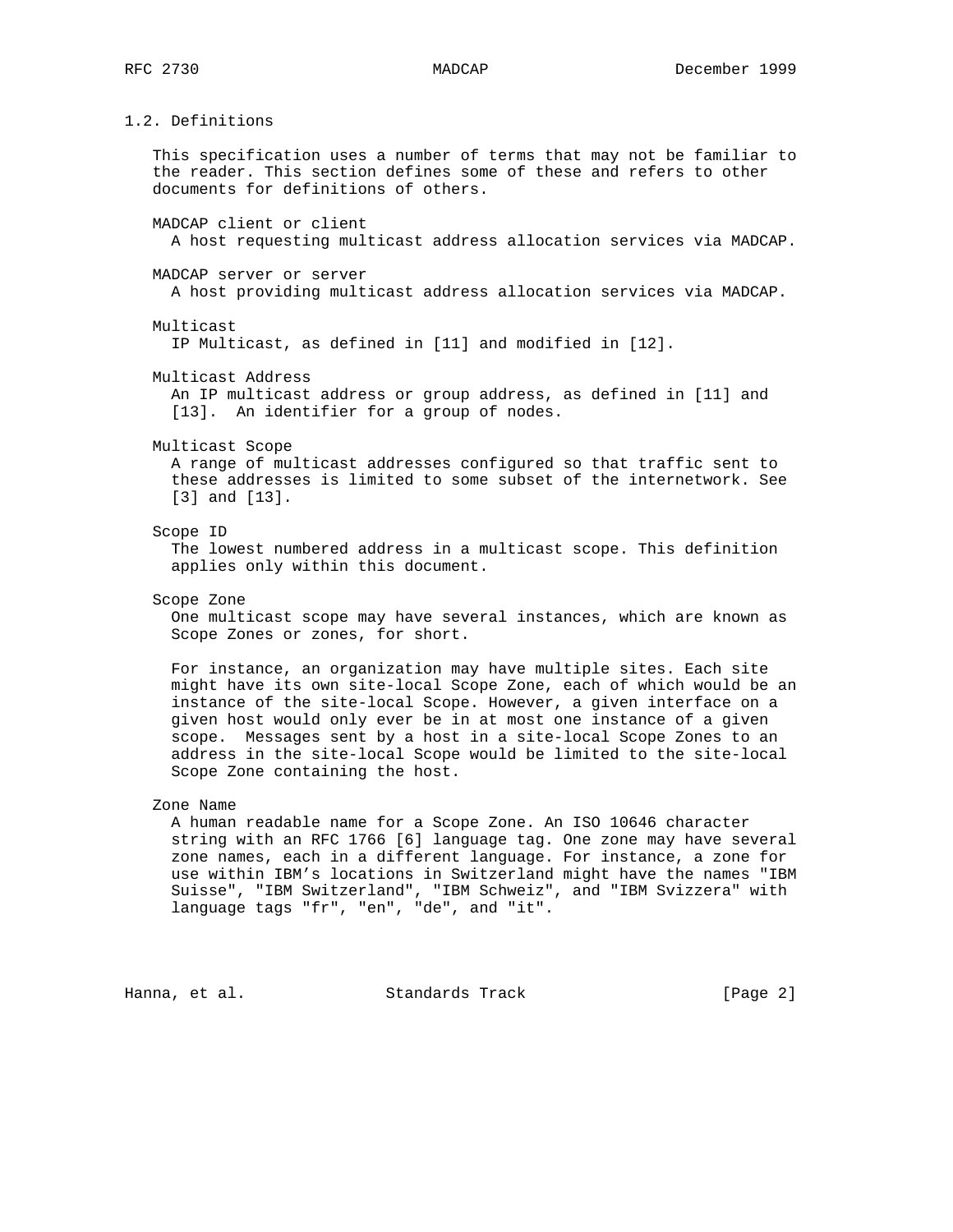## 1.2. Definitions

This specification uses a number of terms that may not be familiar to the reader. This section defines some of these and refers to other documents for definitions of others.

MADCAP client or client
A host requesting multicast address allocation services via MADCAP.

MADCAP server or server
A host providing multicast address allocation services via MADCAP.

Multicast
IP Multicast, as defined in [11] and modified in [12].

Multicast Address
An IP multicast address or group address, as defined in [11] and [13]. An identifier for a group of nodes.

Multicast Scope
A range of multicast addresses configured so that traffic sent to these addresses is limited to some subset of the internetwork. See [3] and [13].

Scope ID
The lowest numbered address in a multicast scope. This definition applies only within this document.

Scope Zone
One multicast scope may have several instances, which are known as Scope Zones or zones, for short.

For instance, an organization may have multiple sites. Each site might have its own site-local Scope Zone, each of which would be an instance of the site-local Scope. However, a given interface on a given host would only ever be in at most one instance of a given scope. Messages sent by a host in a site-local Scope Zones to an address in the site-local Scope would be limited to the site-local Scope Zone containing the host.

Zone Name
A human readable name for a Scope Zone. An ISO 10646 character string with an RFC 1766 [6] language tag. One zone may have several zone names, each in a different language. For instance, a zone for use within IBM's locations in Switzerland might have the names "IBM Suisse", "IBM Switzerland", "IBM Schweiz", and "IBM Svizzera" with language tags "fr", "en", "de", and "it".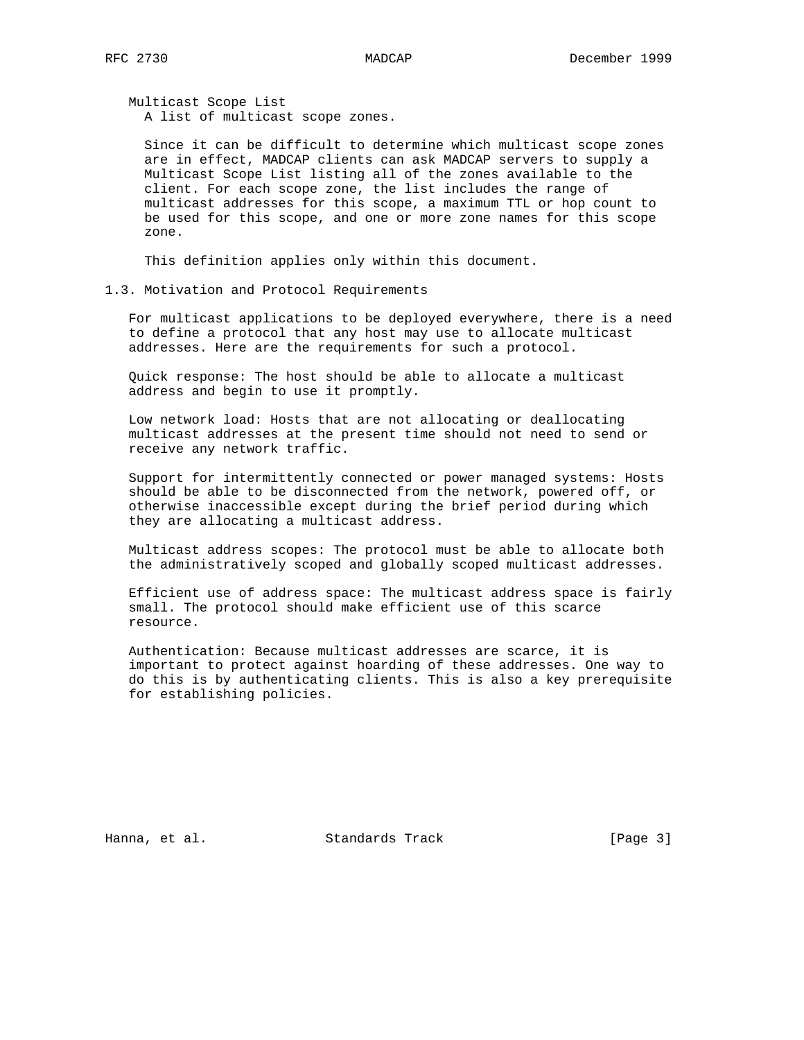Multicast Scope List
A list of multicast scope zones.

Since it can be difficult to determine which multicast scope zones are in effect, MADCAP clients can ask MADCAP servers to supply a Multicast Scope List listing all of the zones available to the client. For each scope zone, the list includes the range of multicast addresses for this scope, a maximum TTL or hop count to be used for this scope, and one or more zone names for this scope zone.

This definition applies only within this document.

### 1.3. Motivation and Protocol Requirements

For multicast applications to be deployed everywhere, there is a need to define a protocol that any host may use to allocate multicast addresses. Here are the requirements for such a protocol.

Quick response: The host should be able to allocate a multicast address and begin to use it promptly.

Low network load: Hosts that are not allocating or deallocating multicast addresses at the present time should not need to send or receive any network traffic.

Support for intermittently connected or power managed systems: Hosts should be able to be disconnected from the network, powered off, or otherwise inaccessible except during the brief period during which they are allocating a multicast address.

Multicast address scopes: The protocol must be able to allocate both the administratively scoped and globally scoped multicast addresses.

Efficient use of address space: The multicast address space is fairly small. The protocol should make efficient use of this scarce resource.

Authentication: Because multicast addresses are scarce, it is important to protect against hoarding of these addresses. One way to do this is by authenticating clients. This is also a key prerequisite for establishing policies.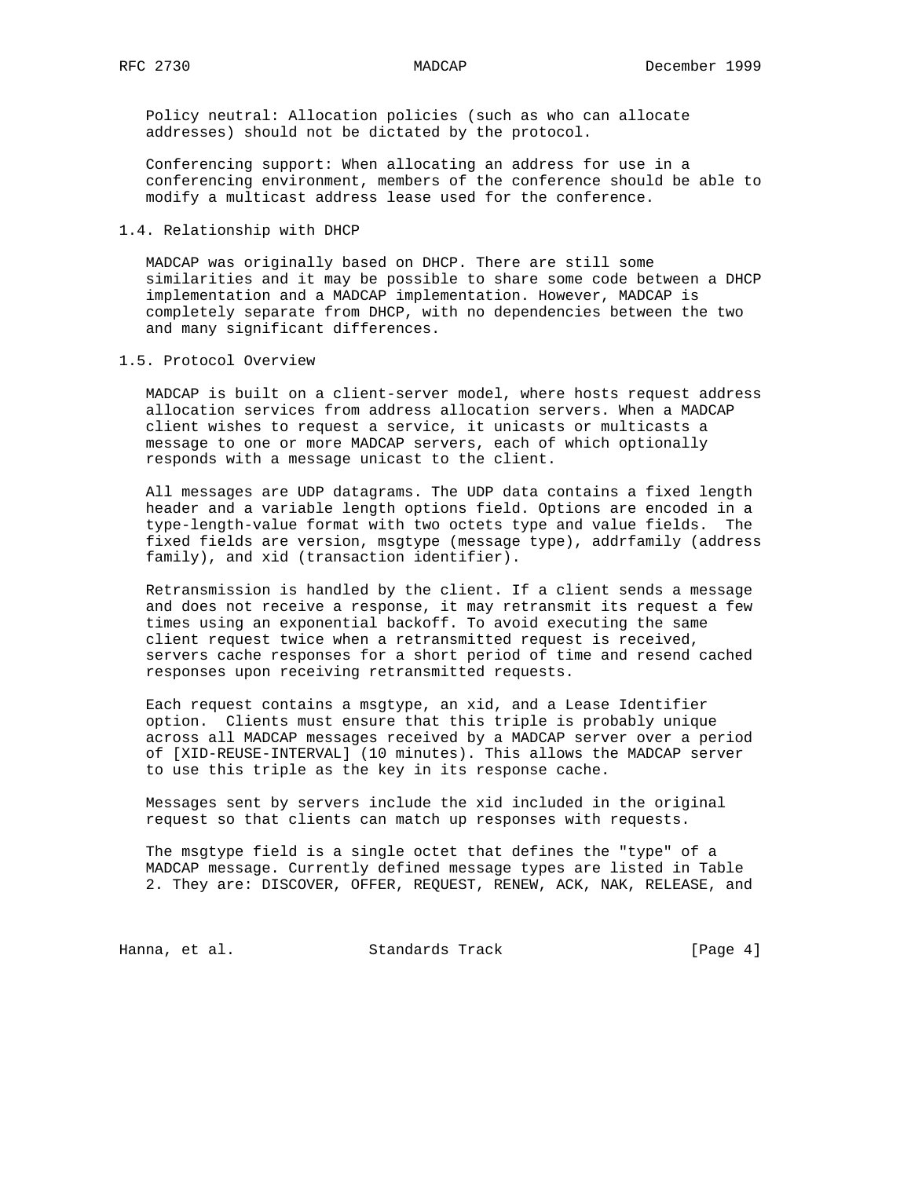Policy neutral: Allocation policies (such as who can allocate addresses) should not be dictated by the protocol.

Conferencing support: When allocating an address for use in a conferencing environment, members of the conference should be able to modify a multicast address lease used for the conference.

### 1.4. Relationship with DHCP

MADCAP was originally based on DHCP. There are still some similarities and it may be possible to share some code between a DHCP implementation and a MADCAP implementation. However, MADCAP is completely separate from DHCP, with no dependencies between the two and many significant differences.

### 1.5. Protocol Overview

MADCAP is built on a client-server model, where hosts request address allocation services from address allocation servers. When a MADCAP client wishes to request a service, it unicasts or multicasts a message to one or more MADCAP servers, each of which optionally responds with a message unicast to the client.

All messages are UDP datagrams. The UDP data contains a fixed length header and a variable length options field. Options are encoded in a type-length-value format with two octets type and value fields. The fixed fields are version, msgtype (message type), addrfamily (address family), and xid (transaction identifier).

Retransmission is handled by the client. If a client sends a message and does not receive a response, it may retransmit its request a few times using an exponential backoff. To avoid executing the same client request twice when a retransmitted request is received, servers cache responses for a short period of time and resend cached responses upon receiving retransmitted requests.

Each request contains a msgtype, an xid, and a Lease Identifier option. Clients must ensure that this triple is probably unique across all MADCAP messages received by a MADCAP server over a period of [XID-REUSE-INTERVAL] (10 minutes). This allows the MADCAP server to use this triple as the key in its response cache.

Messages sent by servers include the xid included in the original request so that clients can match up responses with requests.

The msgtype field is a single octet that defines the "type" of a MADCAP message. Currently defined message types are listed in Table 2. They are: DISCOVER, OFFER, REQUEST, RENEW, ACK, NAK, RELEASE, and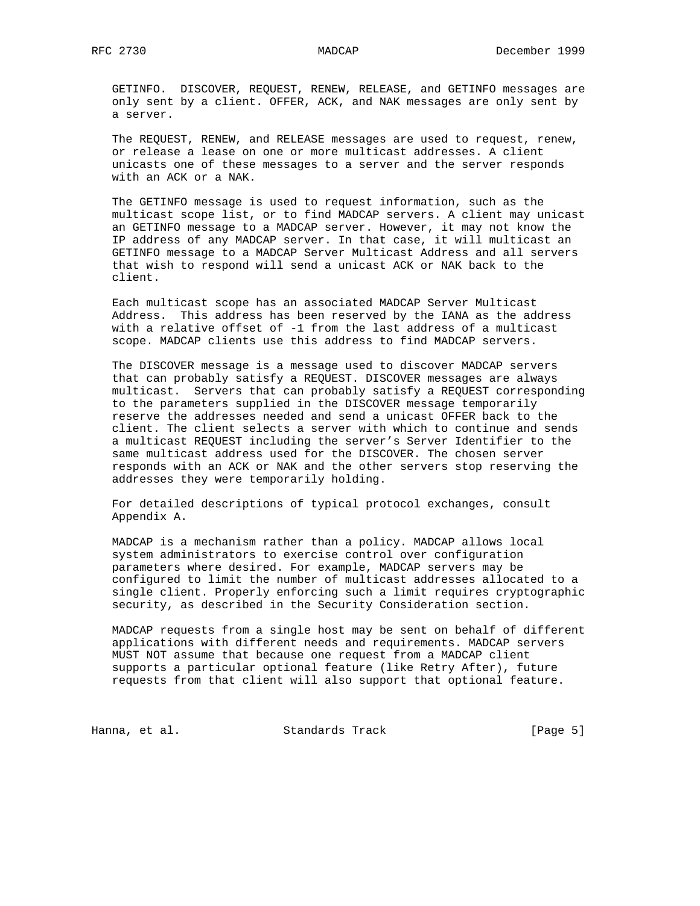GETINFO. DISCOVER, REQUEST, RENEW, RELEASE, and GETINFO messages are only sent by a client. OFFER, ACK, and NAK messages are only sent by a server.

The REQUEST, RENEW, and RELEASE messages are used to request, renew, or release a lease on one or more multicast addresses. A client unicasts one of these messages to a server and the server responds with an ACK or a NAK.

The GETINFO message is used to request information, such as the multicast scope list, or to find MADCAP servers. A client may unicast an GETINFO message to a MADCAP server. However, it may not know the IP address of any MADCAP server. In that case, it will multicast an GETINFO message to a MADCAP Server Multicast Address and all servers that wish to respond will send a unicast ACK or NAK back to the client.

Each multicast scope has an associated MADCAP Server Multicast Address. This address has been reserved by the IANA as the address with a relative offset of -1 from the last address of a multicast scope. MADCAP clients use this address to find MADCAP servers.

The DISCOVER message is a message used to discover MADCAP servers that can probably satisfy a REQUEST. DISCOVER messages are always multicast. Servers that can probably satisfy a REQUEST corresponding to the parameters supplied in the DISCOVER message temporarily reserve the addresses needed and send a unicast OFFER back to the client. The client selects a server with which to continue and sends a multicast REQUEST including the server's Server Identifier to the same multicast address used for the DISCOVER. The chosen server responds with an ACK or NAK and the other servers stop reserving the addresses they were temporarily holding.

For detailed descriptions of typical protocol exchanges, consult Appendix A.

MADCAP is a mechanism rather than a policy. MADCAP allows local system administrators to exercise control over configuration parameters where desired. For example, MADCAP servers may be configured to limit the number of multicast addresses allocated to a single client. Properly enforcing such a limit requires cryptographic security, as described in the Security Consideration section.

MADCAP requests from a single host may be sent on behalf of different applications with different needs and requirements. MADCAP servers MUST NOT assume that because one request from a MADCAP client supports a particular optional feature (like Retry After), future requests from that client will also support that optional feature.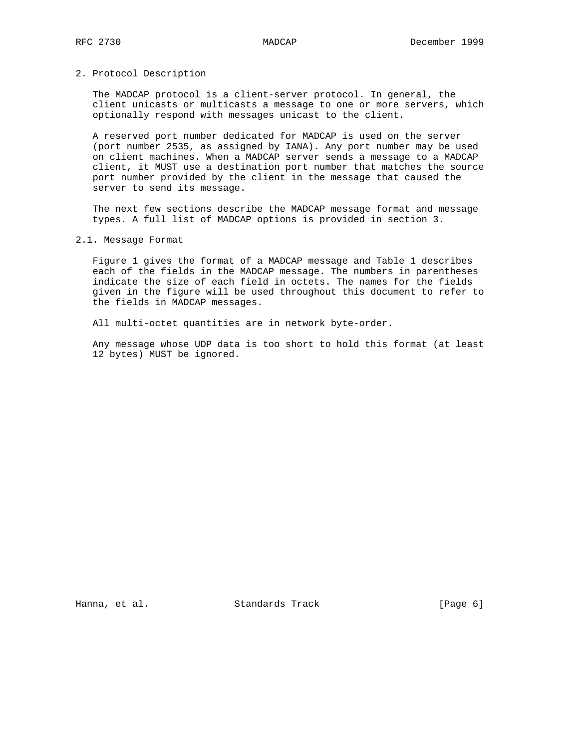## 2. Protocol Description

The MADCAP protocol is a client-server protocol. In general, the client unicasts or multicasts a message to one or more servers, which optionally respond with messages unicast to the client.

A reserved port number dedicated for MADCAP is used on the server (port number 2535, as assigned by IANA). Any port number may be used on client machines. When a MADCAP server sends a message to a MADCAP client, it MUST use a destination port number that matches the source port number provided by the client in the message that caused the server to send its message.

The next few sections describe the MADCAP message format and message types. A full list of MADCAP options is provided in section 3.

### 2.1. Message Format

Figure 1 gives the format of a MADCAP message and Table 1 describes each of the fields in the MADCAP message. The numbers in parentheses indicate the size of each field in octets. The names for the fields given in the figure will be used throughout this document to refer to the fields in MADCAP messages.

All multi-octet quantities are in network byte-order.

Any message whose UDP data is too short to hold this format (at least 12 bytes) MUST be ignored.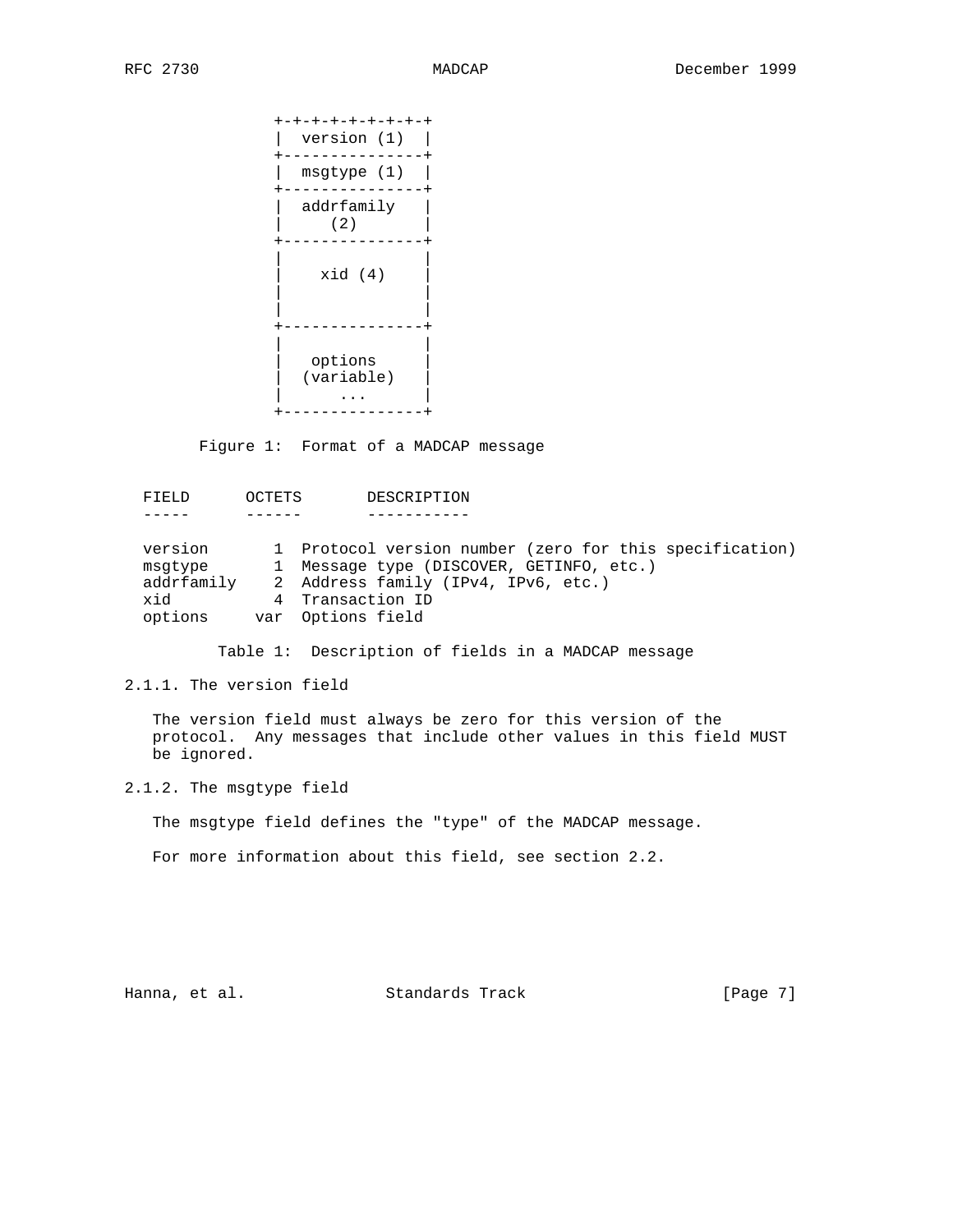```
                  +-+-+-+-+-+-+-+-+
                  |  version (1)  |
                  +---------------+
                  |  msgtype (1)  |
                  +---------------+
                  |  addrfamily   |
                  |     (2)       |
                  +---------------+
                  |               |
                  |    xid (4)    |
                  |               |
                  |               |
                  +---------------+
                  |               |
                  |   options     |
                  |  (variable)   |
                  |      ...      |
                  +---------------+
```

Figure 1: Format of a MADCAP message

| FIELD | OCTETS | DESCRIPTION |
|---|---|---|
| version | 1 | Protocol version number (zero for this specification) |
| msgtype | 1 | Message type (DISCOVER, GETINFO, etc.) |
| addrfamily | 2 | Address family (IPv4, IPv6, etc.) |
| xid | 4 | Transaction ID |
| options | var | Options field |

Table 1: Description of fields in a MADCAP message

### 2.1.1. The version field

The version field must always be zero for this version of the protocol. Any messages that include other values in this field MUST be ignored.

### 2.1.2. The msgtype field

The msgtype field defines the "type" of the MADCAP message.

For more information about this field, see section 2.2.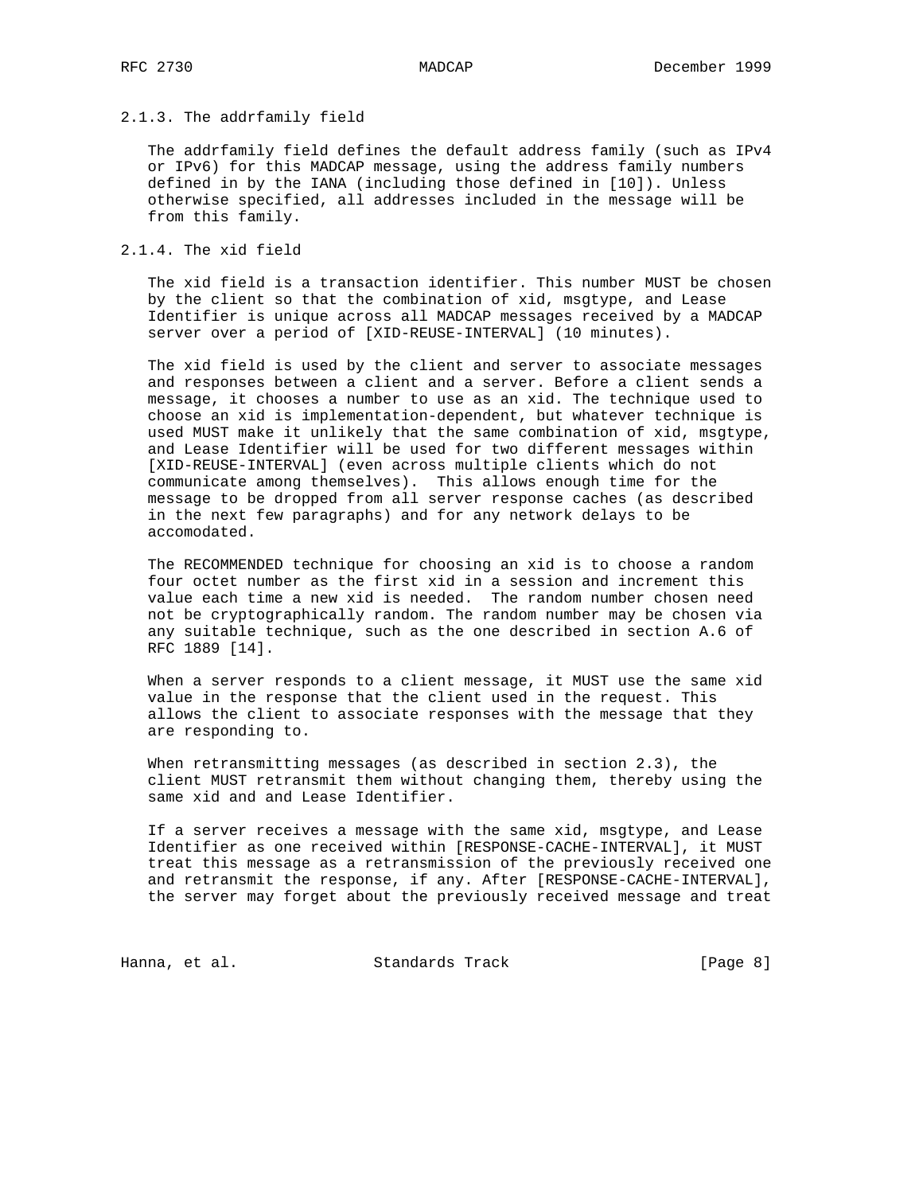### 2.1.3. The addrfamily field

The addrfamily field defines the default address family (such as IPv4 or IPv6) for this MADCAP message, using the address family numbers defined in by the IANA (including those defined in [10]). Unless otherwise specified, all addresses included in the message will be from this family.

### 2.1.4. The xid field

The xid field is a transaction identifier. This number MUST be chosen by the client so that the combination of xid, msgtype, and Lease Identifier is unique across all MADCAP messages received by a MADCAP server over a period of [XID-REUSE-INTERVAL] (10 minutes).

The xid field is used by the client and server to associate messages and responses between a client and a server. Before a client sends a message, it chooses a number to use as an xid. The technique used to choose an xid is implementation-dependent, but whatever technique is used MUST make it unlikely that the same combination of xid, msgtype, and Lease Identifier will be used for two different messages within [XID-REUSE-INTERVAL] (even across multiple clients which do not communicate among themselves). This allows enough time for the message to be dropped from all server response caches (as described in the next few paragraphs) and for any network delays to be accomodated.

The RECOMMENDED technique for choosing an xid is to choose a random four octet number as the first xid in a session and increment this value each time a new xid is needed. The random number chosen need not be cryptographically random. The random number may be chosen via any suitable technique, such as the one described in section A.6 of RFC 1889 [14].

When a server responds to a client message, it MUST use the same xid value in the response that the client used in the request. This allows the client to associate responses with the message that they are responding to.

When retransmitting messages (as described in section 2.3), the client MUST retransmit them without changing them, thereby using the same xid and and Lease Identifier.

If a server receives a message with the same xid, msgtype, and Lease Identifier as one received within [RESPONSE-CACHE-INTERVAL], it MUST treat this message as a retransmission of the previously received one and retransmit the response, if any. After [RESPONSE-CACHE-INTERVAL], the server may forget about the previously received message and treat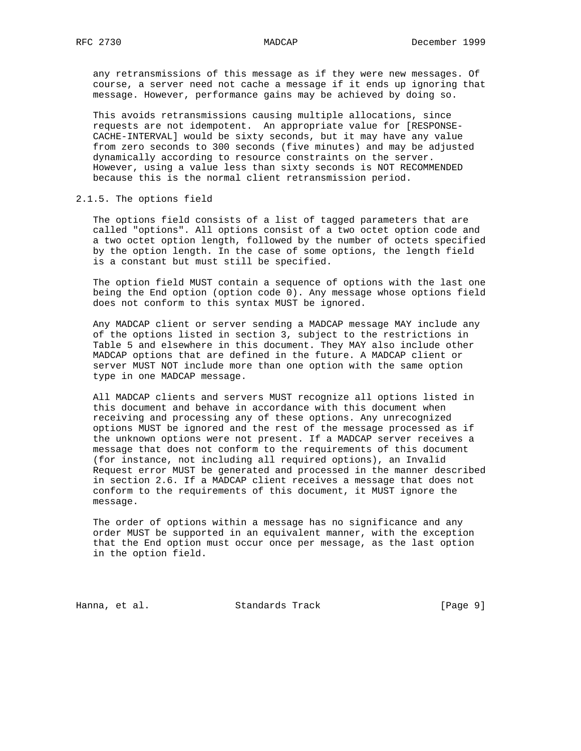any retransmissions of this message as if they were new messages. Of course, a server need not cache a message if it ends up ignoring that message. However, performance gains may be achieved by doing so.

This avoids retransmissions causing multiple allocations, since requests are not idempotent. An appropriate value for [RESPONSE-CACHE-INTERVAL] would be sixty seconds, but it may have any value from zero seconds to 300 seconds (five minutes) and may be adjusted dynamically according to resource constraints on the server. However, using a value less than sixty seconds is NOT RECOMMENDED because this is the normal client retransmission period.

### 2.1.5. The options field

The options field consists of a list of tagged parameters that are called "options". All options consist of a two octet option code and a two octet option length, followed by the number of octets specified by the option length. In the case of some options, the length field is a constant but must still be specified.

The option field MUST contain a sequence of options with the last one being the End option (option code 0). Any message whose options field does not conform to this syntax MUST be ignored.

Any MADCAP client or server sending a MADCAP message MAY include any of the options listed in section 3, subject to the restrictions in Table 5 and elsewhere in this document. They MAY also include other MADCAP options that are defined in the future. A MADCAP client or server MUST NOT include more than one option with the same option type in one MADCAP message.

All MADCAP clients and servers MUST recognize all options listed in this document and behave in accordance with this document when receiving and processing any of these options. Any unrecognized options MUST be ignored and the rest of the message processed as if the unknown options were not present. If a MADCAP server receives a message that does not conform to the requirements of this document (for instance, not including all required options), an Invalid Request error MUST be generated and processed in the manner described in section 2.6. If a MADCAP client receives a message that does not conform to the requirements of this document, it MUST ignore the message.

The order of options within a message has no significance and any order MUST be supported in an equivalent manner, with the exception that the End option must occur once per message, as the last option in the option field.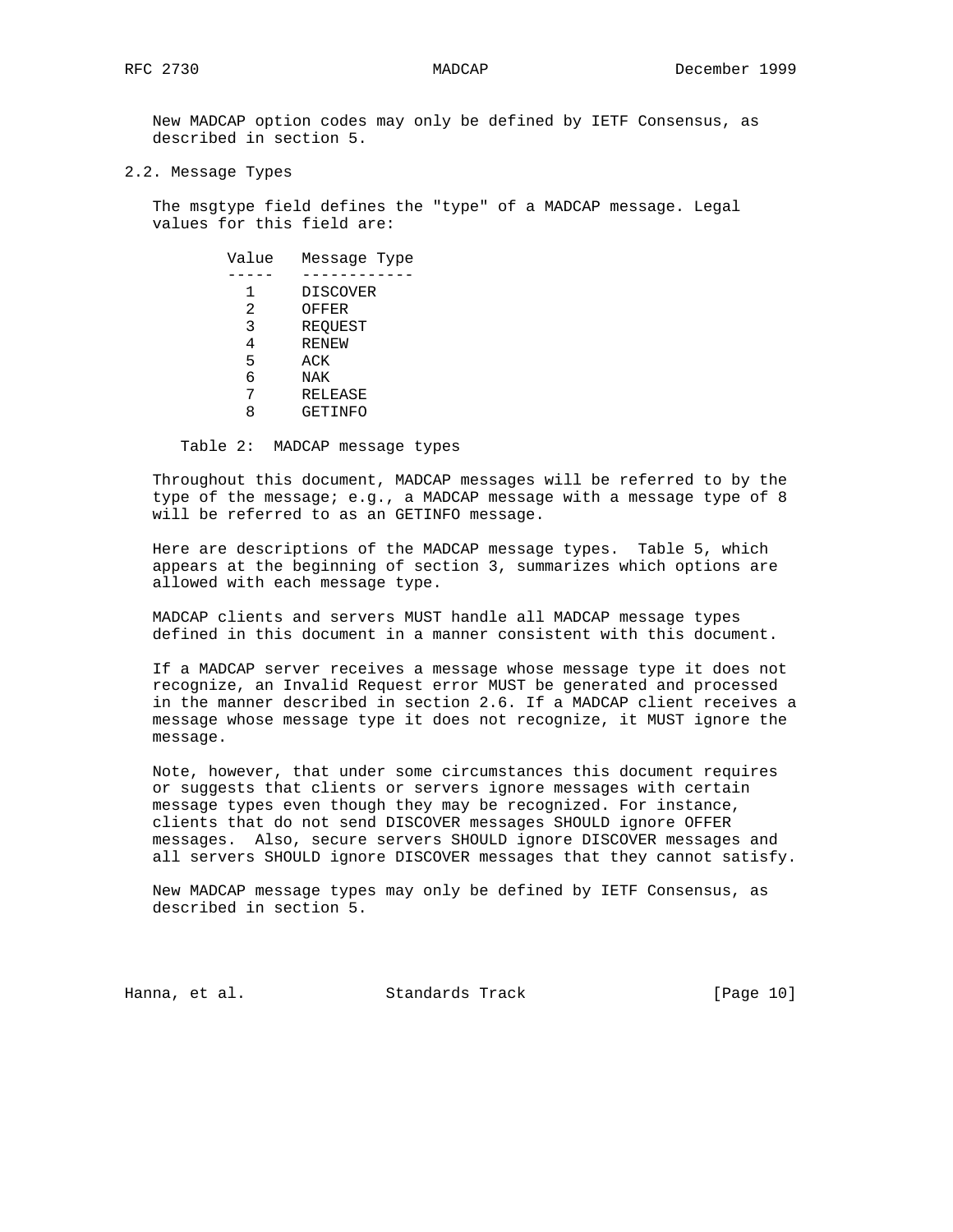New MADCAP option codes may only be defined by IETF Consensus, as described in section 5.

## 2.2. Message Types

The msgtype field defines the "type" of a MADCAP message. Legal values for this field are:

| Value | Message Type |
|---|---|
| 1 | DISCOVER |
| 2 | OFFER |
| 3 | REQUEST |
| 4 | RENEW |
| 5 | ACK |
| 6 | NAK |
| 7 | RELEASE |
| 8 | GETINFO |

Table 2: MADCAP message types

Throughout this document, MADCAP messages will be referred to by the type of the message; e.g., a MADCAP message with a message type of 8 will be referred to as an GETINFO message.

Here are descriptions of the MADCAP message types. Table 5, which appears at the beginning of section 3, summarizes which options are allowed with each message type.

MADCAP clients and servers MUST handle all MADCAP message types defined in this document in a manner consistent with this document.

If a MADCAP server receives a message whose message type it does not recognize, an Invalid Request error MUST be generated and processed in the manner described in section 2.6. If a MADCAP client receives a message whose message type it does not recognize, it MUST ignore the message.

Note, however, that under some circumstances this document requires or suggests that clients or servers ignore messages with certain message types even though they may be recognized. For instance, clients that do not send DISCOVER messages SHOULD ignore OFFER messages. Also, secure servers SHOULD ignore DISCOVER messages and all servers SHOULD ignore DISCOVER messages that they cannot satisfy.

New MADCAP message types may only be defined by IETF Consensus, as described in section 5.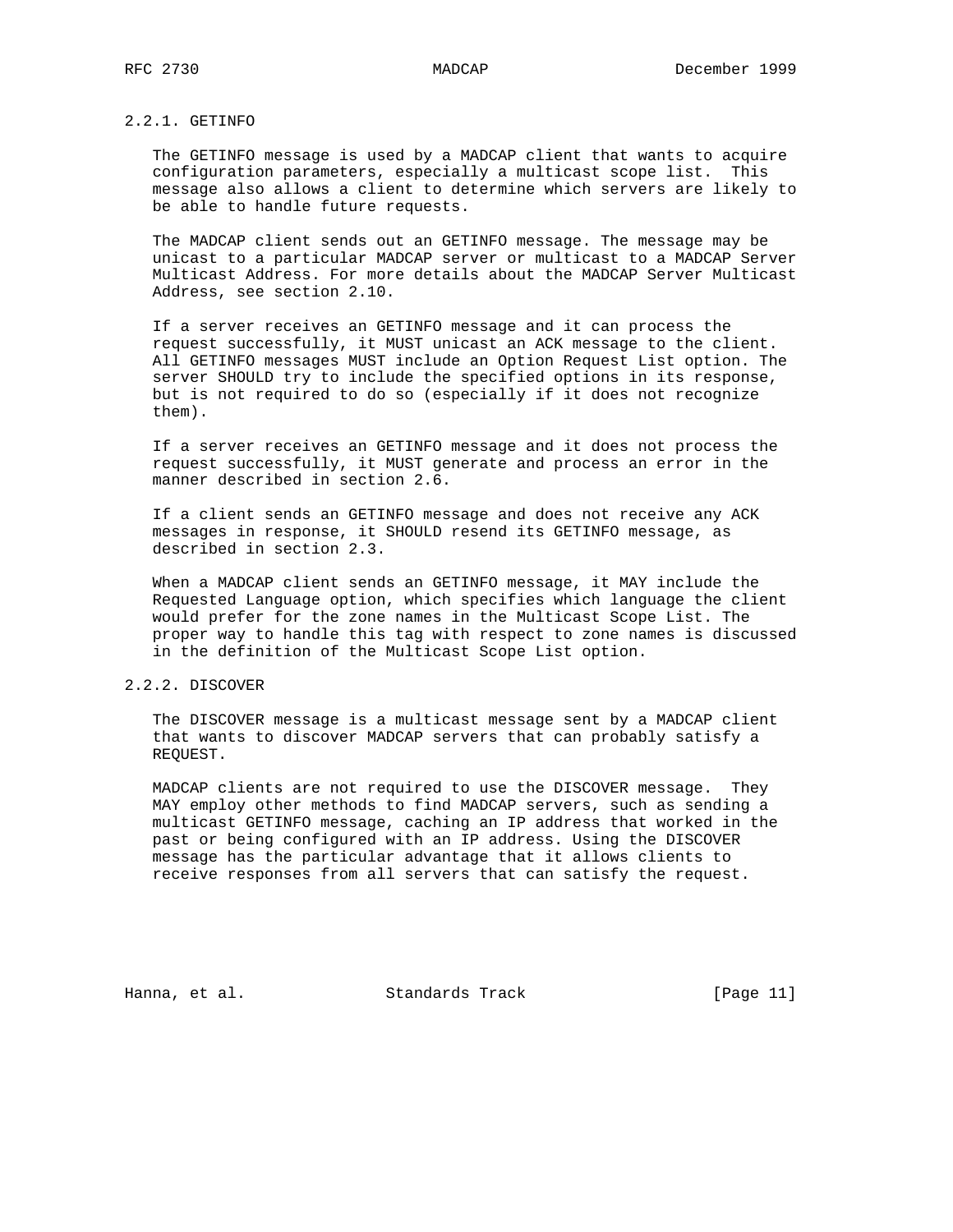### 2.2.1. GETINFO

The GETINFO message is used by a MADCAP client that wants to acquire configuration parameters, especially a multicast scope list. This message also allows a client to determine which servers are likely to be able to handle future requests.

The MADCAP client sends out an GETINFO message. The message may be unicast to a particular MADCAP server or multicast to a MADCAP Server Multicast Address. For more details about the MADCAP Server Multicast Address, see section 2.10.

If a server receives an GETINFO message and it can process the request successfully, it MUST unicast an ACK message to the client. All GETINFO messages MUST include an Option Request List option. The server SHOULD try to include the specified options in its response, but is not required to do so (especially if it does not recognize them).

If a server receives an GETINFO message and it does not process the request successfully, it MUST generate and process an error in the manner described in section 2.6.

If a client sends an GETINFO message and does not receive any ACK messages in response, it SHOULD resend its GETINFO message, as described in section 2.3.

When a MADCAP client sends an GETINFO message, it MAY include the Requested Language option, which specifies which language the client would prefer for the zone names in the Multicast Scope List. The proper way to handle this tag with respect to zone names is discussed in the definition of the Multicast Scope List option.

### 2.2.2. DISCOVER

The DISCOVER message is a multicast message sent by a MADCAP client that wants to discover MADCAP servers that can probably satisfy a REQUEST.

MADCAP clients are not required to use the DISCOVER message. They MAY employ other methods to find MADCAP servers, such as sending a multicast GETINFO message, caching an IP address that worked in the past or being configured with an IP address. Using the DISCOVER message has the particular advantage that it allows clients to receive responses from all servers that can satisfy the request.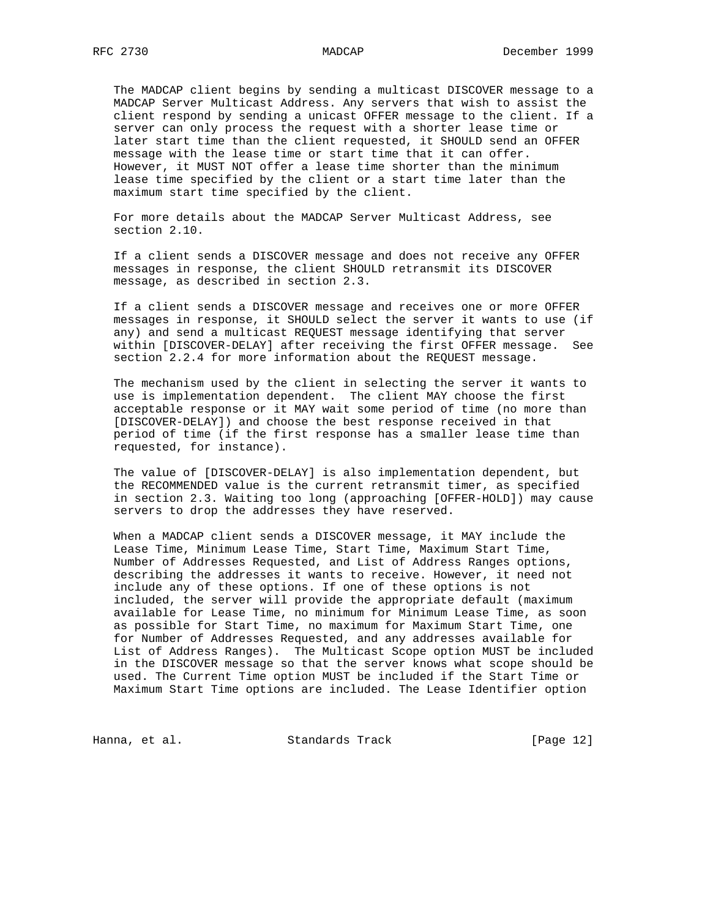The MADCAP client begins by sending a multicast DISCOVER message to a MADCAP Server Multicast Address. Any servers that wish to assist the client respond by sending a unicast OFFER message to the client. If a server can only process the request with a shorter lease time or later start time than the client requested, it SHOULD send an OFFER message with the lease time or start time that it can offer. However, it MUST NOT offer a lease time shorter than the minimum lease time specified by the client or a start time later than the maximum start time specified by the client.

For more details about the MADCAP Server Multicast Address, see section 2.10.

If a client sends a DISCOVER message and does not receive any OFFER messages in response, the client SHOULD retransmit its DISCOVER message, as described in section 2.3.

If a client sends a DISCOVER message and receives one or more OFFER messages in response, it SHOULD select the server it wants to use (if any) and send a multicast REQUEST message identifying that server within [DISCOVER-DELAY] after receiving the first OFFER message. See section 2.2.4 for more information about the REQUEST message.

The mechanism used by the client in selecting the server it wants to use is implementation dependent. The client MAY choose the first acceptable response or it MAY wait some period of time (no more than [DISCOVER-DELAY]) and choose the best response received in that period of time (if the first response has a smaller lease time than requested, for instance).

The value of [DISCOVER-DELAY] is also implementation dependent, but the RECOMMENDED value is the current retransmit timer, as specified in section 2.3. Waiting too long (approaching [OFFER-HOLD]) may cause servers to drop the addresses they have reserved.

When a MADCAP client sends a DISCOVER message, it MAY include the Lease Time, Minimum Lease Time, Start Time, Maximum Start Time, Number of Addresses Requested, and List of Address Ranges options, describing the addresses it wants to receive. However, it need not include any of these options. If one of these options is not included, the server will provide the appropriate default (maximum available for Lease Time, no minimum for Minimum Lease Time, as soon as possible for Start Time, no maximum for Maximum Start Time, one for Number of Addresses Requested, and any addresses available for List of Address Ranges). The Multicast Scope option MUST be included in the DISCOVER message so that the server knows what scope should be used. The Current Time option MUST be included if the Start Time or Maximum Start Time options are included. The Lease Identifier option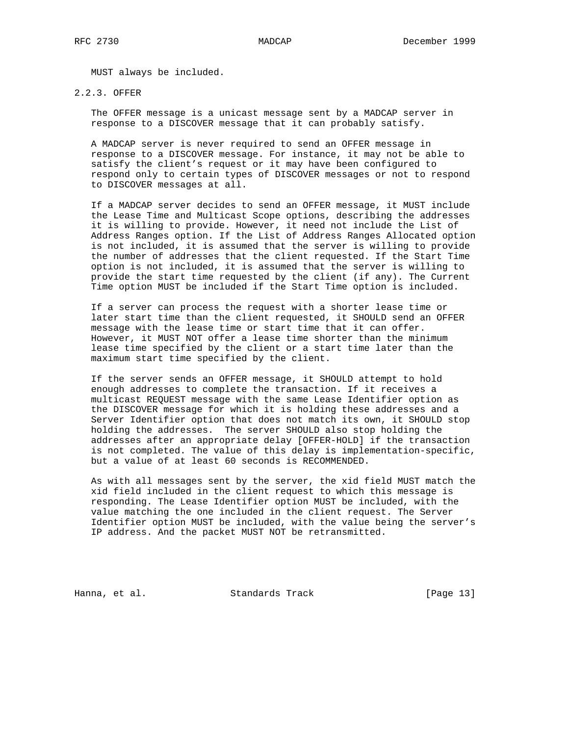MUST always be included.

### 2.2.3. OFFER

The OFFER message is a unicast message sent by a MADCAP server in response to a DISCOVER message that it can probably satisfy.

A MADCAP server is never required to send an OFFER message in response to a DISCOVER message. For instance, it may not be able to satisfy the client's request or it may have been configured to respond only to certain types of DISCOVER messages or not to respond to DISCOVER messages at all.

If a MADCAP server decides to send an OFFER message, it MUST include the Lease Time and Multicast Scope options, describing the addresses it is willing to provide. However, it need not include the List of Address Ranges option. If the List of Address Ranges Allocated option is not included, it is assumed that the server is willing to provide the number of addresses that the client requested. If the Start Time option is not included, it is assumed that the server is willing to provide the start time requested by the client (if any). The Current Time option MUST be included if the Start Time option is included.

If a server can process the request with a shorter lease time or later start time than the client requested, it SHOULD send an OFFER message with the lease time or start time that it can offer. However, it MUST NOT offer a lease time shorter than the minimum lease time specified by the client or a start time later than the maximum start time specified by the client.

If the server sends an OFFER message, it SHOULD attempt to hold enough addresses to complete the transaction. If it receives a multicast REQUEST message with the same Lease Identifier option as the DISCOVER message for which it is holding these addresses and a Server Identifier option that does not match its own, it SHOULD stop holding the addresses. The server SHOULD also stop holding the addresses after an appropriate delay [OFFER-HOLD] if the transaction is not completed. The value of this delay is implementation-specific, but a value of at least 60 seconds is RECOMMENDED.

As with all messages sent by the server, the xid field MUST match the xid field included in the client request to which this message is responding. The Lease Identifier option MUST be included, with the value matching the one included in the client request. The Server Identifier option MUST be included, with the value being the server's IP address. And the packet MUST NOT be retransmitted.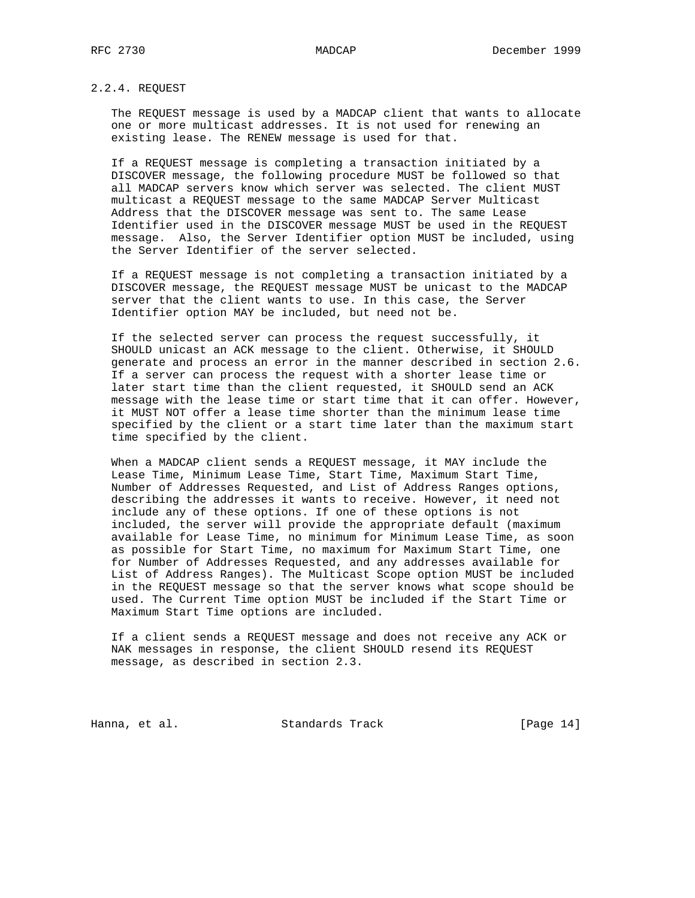### 2.2.4. REQUEST

The REQUEST message is used by a MADCAP client that wants to allocate one or more multicast addresses. It is not used for renewing an existing lease. The RENEW message is used for that.

If a REQUEST message is completing a transaction initiated by a DISCOVER message, the following procedure MUST be followed so that all MADCAP servers know which server was selected. The client MUST multicast a REQUEST message to the same MADCAP Server Multicast Address that the DISCOVER message was sent to. The same Lease Identifier used in the DISCOVER message MUST be used in the REQUEST message. Also, the Server Identifier option MUST be included, using the Server Identifier of the server selected.

If a REQUEST message is not completing a transaction initiated by a DISCOVER message, the REQUEST message MUST be unicast to the MADCAP server that the client wants to use. In this case, the Server Identifier option MAY be included, but need not be.

If the selected server can process the request successfully, it SHOULD unicast an ACK message to the client. Otherwise, it SHOULD generate and process an error in the manner described in section 2.6. If a server can process the request with a shorter lease time or later start time than the client requested, it SHOULD send an ACK message with the lease time or start time that it can offer. However, it MUST NOT offer a lease time shorter than the minimum lease time specified by the client or a start time later than the maximum start time specified by the client.

When a MADCAP client sends a REQUEST message, it MAY include the Lease Time, Minimum Lease Time, Start Time, Maximum Start Time, Number of Addresses Requested, and List of Address Ranges options, describing the addresses it wants to receive. However, it need not include any of these options. If one of these options is not included, the server will provide the appropriate default (maximum available for Lease Time, no minimum for Minimum Lease Time, as soon as possible for Start Time, no maximum for Maximum Start Time, one for Number of Addresses Requested, and any addresses available for List of Address Ranges). The Multicast Scope option MUST be included in the REQUEST message so that the server knows what scope should be used. The Current Time option MUST be included if the Start Time or Maximum Start Time options are included.

If a client sends a REQUEST message and does not receive any ACK or NAK messages in response, the client SHOULD resend its REQUEST message, as described in section 2.3.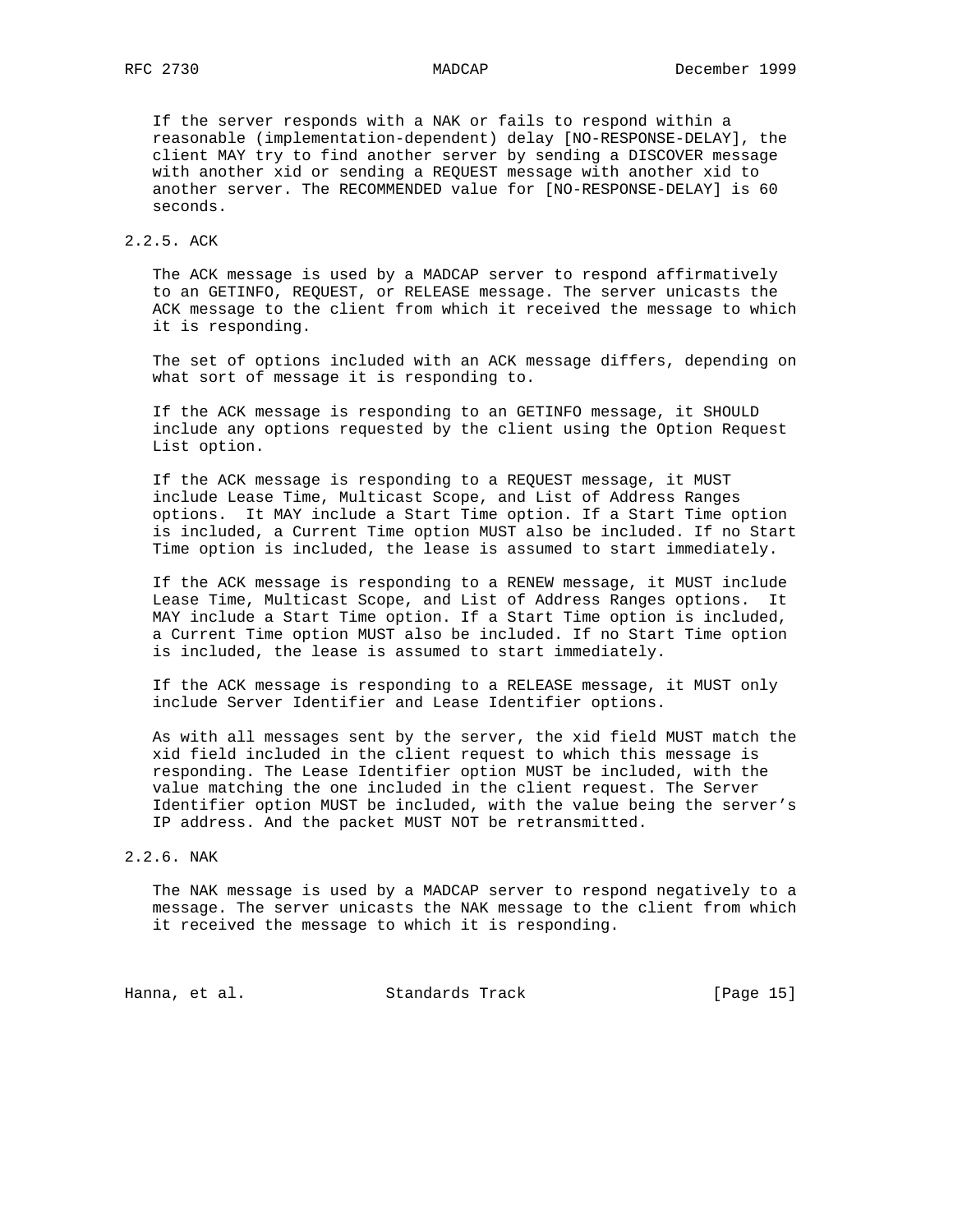If the server responds with a NAK or fails to respond within a reasonable (implementation-dependent) delay [NO-RESPONSE-DELAY], the client MAY try to find another server by sending a DISCOVER message with another xid or sending a REQUEST message with another xid to another server. The RECOMMENDED value for [NO-RESPONSE-DELAY] is 60 seconds.

### 2.2.5. ACK

The ACK message is used by a MADCAP server to respond affirmatively to an GETINFO, REQUEST, or RELEASE message. The server unicasts the ACK message to the client from which it received the message to which it is responding.

The set of options included with an ACK message differs, depending on what sort of message it is responding to.

If the ACK message is responding to an GETINFO message, it SHOULD include any options requested by the client using the Option Request List option.

If the ACK message is responding to a REQUEST message, it MUST include Lease Time, Multicast Scope, and List of Address Ranges options. It MAY include a Start Time option. If a Start Time option is included, a Current Time option MUST also be included. If no Start Time option is included, the lease is assumed to start immediately.

If the ACK message is responding to a RENEW message, it MUST include Lease Time, Multicast Scope, and List of Address Ranges options. It MAY include a Start Time option. If a Start Time option is included, a Current Time option MUST also be included. If no Start Time option is included, the lease is assumed to start immediately.

If the ACK message is responding to a RELEASE message, it MUST only include Server Identifier and Lease Identifier options.

As with all messages sent by the server, the xid field MUST match the xid field included in the client request to which this message is responding. The Lease Identifier option MUST be included, with the value matching the one included in the client request. The Server Identifier option MUST be included, with the value being the server's IP address. And the packet MUST NOT be retransmitted.

### 2.2.6. NAK

The NAK message is used by a MADCAP server to respond negatively to a message. The server unicasts the NAK message to the client from which it received the message to which it is responding.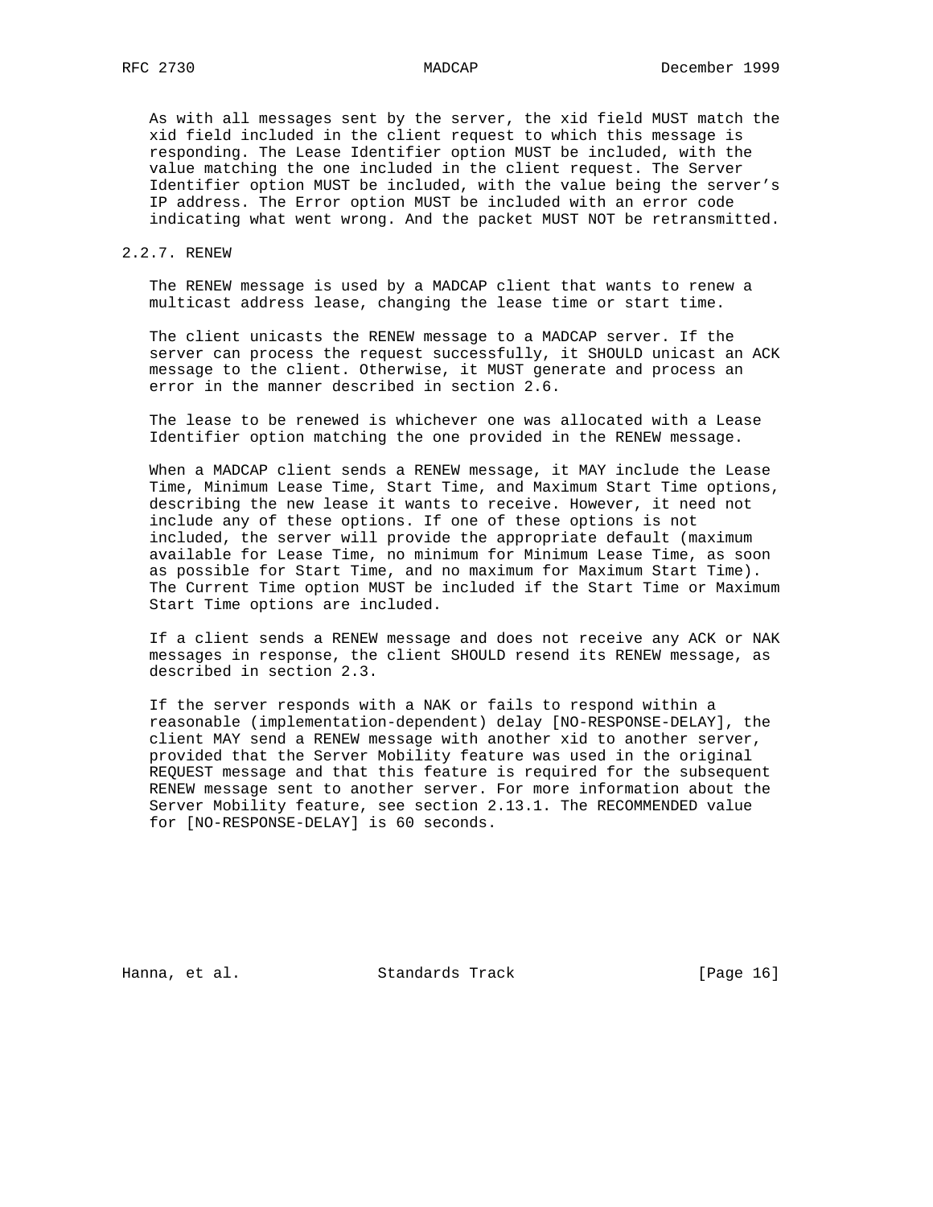As with all messages sent by the server, the xid field MUST match the xid field included in the client request to which this message is responding. The Lease Identifier option MUST be included, with the value matching the one included in the client request. The Server Identifier option MUST be included, with the value being the server's IP address. The Error option MUST be included with an error code indicating what went wrong. And the packet MUST NOT be retransmitted.

### 2.2.7. RENEW

The RENEW message is used by a MADCAP client that wants to renew a multicast address lease, changing the lease time or start time.

The client unicasts the RENEW message to a MADCAP server. If the server can process the request successfully, it SHOULD unicast an ACK message to the client. Otherwise, it MUST generate and process an error in the manner described in section 2.6.

The lease to be renewed is whichever one was allocated with a Lease Identifier option matching the one provided in the RENEW message.

When a MADCAP client sends a RENEW message, it MAY include the Lease Time, Minimum Lease Time, Start Time, and Maximum Start Time options, describing the new lease it wants to receive. However, it need not include any of these options. If one of these options is not included, the server will provide the appropriate default (maximum available for Lease Time, no minimum for Minimum Lease Time, as soon as possible for Start Time, and no maximum for Maximum Start Time). The Current Time option MUST be included if the Start Time or Maximum Start Time options are included.

If a client sends a RENEW message and does not receive any ACK or NAK messages in response, the client SHOULD resend its RENEW message, as described in section 2.3.

If the server responds with a NAK or fails to respond within a reasonable (implementation-dependent) delay [NO-RESPONSE-DELAY], the client MAY send a RENEW message with another xid to another server, provided that the Server Mobility feature was used in the original REQUEST message and that this feature is required for the subsequent RENEW message sent to another server. For more information about the Server Mobility feature, see section 2.13.1. The RECOMMENDED value for [NO-RESPONSE-DELAY] is 60 seconds.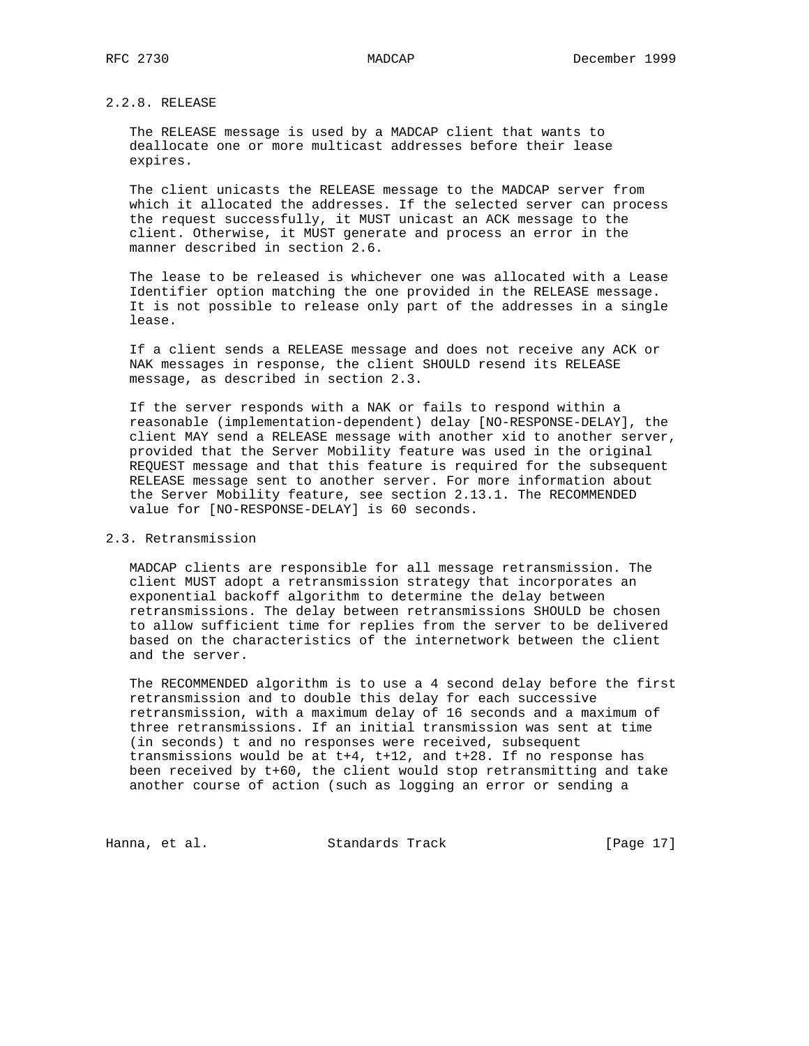#### 2.2.8. RELEASE

The RELEASE message is used by a MADCAP client that wants to deallocate one or more multicast addresses before their lease expires.

The client unicasts the RELEASE message to the MADCAP server from which it allocated the addresses. If the selected server can process the request successfully, it MUST unicast an ACK message to the client. Otherwise, it MUST generate and process an error in the manner described in section 2.6.

The lease to be released is whichever one was allocated with a Lease Identifier option matching the one provided in the RELEASE message. It is not possible to release only part of the addresses in a single lease.

If a client sends a RELEASE message and does not receive any ACK or NAK messages in response, the client SHOULD resend its RELEASE message, as described in section 2.3.

If the server responds with a NAK or fails to respond within a reasonable (implementation-dependent) delay [NO-RESPONSE-DELAY], the client MAY send a RELEASE message with another xid to another server, provided that the Server Mobility feature was used in the original REQUEST message and that this feature is required for the subsequent RELEASE message sent to another server. For more information about the Server Mobility feature, see section 2.13.1. The RECOMMENDED value for [NO-RESPONSE-DELAY] is 60 seconds.

### 2.3. Retransmission

MADCAP clients are responsible for all message retransmission. The client MUST adopt a retransmission strategy that incorporates an exponential backoff algorithm to determine the delay between retransmissions. The delay between retransmissions SHOULD be chosen to allow sufficient time for replies from the server to be delivered based on the characteristics of the internetwork between the client and the server.

The RECOMMENDED algorithm is to use a 4 second delay before the first retransmission and to double this delay for each successive retransmission, with a maximum delay of 16 seconds and a maximum of three retransmissions. If an initial transmission was sent at time (in seconds) t and no responses were received, subsequent transmissions would be at t+4, t+12, and t+28. If no response has been received by t+60, the client would stop retransmitting and take another course of action (such as logging an error or sending a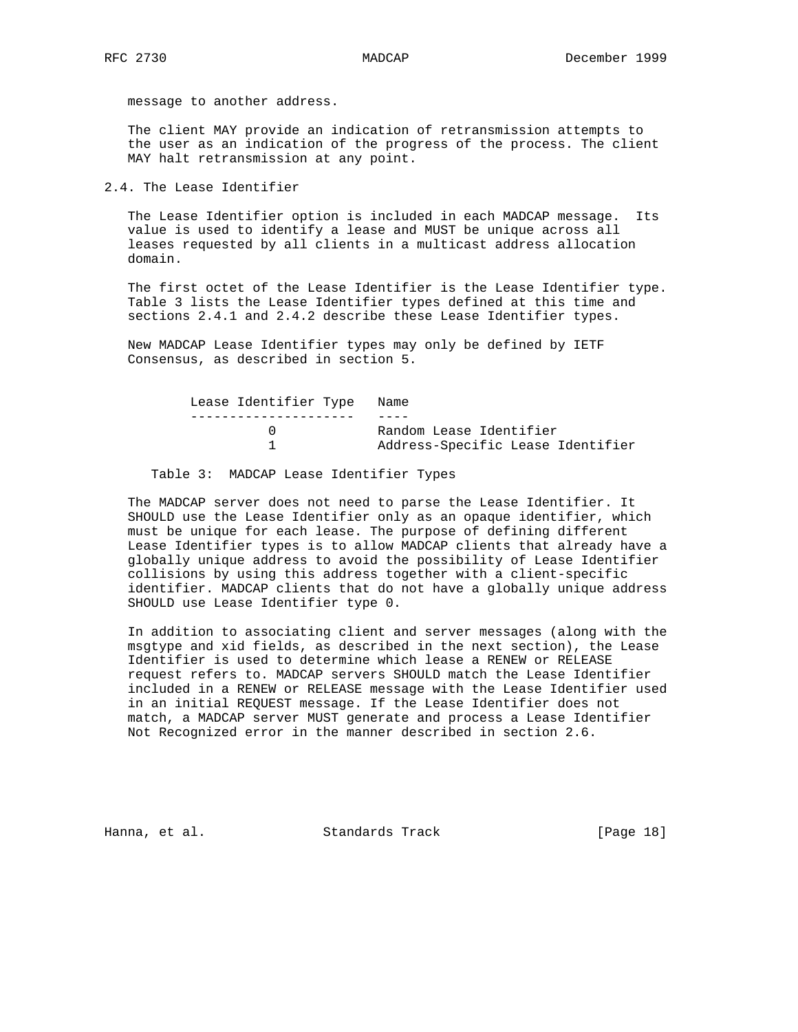message to another address.

The client MAY provide an indication of retransmission attempts to the user as an indication of the progress of the process. The client MAY halt retransmission at any point.

## 2.4. The Lease Identifier

The Lease Identifier option is included in each MADCAP message. Its value is used to identify a lease and MUST be unique across all leases requested by all clients in a multicast address allocation domain.

The first octet of the Lease Identifier is the Lease Identifier type. Table 3 lists the Lease Identifier types defined at this time and sections 2.4.1 and 2.4.2 describe these Lease Identifier types.

New MADCAP Lease Identifier types may only be defined by IETF Consensus, as described in section 5.

| Lease Identifier Type | Name |
|---|---|
| 0 | Random Lease Identifier |
| 1 | Address-Specific Lease Identifier |

Table 3: MADCAP Lease Identifier Types

The MADCAP server does not need to parse the Lease Identifier. It SHOULD use the Lease Identifier only as an opaque identifier, which must be unique for each lease. The purpose of defining different Lease Identifier types is to allow MADCAP clients that already have a globally unique address to avoid the possibility of Lease Identifier collisions by using this address together with a client-specific identifier. MADCAP clients that do not have a globally unique address SHOULD use Lease Identifier type 0.

In addition to associating client and server messages (along with the msgtype and xid fields, as described in the next section), the Lease Identifier is used to determine which lease a RENEW or RELEASE request refers to. MADCAP servers SHOULD match the Lease Identifier included in a RENEW or RELEASE message with the Lease Identifier used in an initial REQUEST message. If the Lease Identifier does not match, a MADCAP server MUST generate and process a Lease Identifier Not Recognized error in the manner described in section 2.6.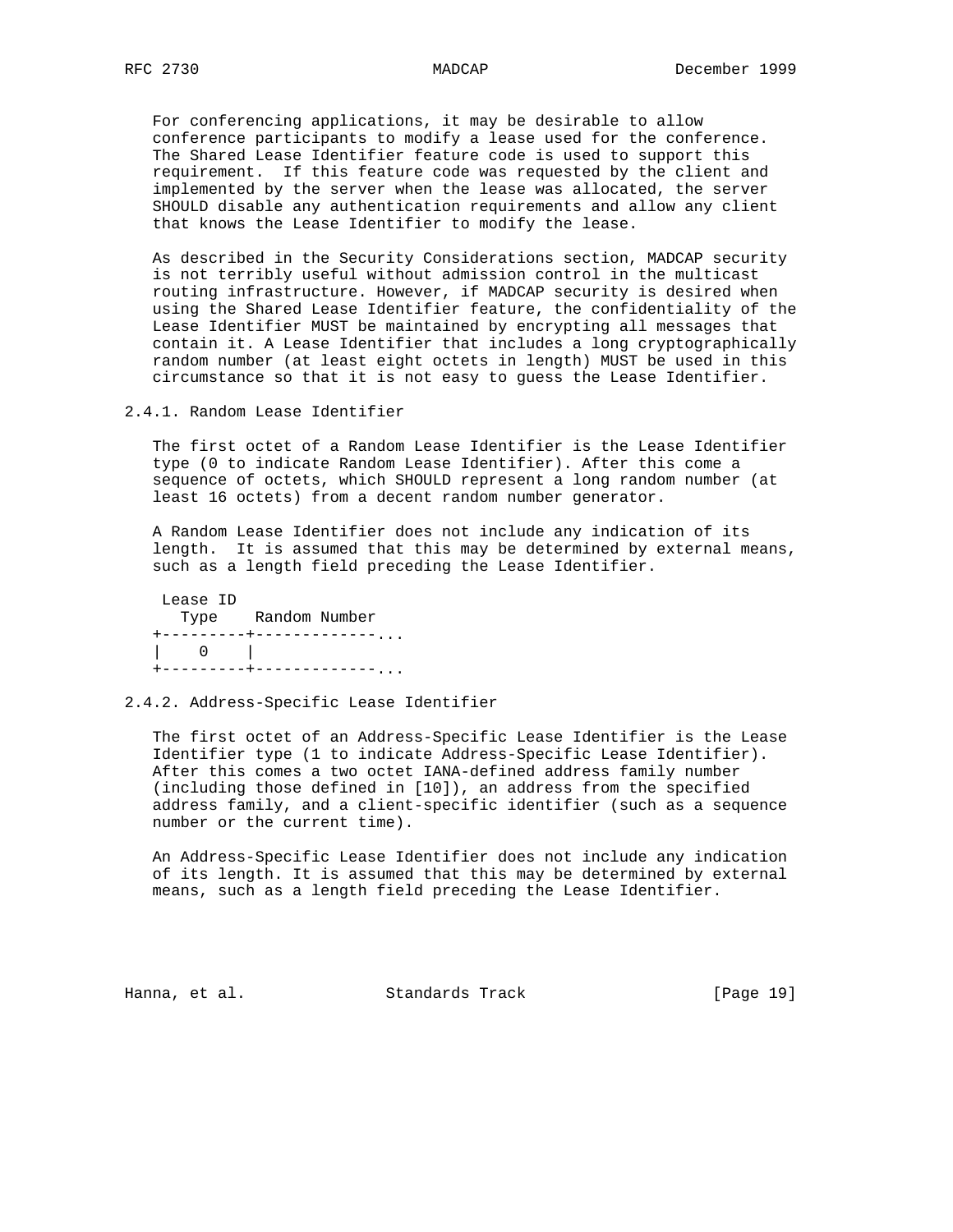For conferencing applications, it may be desirable to allow conference participants to modify a lease used for the conference. The Shared Lease Identifier feature code is used to support this requirement. If this feature code was requested by the client and implemented by the server when the lease was allocated, the server SHOULD disable any authentication requirements and allow any client that knows the Lease Identifier to modify the lease.

As described in the Security Considerations section, MADCAP security is not terribly useful without admission control in the multicast routing infrastructure. However, if MADCAP security is desired when using the Shared Lease Identifier feature, the confidentiality of the Lease Identifier MUST be maintained by encrypting all messages that contain it. A Lease Identifier that includes a long cryptographically random number (at least eight octets in length) MUST be used in this circumstance so that it is not easy to guess the Lease Identifier.

### 2.4.1. Random Lease Identifier

The first octet of a Random Lease Identifier is the Lease Identifier type (0 to indicate Random Lease Identifier). After this come a sequence of octets, which SHOULD represent a long random number (at least 16 octets) from a decent random number generator.

A Random Lease Identifier does not include any indication of its length. It is assumed that this may be determined by external means, such as a length field preceding the Lease Identifier.

```
 Lease ID
   Type    Random Number
+---------+-------------...
|    0    |
+---------+-------------...
```

### 2.4.2. Address-Specific Lease Identifier

The first octet of an Address-Specific Lease Identifier is the Lease Identifier type (1 to indicate Address-Specific Lease Identifier). After this comes a two octet IANA-defined address family number (including those defined in [10]), an address from the specified address family, and a client-specific identifier (such as a sequence number or the current time).

An Address-Specific Lease Identifier does not include any indication of its length. It is assumed that this may be determined by external means, such as a length field preceding the Lease Identifier.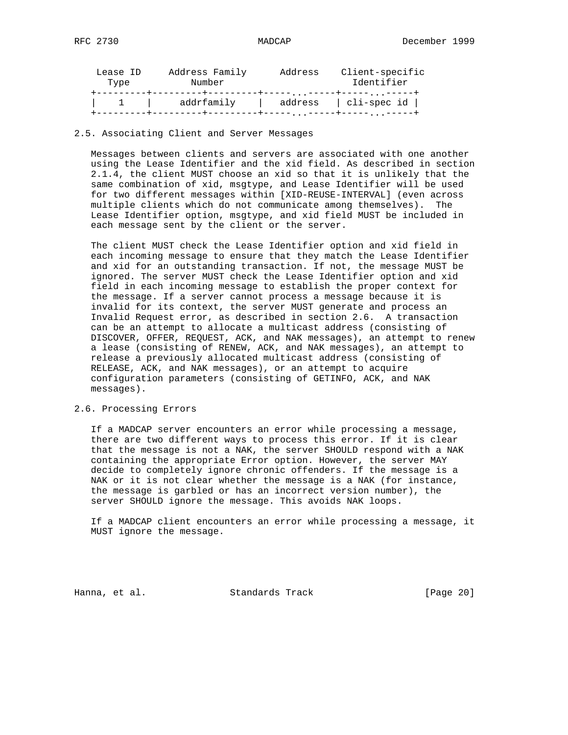```
 Lease ID     Address Family      Address    Client-specific
   Type           Number                        Identifier
+---------+---------+---------+-----...-----+-----...-----+
|    1    |     addrfamily    |   address   | cli-spec id |
+---------+---------+---------+-----...-----+-----...-----+
```

### 2.5. Associating Client and Server Messages

Messages between clients and servers are associated with one another using the Lease Identifier and the xid field. As described in section 2.1.4, the client MUST choose an xid so that it is unlikely that the same combination of xid, msgtype, and Lease Identifier will be used for two different messages within [XID-REUSE-INTERVAL] (even across multiple clients which do not communicate among themselves). The Lease Identifier option, msgtype, and xid field MUST be included in each message sent by the client or the server.

The client MUST check the Lease Identifier option and xid field in each incoming message to ensure that they match the Lease Identifier and xid for an outstanding transaction. If not, the message MUST be ignored. The server MUST check the Lease Identifier option and xid field in each incoming message to establish the proper context for the message. If a server cannot process a message because it is invalid for its context, the server MUST generate and process an Invalid Request error, as described in section 2.6. A transaction can be an attempt to allocate a multicast address (consisting of DISCOVER, OFFER, REQUEST, ACK, and NAK messages), an attempt to renew a lease (consisting of RENEW, ACK, and NAK messages), an attempt to release a previously allocated multicast address (consisting of RELEASE, ACK, and NAK messages), or an attempt to acquire configuration parameters (consisting of GETINFO, ACK, and NAK messages).

### 2.6. Processing Errors

If a MADCAP server encounters an error while processing a message, there are two different ways to process this error. If it is clear that the message is not a NAK, the server SHOULD respond with a NAK containing the appropriate Error option. However, the server MAY decide to completely ignore chronic offenders. If the message is a NAK or it is not clear whether the message is a NAK (for instance, the message is garbled or has an incorrect version number), the server SHOULD ignore the message. This avoids NAK loops.

If a MADCAP client encounters an error while processing a message, it MUST ignore the message.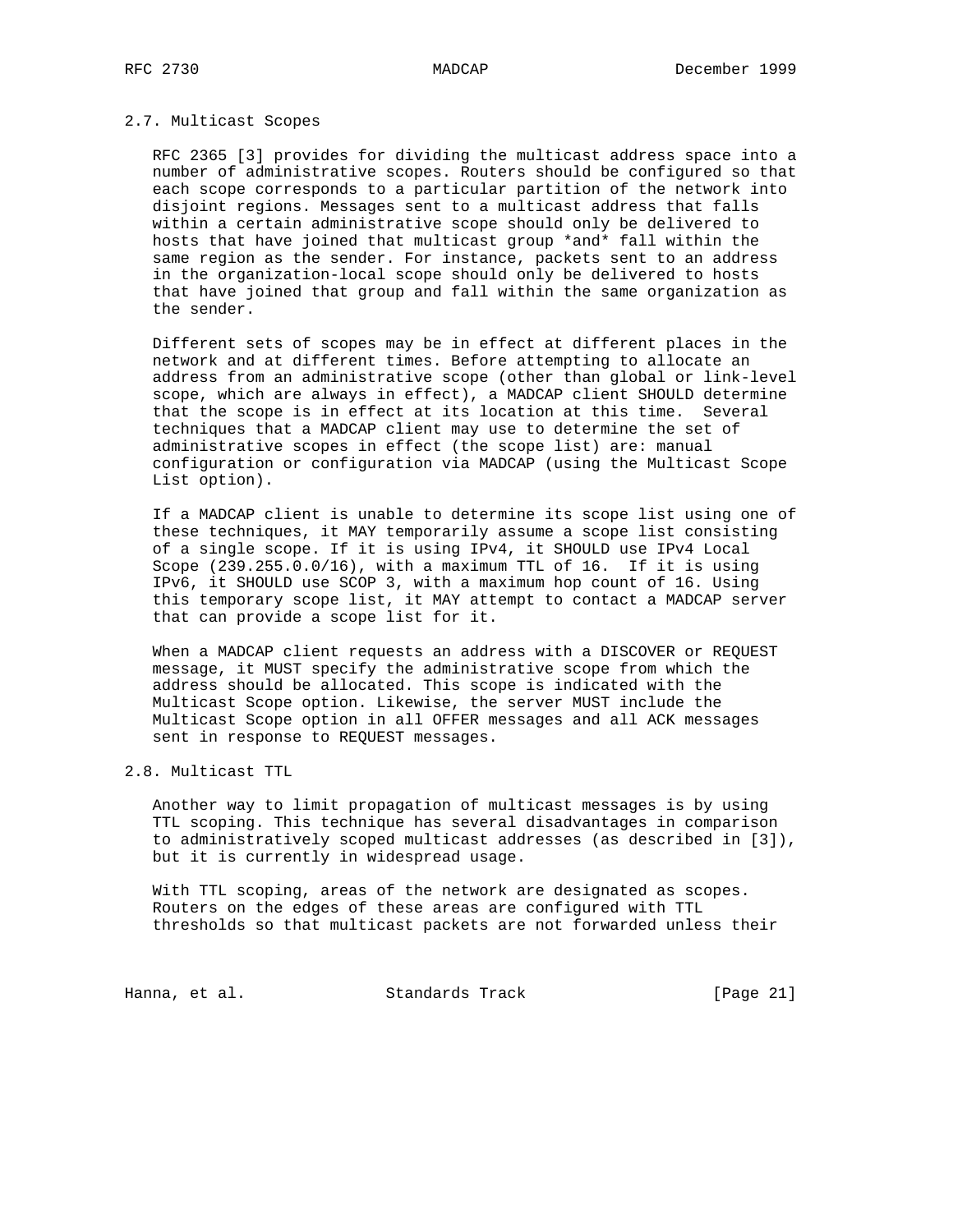### 2.7. Multicast Scopes

RFC 2365 [3] provides for dividing the multicast address space into a number of administrative scopes. Routers should be configured so that each scope corresponds to a particular partition of the network into disjoint regions. Messages sent to a multicast address that falls within a certain administrative scope should only be delivered to hosts that have joined that multicast group *and* fall within the same region as the sender. For instance, packets sent to an address in the organization-local scope should only be delivered to hosts that have joined that group and fall within the same organization as the sender.

Different sets of scopes may be in effect at different places in the network and at different times. Before attempting to allocate an address from an administrative scope (other than global or link-level scope, which are always in effect), a MADCAP client SHOULD determine that the scope is in effect at its location at this time. Several techniques that a MADCAP client may use to determine the set of administrative scopes in effect (the scope list) are: manual configuration or configuration via MADCAP (using the Multicast Scope List option).

If a MADCAP client is unable to determine its scope list using one of these techniques, it MAY temporarily assume a scope list consisting of a single scope. If it is using IPv4, it SHOULD use IPv4 Local Scope (239.255.0.0/16), with a maximum TTL of 16. If it is using IPv6, it SHOULD use SCOP 3, with a maximum hop count of 16. Using this temporary scope list, it MAY attempt to contact a MADCAP server that can provide a scope list for it.

When a MADCAP client requests an address with a DISCOVER or REQUEST message, it MUST specify the administrative scope from which the address should be allocated. This scope is indicated with the Multicast Scope option. Likewise, the server MUST include the Multicast Scope option in all OFFER messages and all ACK messages sent in response to REQUEST messages.

### 2.8. Multicast TTL

Another way to limit propagation of multicast messages is by using TTL scoping. This technique has several disadvantages in comparison to administratively scoped multicast addresses (as described in [3]), but it is currently in widespread usage.

With TTL scoping, areas of the network are designated as scopes. Routers on the edges of these areas are configured with TTL thresholds so that multicast packets are not forwarded unless their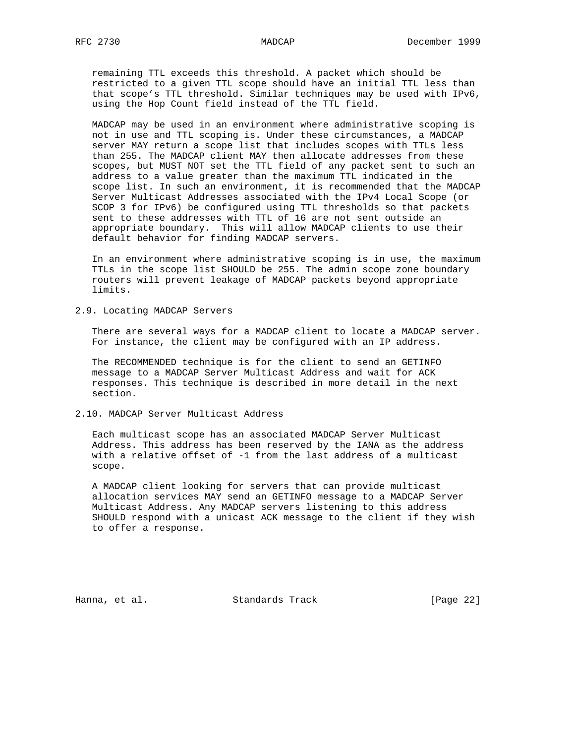remaining TTL exceeds this threshold. A packet which should be restricted to a given TTL scope should have an initial TTL less than that scope's TTL threshold. Similar techniques may be used with IPv6, using the Hop Count field instead of the TTL field.

MADCAP may be used in an environment where administrative scoping is not in use and TTL scoping is. Under these circumstances, a MADCAP server MAY return a scope list that includes scopes with TTLs less than 255. The MADCAP client MAY then allocate addresses from these scopes, but MUST NOT set the TTL field of any packet sent to such an address to a value greater than the maximum TTL indicated in the scope list. In such an environment, it is recommended that the MADCAP Server Multicast Addresses associated with the IPv4 Local Scope (or SCOP 3 for IPv6) be configured using TTL thresholds so that packets sent to these addresses with TTL of 16 are not sent outside an appropriate boundary. This will allow MADCAP clients to use their default behavior for finding MADCAP servers.

In an environment where administrative scoping is in use, the maximum TTLs in the scope list SHOULD be 255. The admin scope zone boundary routers will prevent leakage of MADCAP packets beyond appropriate limits.

## 2.9. Locating MADCAP Servers

There are several ways for a MADCAP client to locate a MADCAP server. For instance, the client may be configured with an IP address.

The RECOMMENDED technique is for the client to send an GETINFO message to a MADCAP Server Multicast Address and wait for ACK responses. This technique is described in more detail in the next section.

## 2.10. MADCAP Server Multicast Address

Each multicast scope has an associated MADCAP Server Multicast Address. This address has been reserved by the IANA as the address with a relative offset of -1 from the last address of a multicast scope.

A MADCAP client looking for servers that can provide multicast allocation services MAY send an GETINFO message to a MADCAP Server Multicast Address. Any MADCAP servers listening to this address SHOULD respond with a unicast ACK message to the client if they wish to offer a response.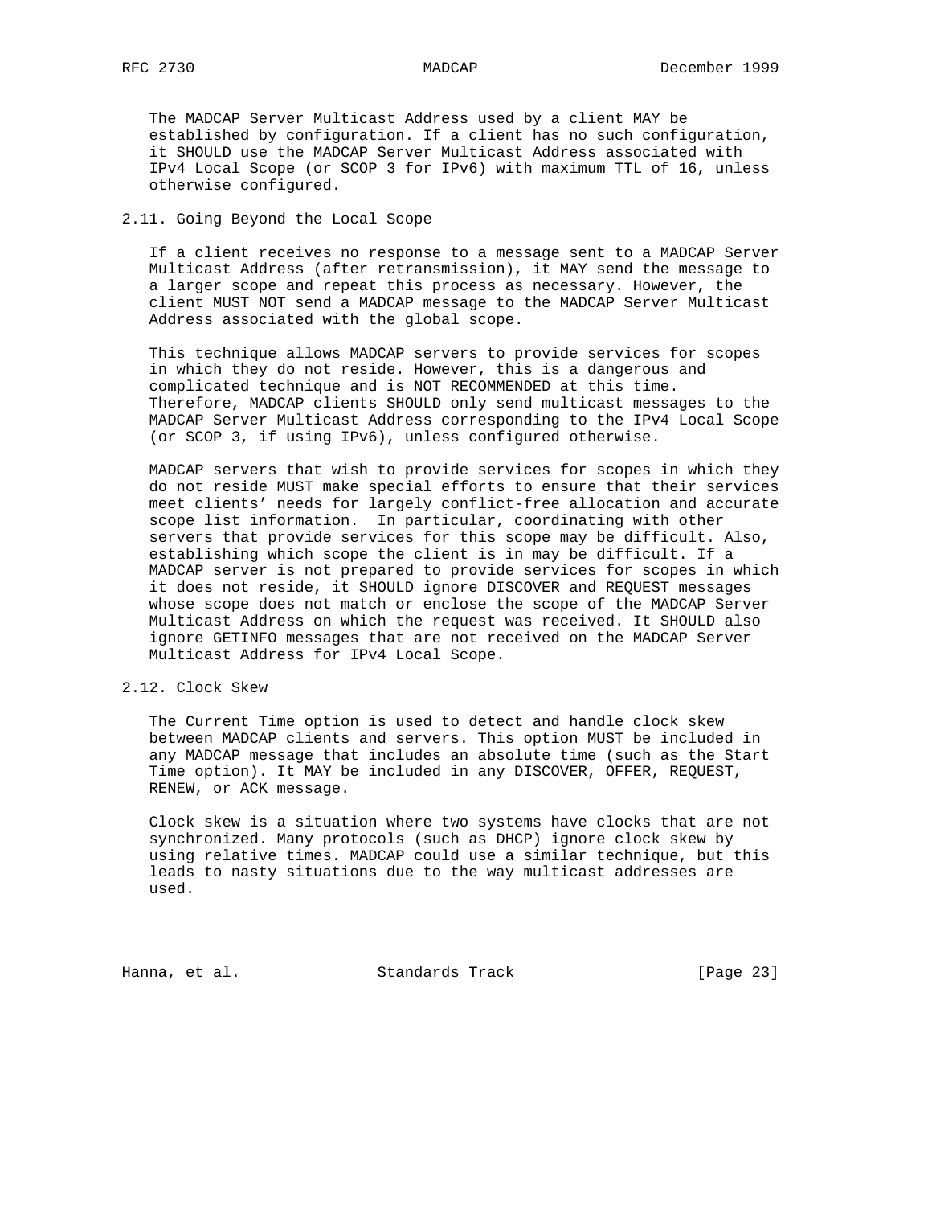The MADCAP Server Multicast Address used by a client MAY be established by configuration. If a client has no such configuration, it SHOULD use the MADCAP Server Multicast Address associated with IPv4 Local Scope (or SCOP 3 for IPv6) with maximum TTL of 16, unless otherwise configured.

## 2.11. Going Beyond the Local Scope

If a client receives no response to a message sent to a MADCAP Server Multicast Address (after retransmission), it MAY send the message to a larger scope and repeat this process as necessary. However, the client MUST NOT send a MADCAP message to the MADCAP Server Multicast Address associated with the global scope.

This technique allows MADCAP servers to provide services for scopes in which they do not reside. However, this is a dangerous and complicated technique and is NOT RECOMMENDED at this time. Therefore, MADCAP clients SHOULD only send multicast messages to the MADCAP Server Multicast Address corresponding to the IPv4 Local Scope (or SCOP 3, if using IPv6), unless configured otherwise.

MADCAP servers that wish to provide services for scopes in which they do not reside MUST make special efforts to ensure that their services meet clients' needs for largely conflict-free allocation and accurate scope list information. In particular, coordinating with other servers that provide services for this scope may be difficult. Also, establishing which scope the client is in may be difficult. If a MADCAP server is not prepared to provide services for scopes in which it does not reside, it SHOULD ignore DISCOVER and REQUEST messages whose scope does not match or enclose the scope of the MADCAP Server Multicast Address on which the request was received. It SHOULD also ignore GETINFO messages that are not received on the MADCAP Server Multicast Address for IPv4 Local Scope.

## 2.12. Clock Skew

The Current Time option is used to detect and handle clock skew between MADCAP clients and servers. This option MUST be included in any MADCAP message that includes an absolute time (such as the Start Time option). It MAY be included in any DISCOVER, OFFER, REQUEST, RENEW, or ACK message.

Clock skew is a situation where two systems have clocks that are not synchronized. Many protocols (such as DHCP) ignore clock skew by using relative times. MADCAP could use a similar technique, but this leads to nasty situations due to the way multicast addresses are used.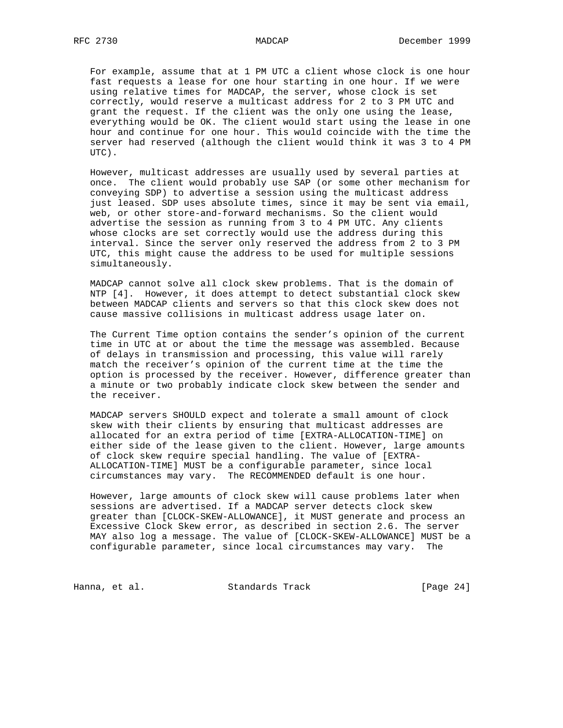For example, assume that at 1 PM UTC a client whose clock is one hour fast requests a lease for one hour starting in one hour. If we were using relative times for MADCAP, the server, whose clock is set correctly, would reserve a multicast address for 2 to 3 PM UTC and grant the request. If the client was the only one using the lease, everything would be OK. The client would start using the lease in one hour and continue for one hour. This would coincide with the time the server had reserved (although the client would think it was 3 to 4 PM UTC).

However, multicast addresses are usually used by several parties at once. The client would probably use SAP (or some other mechanism for conveying SDP) to advertise a session using the multicast address just leased. SDP uses absolute times, since it may be sent via email, web, or other store-and-forward mechanisms. So the client would advertise the session as running from 3 to 4 PM UTC. Any clients whose clocks are set correctly would use the address during this interval. Since the server only reserved the address from 2 to 3 PM UTC, this might cause the address to be used for multiple sessions simultaneously.

MADCAP cannot solve all clock skew problems. That is the domain of NTP [4]. However, it does attempt to detect substantial clock skew between MADCAP clients and servers so that this clock skew does not cause massive collisions in multicast address usage later on.

The Current Time option contains the sender's opinion of the current time in UTC at or about the time the message was assembled. Because of delays in transmission and processing, this value will rarely match the receiver's opinion of the current time at the time the option is processed by the receiver. However, difference greater than a minute or two probably indicate clock skew between the sender and the receiver.

MADCAP servers SHOULD expect and tolerate a small amount of clock skew with their clients by ensuring that multicast addresses are allocated for an extra period of time [EXTRA-ALLOCATION-TIME] on either side of the lease given to the client. However, large amounts of clock skew require special handling. The value of [EXTRA-ALLOCATION-TIME] MUST be a configurable parameter, since local circumstances may vary. The RECOMMENDED default is one hour.

However, large amounts of clock skew will cause problems later when sessions are advertised. If a MADCAP server detects clock skew greater than [CLOCK-SKEW-ALLOWANCE], it MUST generate and process an Excessive Clock Skew error, as described in section 2.6. The server MAY also log a message. The value of [CLOCK-SKEW-ALLOWANCE] MUST be a configurable parameter, since local circumstances may vary. The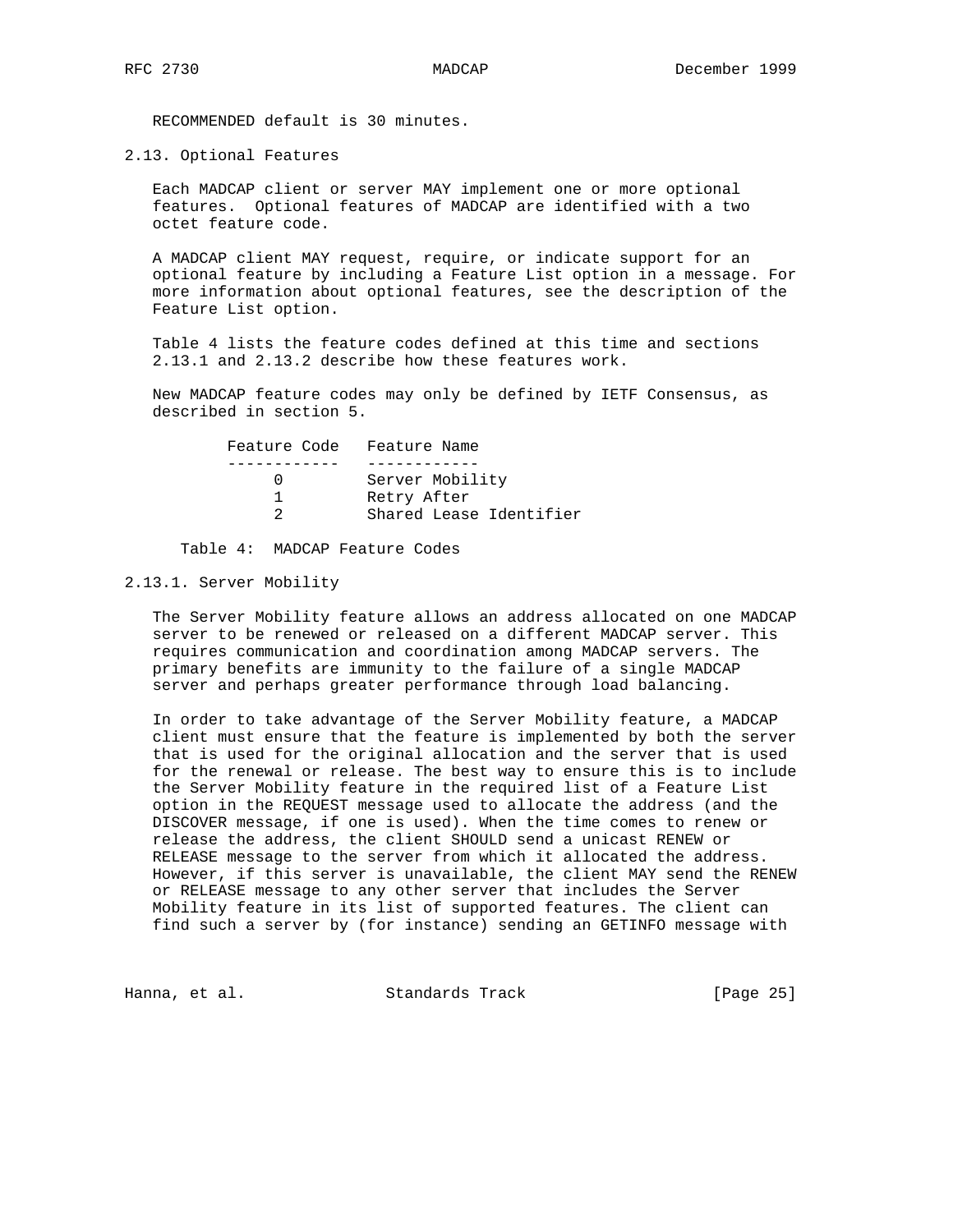RECOMMENDED default is 30 minutes.

### 2.13. Optional Features

Each MADCAP client or server MAY implement one or more optional features. Optional features of MADCAP are identified with a two octet feature code.

A MADCAP client MAY request, require, or indicate support for an optional feature by including a Feature List option in a message. For more information about optional features, see the description of the Feature List option.

Table 4 lists the feature codes defined at this time and sections 2.13.1 and 2.13.2 describe how these features work.

New MADCAP feature codes may only be defined by IETF Consensus, as described in section 5.

| Feature Code | Feature Name |
| --- | --- |
| 0 | Server Mobility |
| 1 | Retry After |
| 2 | Shared Lease Identifier |

Table 4: MADCAP Feature Codes

#### 2.13.1. Server Mobility

The Server Mobility feature allows an address allocated on one MADCAP server to be renewed or released on a different MADCAP server. This requires communication and coordination among MADCAP servers. The primary benefits are immunity to the failure of a single MADCAP server and perhaps greater performance through load balancing.

In order to take advantage of the Server Mobility feature, a MADCAP client must ensure that the feature is implemented by both the server that is used for the original allocation and the server that is used for the renewal or release. The best way to ensure this is to include the Server Mobility feature in the required list of a Feature List option in the REQUEST message used to allocate the address (and the DISCOVER message, if one is used). When the time comes to renew or release the address, the client SHOULD send a unicast RENEW or RELEASE message to the server from which it allocated the address. However, if this server is unavailable, the client MAY send the RENEW or RELEASE message to any other server that includes the Server Mobility feature in its list of supported features. The client can find such a server by (for instance) sending an GETINFO message with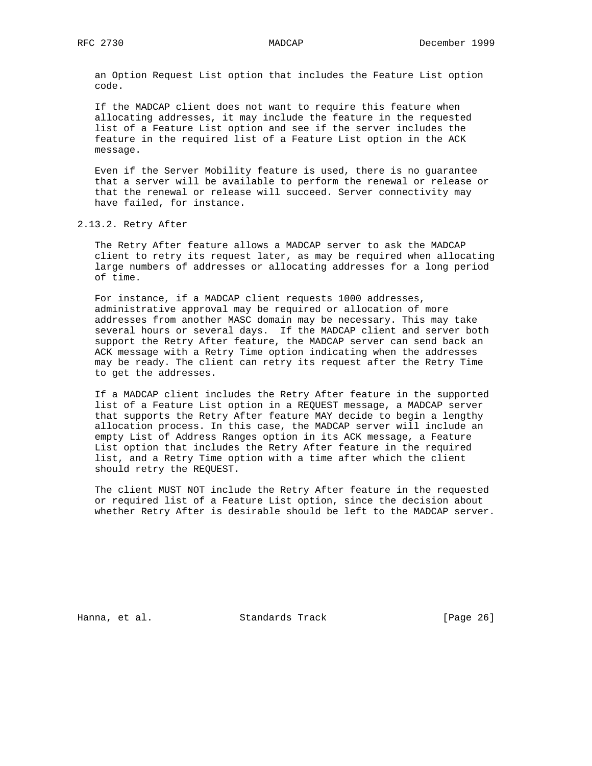an Option Request List option that includes the Feature List option code.

If the MADCAP client does not want to require this feature when allocating addresses, it may include the feature in the requested list of a Feature List option and see if the server includes the feature in the required list of a Feature List option in the ACK message.

Even if the Server Mobility feature is used, there is no guarantee that a server will be available to perform the renewal or release or that the renewal or release will succeed. Server connectivity may have failed, for instance.

### 2.13.2. Retry After

The Retry After feature allows a MADCAP server to ask the MADCAP client to retry its request later, as may be required when allocating large numbers of addresses or allocating addresses for a long period of time.

For instance, if a MADCAP client requests 1000 addresses, administrative approval may be required or allocation of more addresses from another MASC domain may be necessary. This may take several hours or several days. If the MADCAP client and server both support the Retry After feature, the MADCAP server can send back an ACK message with a Retry Time option indicating when the addresses may be ready. The client can retry its request after the Retry Time to get the addresses.

If a MADCAP client includes the Retry After feature in the supported list of a Feature List option in a REQUEST message, a MADCAP server that supports the Retry After feature MAY decide to begin a lengthy allocation process. In this case, the MADCAP server will include an empty List of Address Ranges option in its ACK message, a Feature List option that includes the Retry After feature in the required list, and a Retry Time option with a time after which the client should retry the REQUEST.

The client MUST NOT include the Retry After feature in the requested or required list of a Feature List option, since the decision about whether Retry After is desirable should be left to the MADCAP server.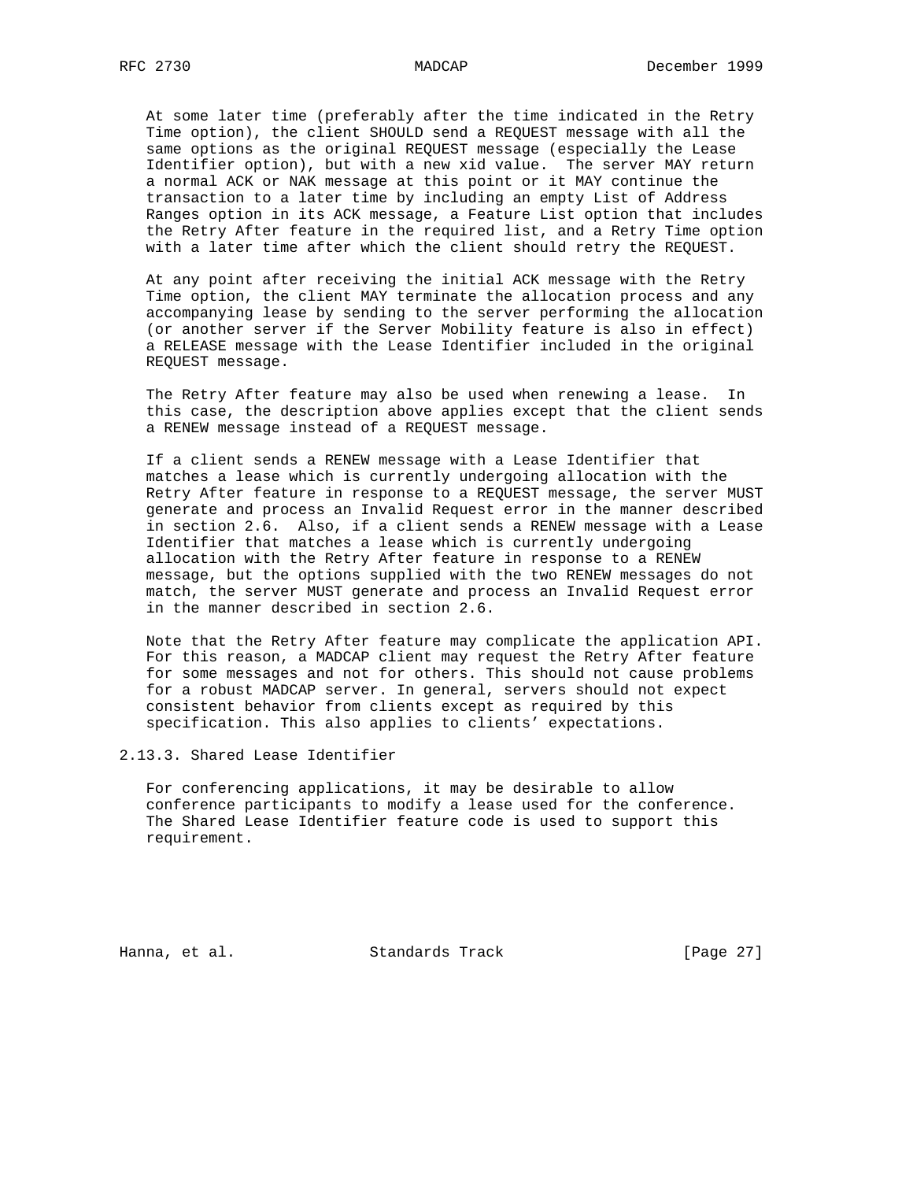At some later time (preferably after the time indicated in the Retry Time option), the client SHOULD send a REQUEST message with all the same options as the original REQUEST message (especially the Lease Identifier option), but with a new xid value. The server MAY return a normal ACK or NAK message at this point or it MAY continue the transaction to a later time by including an empty List of Address Ranges option in its ACK message, a Feature List option that includes the Retry After feature in the required list, and a Retry Time option with a later time after which the client should retry the REQUEST.

At any point after receiving the initial ACK message with the Retry Time option, the client MAY terminate the allocation process and any accompanying lease by sending to the server performing the allocation (or another server if the Server Mobility feature is also in effect) a RELEASE message with the Lease Identifier included in the original REQUEST message.

The Retry After feature may also be used when renewing a lease. In this case, the description above applies except that the client sends a RENEW message instead of a REQUEST message.

If a client sends a RENEW message with a Lease Identifier that matches a lease which is currently undergoing allocation with the Retry After feature in response to a REQUEST message, the server MUST generate and process an Invalid Request error in the manner described in section 2.6. Also, if a client sends a RENEW message with a Lease Identifier that matches a lease which is currently undergoing allocation with the Retry After feature in response to a RENEW message, but the options supplied with the two RENEW messages do not match, the server MUST generate and process an Invalid Request error in the manner described in section 2.6.

Note that the Retry After feature may complicate the application API. For this reason, a MADCAP client may request the Retry After feature for some messages and not for others. This should not cause problems for a robust MADCAP server. In general, servers should not expect consistent behavior from clients except as required by this specification. This also applies to clients' expectations.

### 2.13.3. Shared Lease Identifier

For conferencing applications, it may be desirable to allow conference participants to modify a lease used for the conference. The Shared Lease Identifier feature code is used to support this requirement.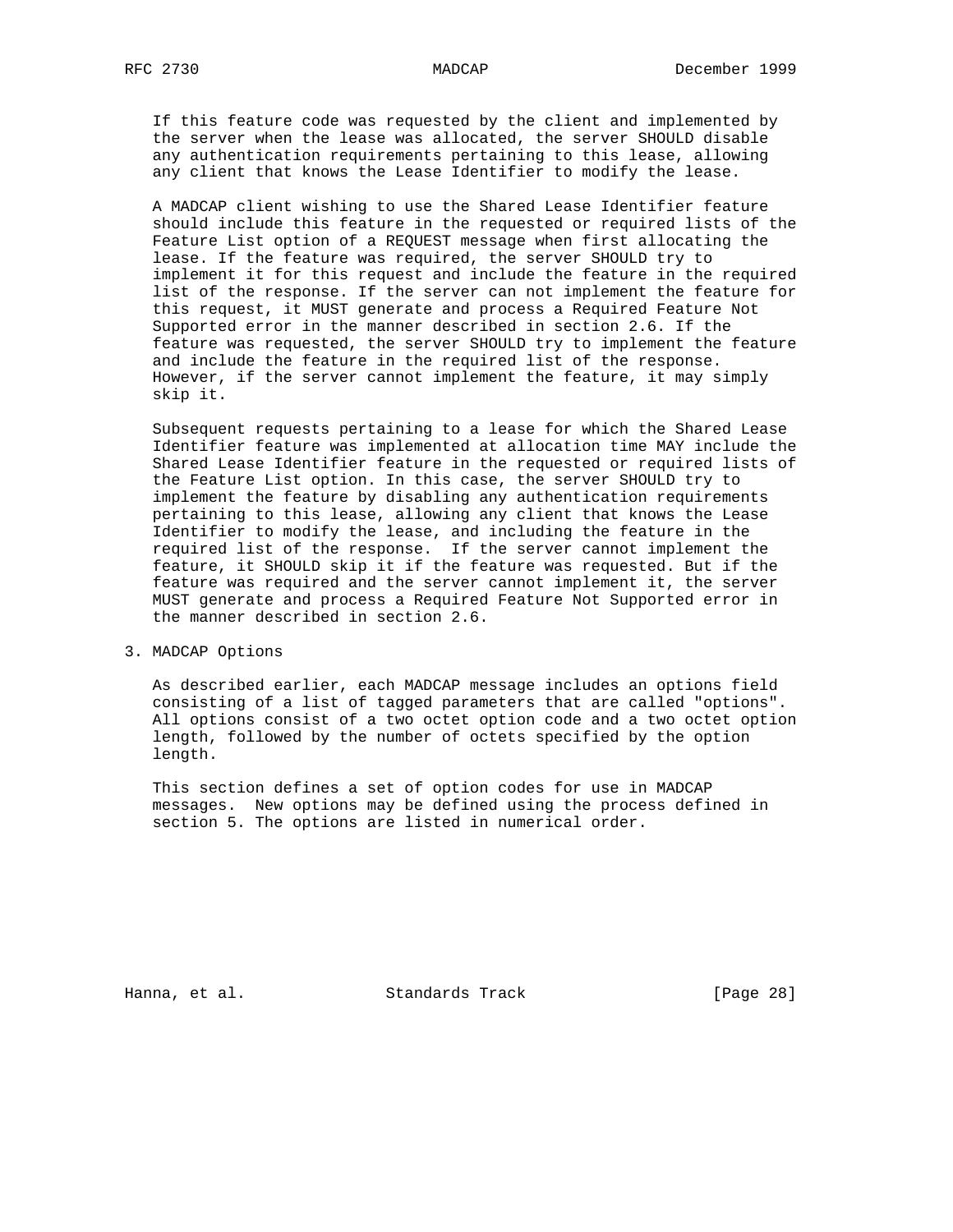If this feature code was requested by the client and implemented by the server when the lease was allocated, the server SHOULD disable any authentication requirements pertaining to this lease, allowing any client that knows the Lease Identifier to modify the lease.

A MADCAP client wishing to use the Shared Lease Identifier feature should include this feature in the requested or required lists of the Feature List option of a REQUEST message when first allocating the lease. If the feature was required, the server SHOULD try to implement it for this request and include the feature in the required list of the response. If the server can not implement the feature for this request, it MUST generate and process a Required Feature Not Supported error in the manner described in section 2.6. If the feature was requested, the server SHOULD try to implement the feature and include the feature in the required list of the response. However, if the server cannot implement the feature, it may simply skip it.

Subsequent requests pertaining to a lease for which the Shared Lease Identifier feature was implemented at allocation time MAY include the Shared Lease Identifier feature in the requested or required lists of the Feature List option. In this case, the server SHOULD try to implement the feature by disabling any authentication requirements pertaining to this lease, allowing any client that knows the Lease Identifier to modify the lease, and including the feature in the required list of the response.  If the server cannot implement the feature, it SHOULD skip it if the feature was requested. But if the feature was required and the server cannot implement it, the server MUST generate and process a Required Feature Not Supported error in the manner described in section 2.6.

# 3. MADCAP Options

As described earlier, each MADCAP message includes an options field consisting of a list of tagged parameters that are called "options". All options consist of a two octet option code and a two octet option length, followed by the number of octets specified by the option length.

This section defines a set of option codes for use in MADCAP messages.  New options may be defined using the process defined in section 5. The options are listed in numerical order.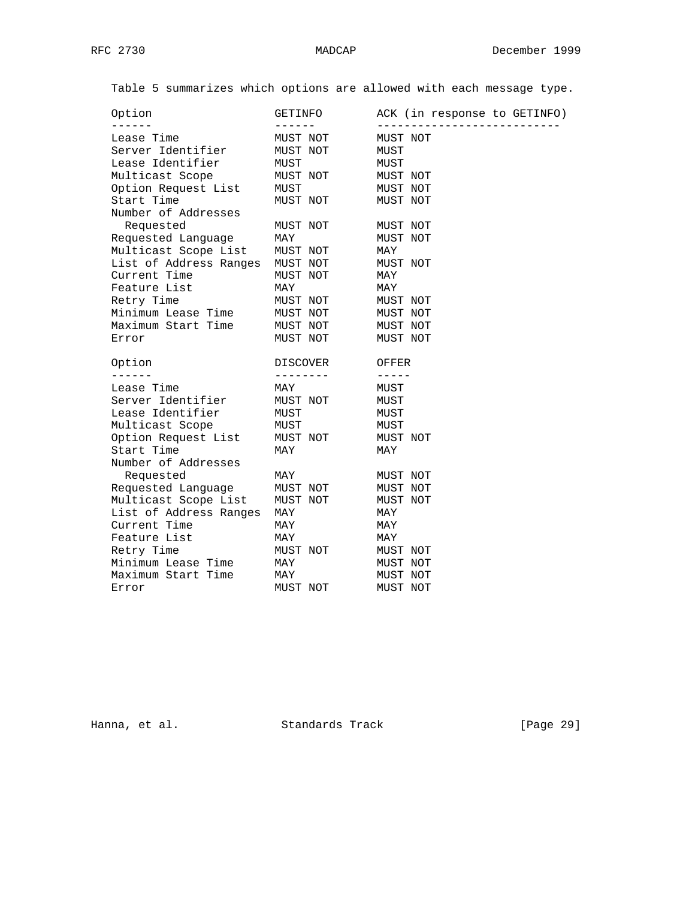Table 5 summarizes which options are allowed with each message type.

| Option | GETINFO | ACK (in response to GETINFO) |
|---|---|---|
| Lease Time | MUST NOT | MUST NOT |
| Server Identifier | MUST NOT | MUST |
| Lease Identifier | MUST | MUST |
| Multicast Scope | MUST NOT | MUST NOT |
| Option Request List | MUST | MUST NOT |
| Start Time | MUST NOT | MUST NOT |
| Number of Addresses Requested | MUST NOT | MUST NOT |
| Requested Language | MAY | MUST NOT |
| Multicast Scope List | MUST NOT | MAY |
| List of Address Ranges | MUST NOT | MUST NOT |
| Current Time | MUST NOT | MAY |
| Feature List | MAY | MAY |
| Retry Time | MUST NOT | MUST NOT |
| Minimum Lease Time | MUST NOT | MUST NOT |
| Maximum Start Time | MUST NOT | MUST NOT |
| Error | MUST NOT | MUST NOT |

| Option | DISCOVER | OFFER |
|---|---|---|
| Lease Time | MAY | MUST |
| Server Identifier | MUST NOT | MUST |
| Lease Identifier | MUST | MUST |
| Multicast Scope | MUST | MUST |
| Option Request List | MUST NOT | MUST NOT |
| Start Time | MAY | MAY |
| Number of Addresses Requested | MAY | MUST NOT |
| Requested Language | MUST NOT | MUST NOT |
| Multicast Scope List | MUST NOT | MUST NOT |
| List of Address Ranges | MAY | MAY |
| Current Time | MAY | MAY |
| Feature List | MAY | MAY |
| Retry Time | MUST NOT | MUST NOT |
| Minimum Lease Time | MAY | MUST NOT |
| Maximum Start Time | MAY | MUST NOT |
| Error | MUST NOT | MUST NOT |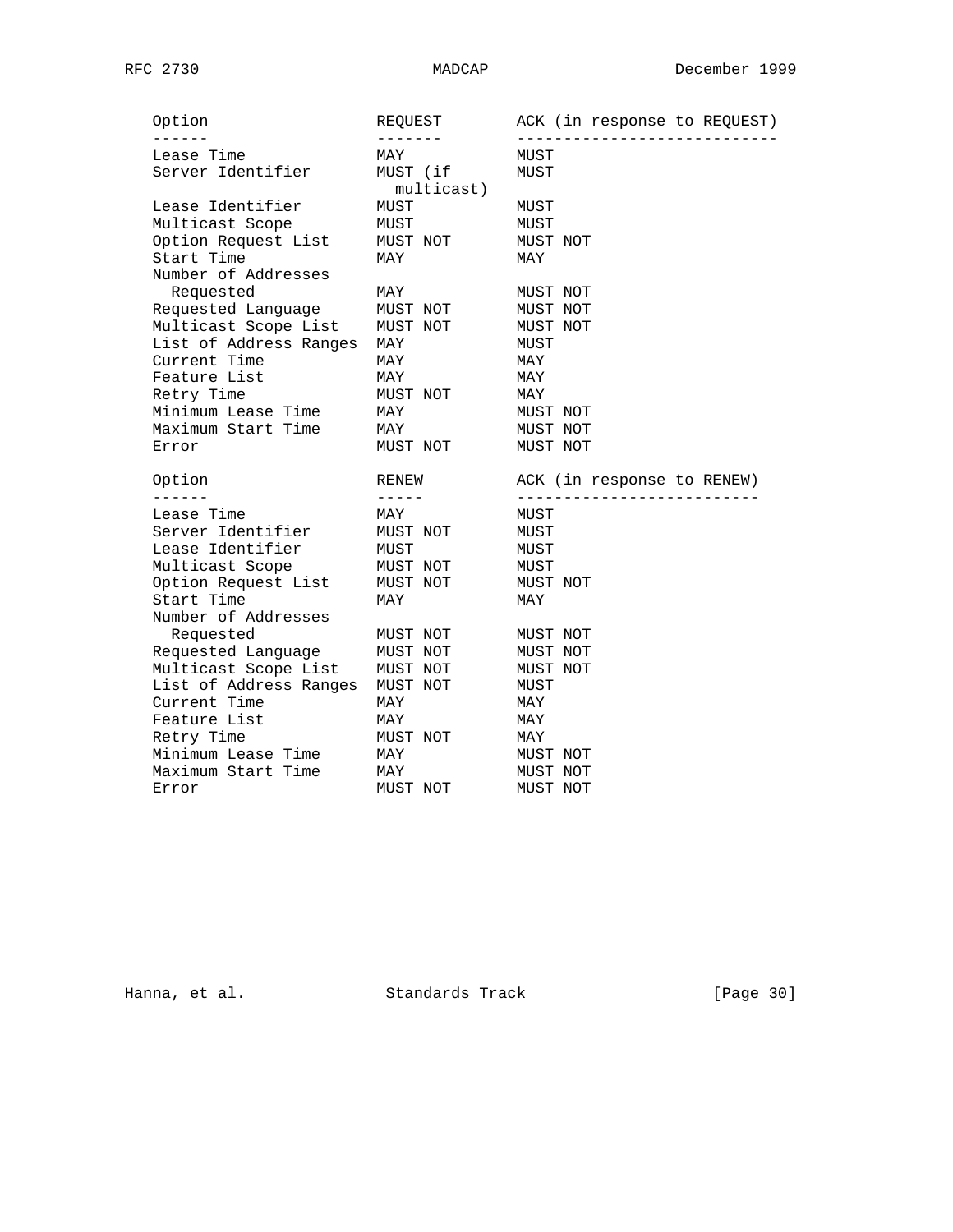| Option | REQUEST | ACK (in response to REQUEST) |
| --- | --- | --- |
| Lease Time | MAY | MUST |
| Server Identifier | MUST (if multicast) | MUST |
| Lease Identifier | MUST | MUST |
| Multicast Scope | MUST | MUST |
| Option Request List | MUST NOT | MUST NOT |
| Start Time | MAY | MAY |
| Number of Addresses Requested | MAY | MUST NOT |
| Requested Language | MUST NOT | MUST NOT |
| Multicast Scope List | MUST NOT | MUST NOT |
| List of Address Ranges | MAY | MUST |
| Current Time | MAY | MAY |
| Feature List | MAY | MAY |
| Retry Time | MUST NOT | MAY |
| Minimum Lease Time | MAY | MUST NOT |
| Maximum Start Time | MAY | MUST NOT |
| Error | MUST NOT | MUST NOT |

| Option | RENEW | ACK (in response to RENEW) |
| --- | --- | --- |
| Lease Time | MAY | MUST |
| Server Identifier | MUST NOT | MUST |
| Lease Identifier | MUST | MUST |
| Multicast Scope | MUST NOT | MUST |
| Option Request List | MUST NOT | MUST NOT |
| Start Time | MAY | MAY |
| Number of Addresses Requested | MUST NOT | MUST NOT |
| Requested Language | MUST NOT | MUST NOT |
| Multicast Scope List | MUST NOT | MUST NOT |
| List of Address Ranges | MUST NOT | MUST |
| Current Time | MAY | MAY |
| Feature List | MAY | MAY |
| Retry Time | MUST NOT | MAY |
| Minimum Lease Time | MAY | MUST NOT |
| Maximum Start Time | MAY | MUST NOT |
| Error | MUST NOT | MUST NOT |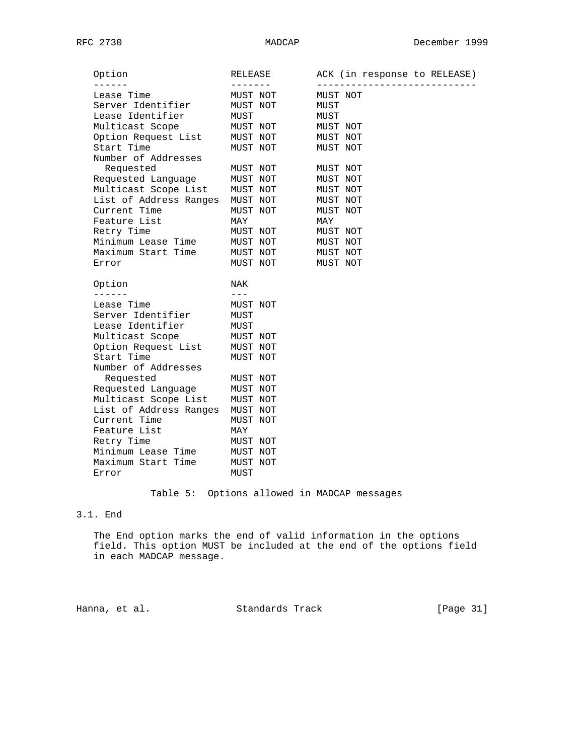| Option | RELEASE | ACK (in response to RELEASE) |
| --- | --- | --- |
| Lease Time | MUST NOT | MUST NOT |
| Server Identifier | MUST NOT | MUST |
| Lease Identifier | MUST | MUST |
| Multicast Scope | MUST NOT | MUST NOT |
| Option Request List | MUST NOT | MUST NOT |
| Start Time | MUST NOT | MUST NOT |
| Number of Addresses Requested | MUST NOT | MUST NOT |
| Requested Language | MUST NOT | MUST NOT |
| Multicast Scope List | MUST NOT | MUST NOT |
| List of Address Ranges | MUST NOT | MUST NOT |
| Current Time | MUST NOT | MUST NOT |
| Feature List | MAY | MAY |
| Retry Time | MUST NOT | MUST NOT |
| Minimum Lease Time | MUST NOT | MUST NOT |
| Maximum Start Time | MUST NOT | MUST NOT |
| Error | MUST NOT | MUST NOT |

| Option | NAK |
| --- | --- |
| Lease Time | MUST NOT |
| Server Identifier | MUST |
| Lease Identifier | MUST |
| Multicast Scope | MUST NOT |
| Option Request List | MUST NOT |
| Start Time | MUST NOT |
| Number of Addresses Requested | MUST NOT |
| Requested Language | MUST NOT |
| Multicast Scope List | MUST NOT |
| List of Address Ranges | MUST NOT |
| Current Time | MUST NOT |
| Feature List | MAY |
| Retry Time | MUST NOT |
| Minimum Lease Time | MUST NOT |
| Maximum Start Time | MUST NOT |
| Error | MUST |

Table 5: Options allowed in MADCAP messages

## 3.1. End

The End option marks the end of valid information in the options field. This option MUST be included at the end of the options field in each MADCAP message.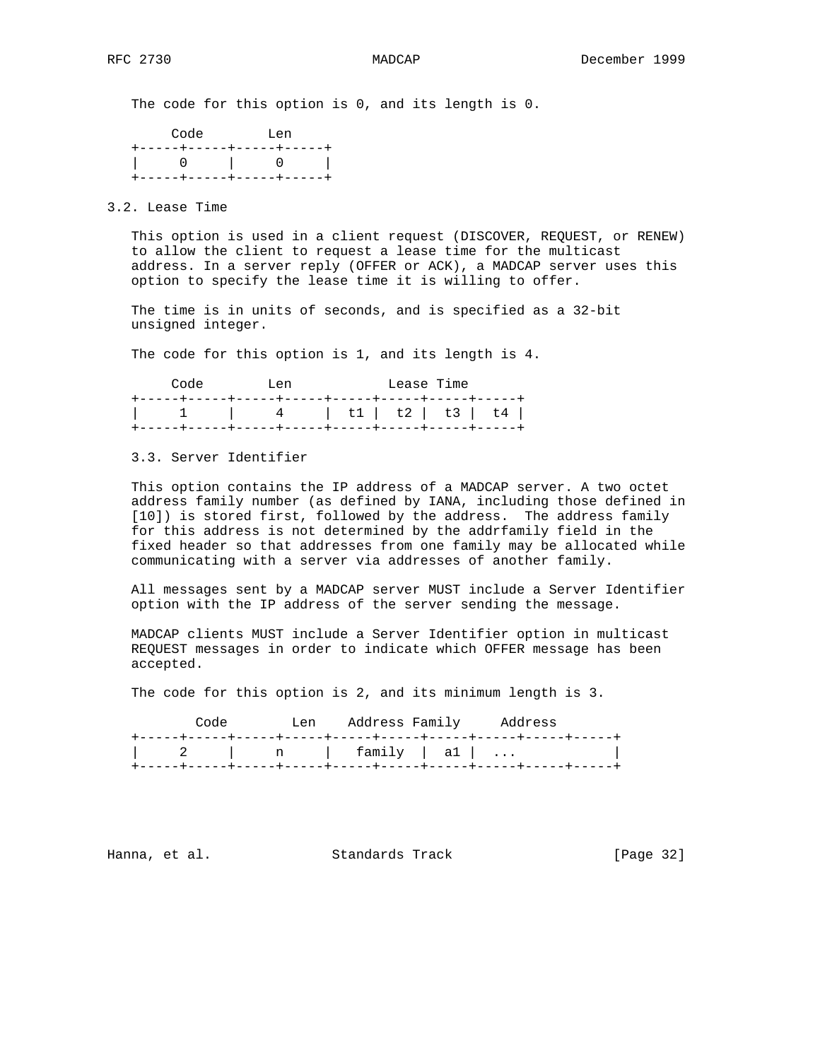The code for this option is 0, and its length is 0.

```
     Code        Len
+-----+-----+-----+-----+
|     0     |     0     |
+-----+-----+-----+-----+
```

### 3.2. Lease Time

This option is used in a client request (DISCOVER, REQUEST, or RENEW) to allow the client to request a lease time for the multicast address. In a server reply (OFFER or ACK), a MADCAP server uses this option to specify the lease time it is willing to offer.

The time is in units of seconds, and is specified as a 32-bit unsigned integer.

The code for this option is 1, and its length is 4.

```
     Code        Len           Lease Time
+-----+-----+-----+-----+-----+-----+-----+-----+
|     1     |     4     |  t1 |  t2 |  t3 |  t4 |
+-----+-----+-----+-----+-----+-----+-----+-----+
```

### 3.3. Server Identifier

This option contains the IP address of a MADCAP server. A two octet address family number (as defined by IANA, including those defined in [10]) is stored first, followed by the address. The address family for this address is not determined by the addrfamily field in the fixed header so that addresses from one family may be allocated while communicating with a server via addresses of another family.

All messages sent by a MADCAP server MUST include a Server Identifier option with the IP address of the server sending the message.

MADCAP clients MUST include a Server Identifier option in multicast REQUEST messages in order to indicate which OFFER message has been accepted.

The code for this option is 2, and its minimum length is 3.

```
        Code        Len    Address Family     Address
+-----+-----+-----+-----+-----+-----+-----+-----+-----+-----+
|     2     |     n     |   family  |  a1 |  ...            |
+-----+-----+-----+-----+-----+-----+-----+-----+-----+-----+
```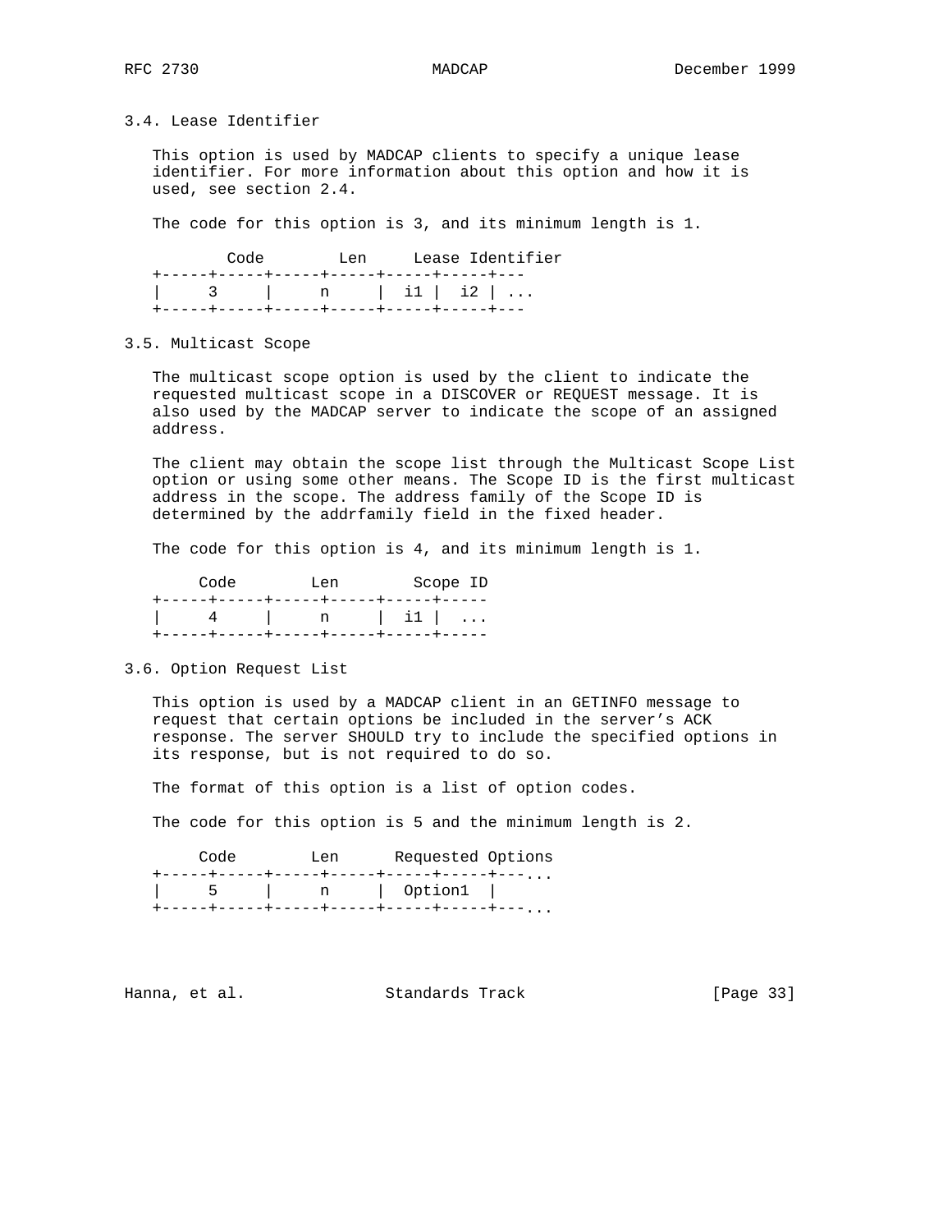### 3.4. Lease Identifier

This option is used by MADCAP clients to specify a unique lease identifier. For more information about this option and how it is used, see section 2.4.

The code for this option is 3, and its minimum length is 1.

```
        Code        Len     Lease Identifier
   +-----+-----+-----+-----+-----+-----+---
   |     3     |     n     |  i1 |  i2 | ...
   +-----+-----+-----+-----+-----+-----+---
```

### 3.5. Multicast Scope

The multicast scope option is used by the client to indicate the requested multicast scope in a DISCOVER or REQUEST message. It is also used by the MADCAP server to indicate the scope of an assigned address.

The client may obtain the scope list through the Multicast Scope List option or using some other means. The Scope ID is the first multicast address in the scope. The address family of the Scope ID is determined by the addrfamily field in the fixed header.

The code for this option is 4, and its minimum length is 1.

```
     Code        Len        Scope ID
   +-----+-----+-----+-----+-----+-----
   |     4     |     n     |  i1 |  ...
   +-----+-----+-----+-----+-----+-----
```

### 3.6. Option Request List

This option is used by a MADCAP client in an GETINFO message to request that certain options be included in the server's ACK response. The server SHOULD try to include the specified options in its response, but is not required to do so.

The format of this option is a list of option codes.

The code for this option is 5 and the minimum length is 2.

```
     Code        Len      Requested Options
   +-----+-----+-----+-----+-----+-----+---...
   |     5     |     n     |  Option1  |
   +-----+-----+-----+-----+-----+-----+---...
```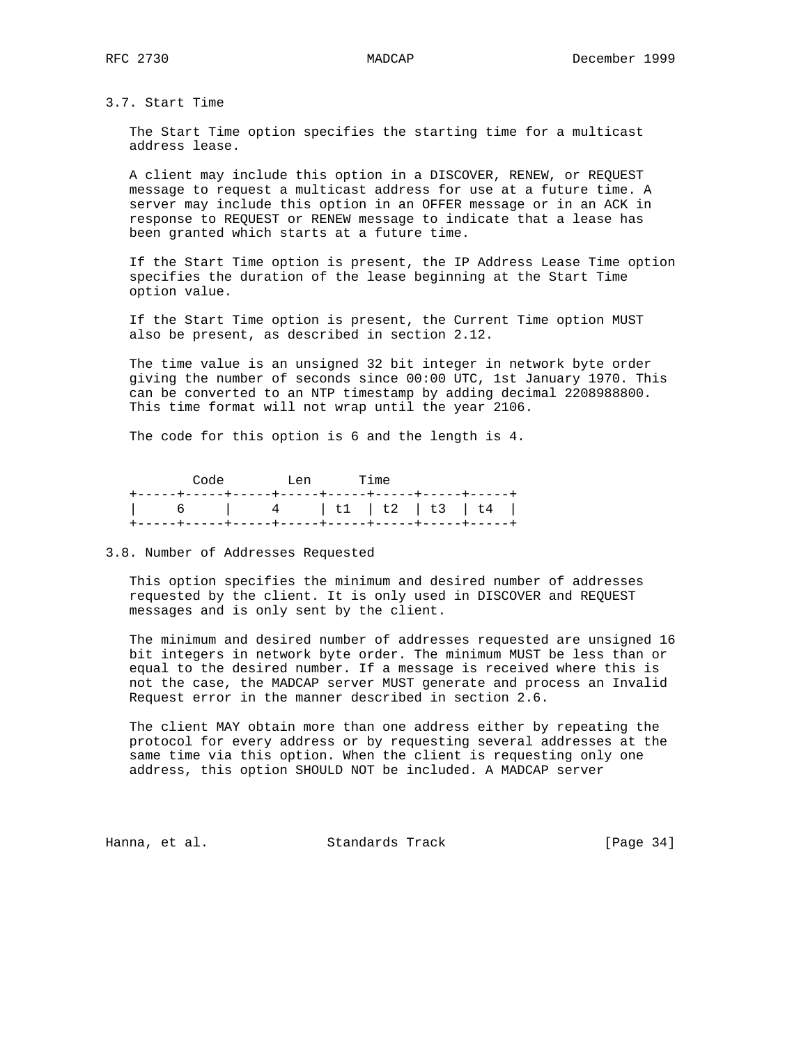### 3.7. Start Time

The Start Time option specifies the starting time for a multicast address lease.

A client may include this option in a DISCOVER, RENEW, or REQUEST message to request a multicast address for use at a future time. A server may include this option in an OFFER message or in an ACK in response to REQUEST or RENEW message to indicate that a lease has been granted which starts at a future time.

If the Start Time option is present, the IP Address Lease Time option specifies the duration of the lease beginning at the Start Time option value.

If the Start Time option is present, the Current Time option MUST also be present, as described in section 2.12.

The time value is an unsigned 32 bit integer in network byte order giving the number of seconds since 00:00 UTC, 1st January 1970. This can be converted to an NTP timestamp by adding decimal 2208988800. This time format will not wrap until the year 2106.

The code for this option is 6 and the length is 4.

```
       Code        Len      Time
   +-----+-----+-----+-----+-----+-----+-----+-----+
   |     6     |     4     | t1  | t2  | t3  | t4  |
   +-----+-----+-----+-----+-----+-----+-----+-----+
```

### 3.8. Number of Addresses Requested

This option specifies the minimum and desired number of addresses requested by the client. It is only used in DISCOVER and REQUEST messages and is only sent by the client.

The minimum and desired number of addresses requested are unsigned 16 bit integers in network byte order. The minimum MUST be less than or equal to the desired number. If a message is received where this is not the case, the MADCAP server MUST generate and process an Invalid Request error in the manner described in section 2.6.

The client MAY obtain more than one address either by repeating the protocol for every address or by requesting several addresses at the same time via this option. When the client is requesting only one address, this option SHOULD NOT be included. A MADCAP server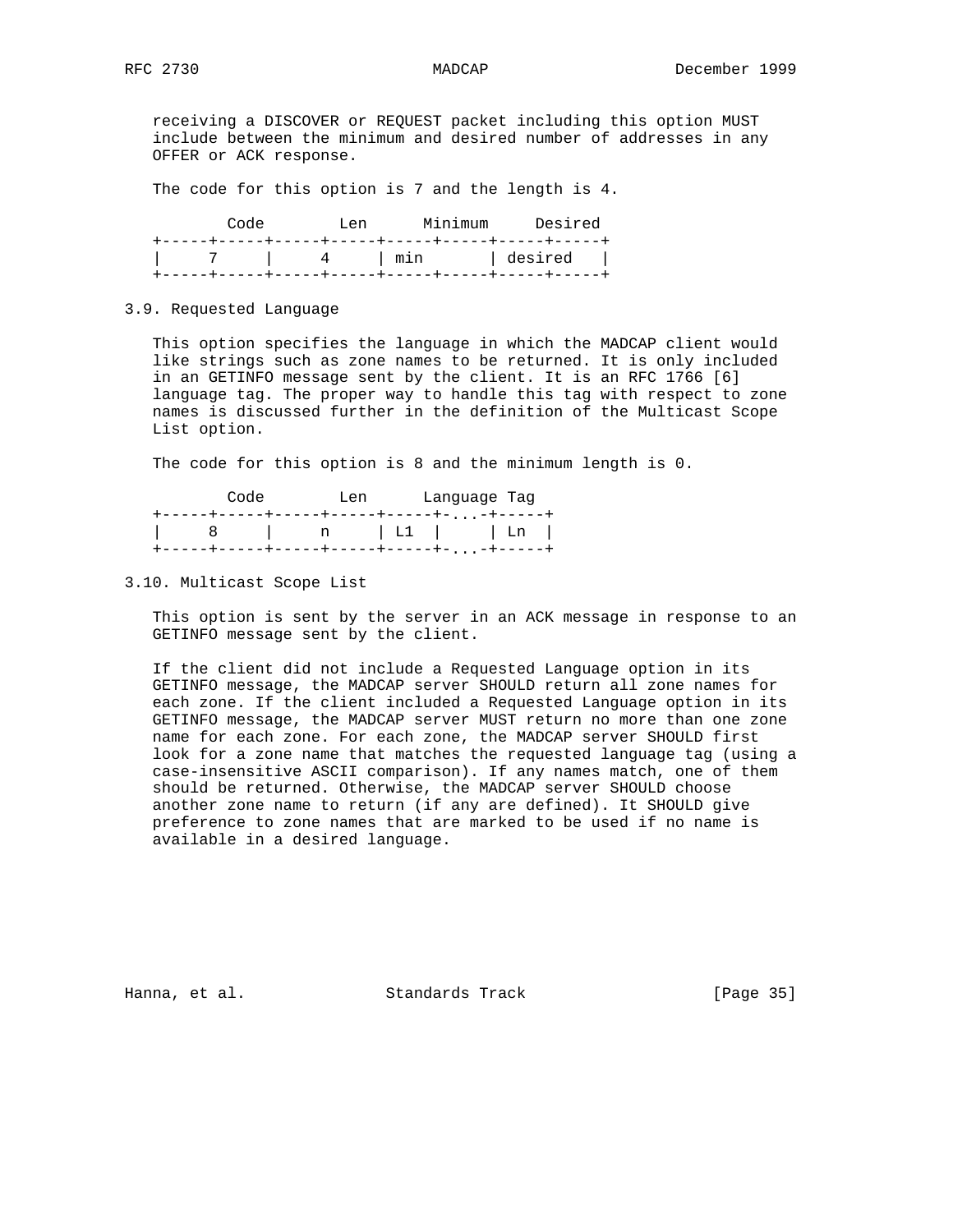receiving a DISCOVER or REQUEST packet including this option MUST include between the minimum and desired number of addresses in any OFFER or ACK response.

The code for this option is 7 and the length is 4.

```
        Code        Len      Minimum     Desired
   +-----+-----+-----+-----+-----+-----+-----+-----+
   |     7     |     4     | min       | desired   |
   +-----+-----+-----+-----+-----+-----+-----+-----+
```

### 3.9. Requested Language

This option specifies the language in which the MADCAP client would like strings such as zone names to be returned. It is only included in an GETINFO message sent by the client. It is an RFC 1766 [6] language tag. The proper way to handle this tag with respect to zone names is discussed further in the definition of the Multicast Scope List option.

The code for this option is 8 and the minimum length is 0.

```
        Code        Len      Language Tag
   +-----+-----+-----+-----+-----+-...-+-----+
   |     8     |     n     | L1  |     | Ln  |
   +-----+-----+-----+-----+-----+-...-+-----+
```

### 3.10. Multicast Scope List

This option is sent by the server in an ACK message in response to an GETINFO message sent by the client.

If the client did not include a Requested Language option in its GETINFO message, the MADCAP server SHOULD return all zone names for each zone. If the client included a Requested Language option in its GETINFO message, the MADCAP server MUST return no more than one zone name for each zone. For each zone, the MADCAP server SHOULD first look for a zone name that matches the requested language tag (using a case-insensitive ASCII comparison). If any names match, one of them should be returned. Otherwise, the MADCAP server SHOULD choose another zone name to return (if any are defined). It SHOULD give preference to zone names that are marked to be used if no name is available in a desired language.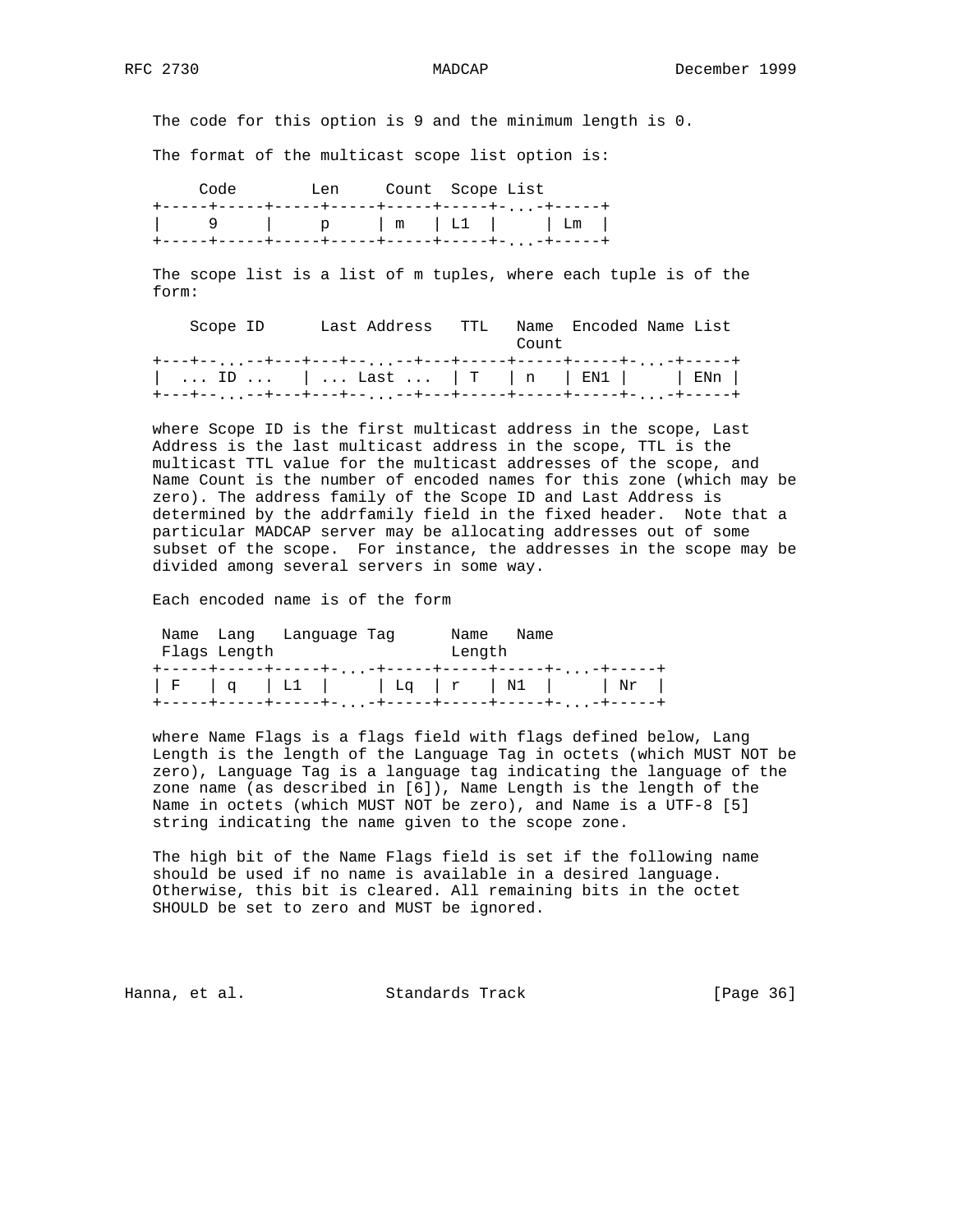The code for this option is 9 and the minimum length is 0.

The format of the multicast scope list option is:

```
     Code        Len     Count  Scope List
+-----+-----+-----+-----+-----+-----+-...-+-----+
|     9     |     p     | m   | L1  |     | Lm  |
+-----+-----+-----+-----+-----+-----+-...-+-----+
```

The scope list is a list of m tuples, where each tuple is of the form:

```
    Scope ID      Last Address   TTL   Name  Encoded Name List
                                       Count
+---+--...--+---+---+--...--+---+-----+-----+-----+-...-+-----+
|  ... ID ...   | ... Last ...  | T   | n   | EN1 |     | ENn |
+---+--...--+---+---+--...--+---+-----+-----+-----+-...-+-----+
```

where Scope ID is the first multicast address in the scope, Last Address is the last multicast address in the scope, TTL is the multicast TTL value for the multicast addresses of the scope, and Name Count is the number of encoded names for this zone (which may be zero). The address family of the Scope ID and Last Address is determined by the addrfamily field in the fixed header. Note that a particular MADCAP server may be allocating addresses out of some subset of the scope. For instance, the addresses in the scope may be divided among several servers in some way.

Each encoded name is of the form

```
 Name  Lang   Language Tag      Name   Name
 Flags Length                   Length
+-----+-----+-----+-...-+-----+-----+-----+-...-+-----+
| F   | q   | L1  |     | Lq  | r   | N1  |     | Nr  |
+-----+-----+-----+-...-+-----+-----+-----+-...-+-----+
```

where Name Flags is a flags field with flags defined below, Lang Length is the length of the Language Tag in octets (which MUST NOT be zero), Language Tag is a language tag indicating the language of the zone name (as described in [6]), Name Length is the length of the Name in octets (which MUST NOT be zero), and Name is a UTF-8 [5] string indicating the name given to the scope zone.

The high bit of the Name Flags field is set if the following name should be used if no name is available in a desired language. Otherwise, this bit is cleared. All remaining bits in the octet SHOULD be set to zero and MUST be ignored.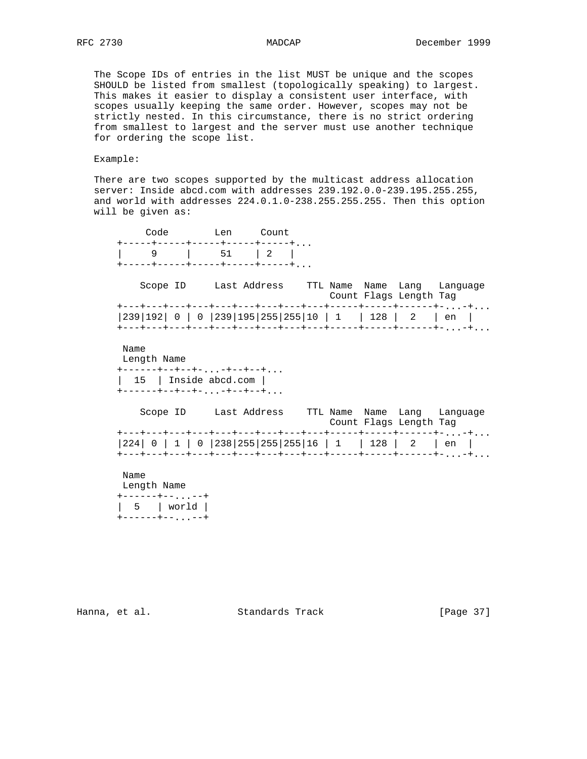The Scope IDs of entries in the list MUST be unique and the scopes SHOULD be listed from smallest (topologically speaking) to largest. This makes it easier to display a consistent user interface, with scopes usually keeping the same order. However, scopes may not be strictly nested. In this circumstance, there is no strict ordering from smallest to largest and the server must use another technique for ordering the scope list.

Example:

There are two scopes supported by the multicast address allocation server: Inside abcd.com with addresses 239.192.0.0-239.195.255.255, and world with addresses 224.0.1.0-238.255.255.255. Then this option will be given as:

```
      Code        Len     Count
    +-----+-----+-----+-----+-----+...
    |     9     |     51    | 2   |
    +-----+-----+-----+-----+-----+...

       Scope ID     Last Address    TTL Name  Name  Lang   Language
                                        Count Flags Length Tag
    +---+---+---+---+---+---+---+---+---+-----+-----+------+-...-+...
    |239|192| 0 | 0 |239|195|255|255|10 | 1   | 128 |  2   | en  |
    +---+---+---+---+---+---+---+---+---+-----+-----+------+-...-+...

     Name
     Length Name
    +------+--+--+-...-+--+--+...
    |  15  | Inside abcd.com |
    +------+--+--+-...-+--+--+...

       Scope ID     Last Address    TTL Name  Name  Lang   Language
                                        Count Flags Length Tag
    +---+---+---+---+---+---+---+---+---+-----+-----+------+-...-+...
    |224| 0 | 1 | 0 |238|255|255|255|16 | 1   | 128 |  2   | en  |
    +---+---+---+---+---+---+---+---+---+-----+-----+------+-...-+...

     Name
     Length Name
    +------+--...--+
    |  5   | world |
    +------+--...--+
```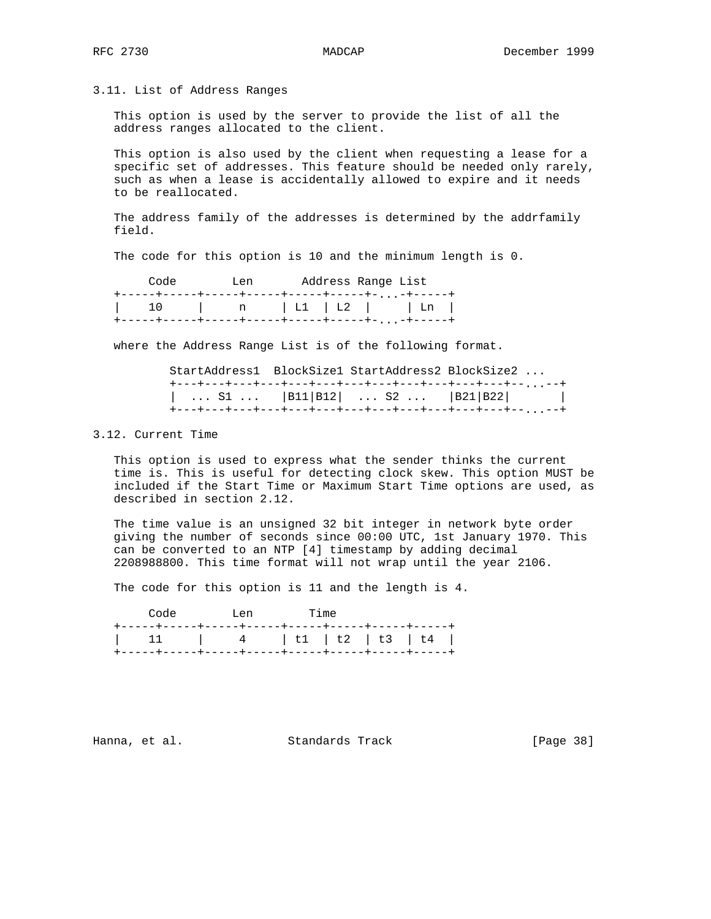### 3.11. List of Address Ranges

This option is used by the server to provide the list of all the address ranges allocated to the client.

This option is also used by the client when requesting a lease for a specific set of addresses. This feature should be needed only rarely, such as when a lease is accidentally allowed to expire and it needs to be reallocated.

The address family of the addresses is determined by the addrfamily field.

The code for this option is 10 and the minimum length is 0.

```
     Code        Len       Address Range List
   +-----+-----+-----+-----+-----+-----+-...-+-----+
   |    10     |     n     | L1  | L2  |     | Ln  |
   +-----+-----+-----+-----+-----+-----+-...-+-----+
```

where the Address Range List is of the following format.

```
           StartAddress1  BlockSize1 StartAddress2 BlockSize2 ...
           +---+---+---+---+---+---+---+---+---+---+---+---+--...--+
           |  ... S1 ...   |B11|B12|  ... S2 ...   |B21|B22|       |
           +---+---+---+---+---+---+---+---+---+---+---+---+--...--+
```

### 3.12. Current Time

This option is used to express what the sender thinks the current time is. This is useful for detecting clock skew. This option MUST be included if the Start Time or Maximum Start Time options are used, as described in section 2.12.

The time value is an unsigned 32 bit integer in network byte order giving the number of seconds since 00:00 UTC, 1st January 1970. This can be converted to an NTP [4] timestamp by adding decimal 2208988800. This time format will not wrap until the year 2106.

The code for this option is 11 and the length is 4.

```
     Code        Len        Time
   +-----+-----+-----+-----+-----+-----+-----+-----+
   |    11     |     4     | t1  | t2  | t3  | t4  |
   +-----+-----+-----+-----+-----+-----+-----+-----+
```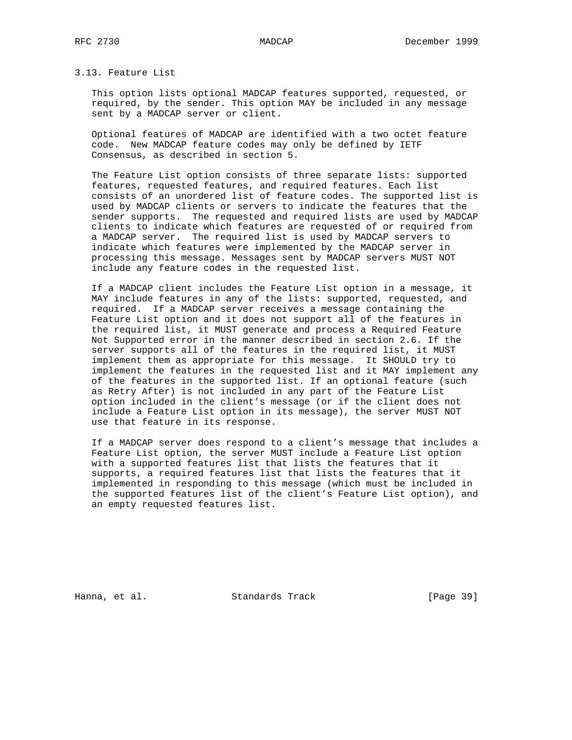### 3.13. Feature List

This option lists optional MADCAP features supported, requested, or required, by the sender. This option MAY be included in any message sent by a MADCAP server or client.

Optional features of MADCAP are identified with a two octet feature code. New MADCAP feature codes may only be defined by IETF Consensus, as described in section 5.

The Feature List option consists of three separate lists: supported features, requested features, and required features. Each list consists of an unordered list of feature codes. The supported list is used by MADCAP clients or servers to indicate the features that the sender supports. The requested and required lists are used by MADCAP clients to indicate which features are requested of or required from a MADCAP server. The required list is used by MADCAP servers to indicate which features were implemented by the MADCAP server in processing this message. Messages sent by MADCAP servers MUST NOT include any feature codes in the requested list.

If a MADCAP client includes the Feature List option in a message, it MAY include features in any of the lists: supported, requested, and required. If a MADCAP server receives a message containing the Feature List option and it does not support all of the features in the required list, it MUST generate and process a Required Feature Not Supported error in the manner described in section 2.6. If the server supports all of the features in the required list, it MUST implement them as appropriate for this message. It SHOULD try to implement the features in the requested list and it MAY implement any of the features in the supported list. If an optional feature (such as Retry After) is not included in any part of the Feature List option included in the client's message (or if the client does not include a Feature List option in its message), the server MUST NOT use that feature in its response.

If a MADCAP server does respond to a client's message that includes a Feature List option, the server MUST include a Feature List option with a supported features list that lists the features that it supports, a required features list that lists the features that it implemented in responding to this message (which must be included in the supported features list of the client's Feature List option), and an empty requested features list.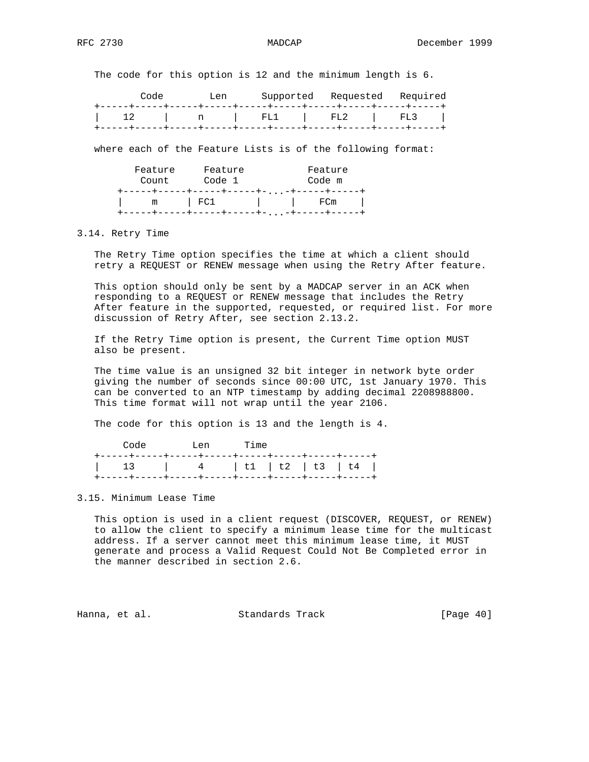The code for this option is 12 and the minimum length is 6.

```
        Code        Len      Supported   Requested   Required
   +-----+-----+-----+-----+-----+-----+-----+-----+-----+-----+
   |    12     |     n     |    FL1    |    FL2    |    FL3    |
   +-----+-----+-----+-----+-----+-----+-----+-----+-----+-----+
```

where each of the Feature Lists is of the following format:

```
        Feature     Feature           Feature
         Count      Code 1            Code m
     +-----+-----+-----+-----+-...-+-----+-----+
     |     m     | FC1       |     |    FCm    |
     +-----+-----+-----+-----+-...-+-----+-----+
```

## 3.14. Retry Time

The Retry Time option specifies the time at which a client should retry a REQUEST or RENEW message when using the Retry After feature.

This option should only be sent by a MADCAP server in an ACK when responding to a REQUEST or RENEW message that includes the Retry After feature in the supported, requested, or required list. For more discussion of Retry After, see section 2.13.2.

If the Retry Time option is present, the Current Time option MUST also be present.

The time value is an unsigned 32 bit integer in network byte order giving the number of seconds since 00:00 UTC, 1st January 1970. This can be converted to an NTP timestamp by adding decimal 2208988800. This time format will not wrap until the year 2106.

The code for this option is 13 and the length is 4.

```
     Code        Len      Time
   +-----+-----+-----+-----+-----+-----+-----+-----+
   |    13     |     4     | t1  | t2  | t3  | t4  |
   +-----+-----+-----+-----+-----+-----+-----+-----+
```

## 3.15. Minimum Lease Time

This option is used in a client request (DISCOVER, REQUEST, or RENEW) to allow the client to specify a minimum lease time for the multicast address. If a server cannot meet this minimum lease time, it MUST generate and process a Valid Request Could Not Be Completed error in the manner described in section 2.6.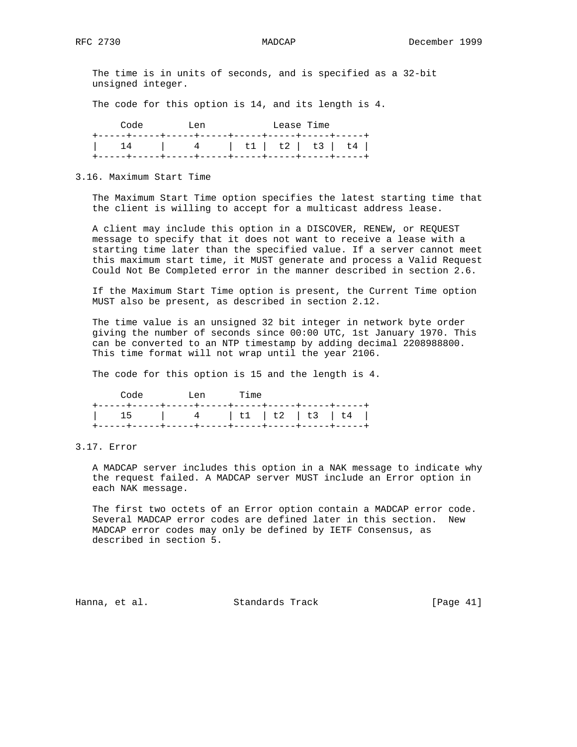The time is in units of seconds, and is specified as a 32-bit unsigned integer.

The code for this option is 14, and its length is 4.

```
     Code        Len           Lease Time
   +-----+-----+-----+-----+-----+-----+-----+-----+
   |    14     |     4     |  t1 |  t2 |  t3 |  t4 |
   +-----+-----+-----+-----+-----+-----+-----+-----+
```

### 3.16. Maximum Start Time

The Maximum Start Time option specifies the latest starting time that the client is willing to accept for a multicast address lease.

A client may include this option in a DISCOVER, RENEW, or REQUEST message to specify that it does not want to receive a lease with a starting time later than the specified value. If a server cannot meet this maximum start time, it MUST generate and process a Valid Request Could Not Be Completed error in the manner described in section 2.6.

If the Maximum Start Time option is present, the Current Time option MUST also be present, as described in section 2.12.

The time value is an unsigned 32 bit integer in network byte order giving the number of seconds since 00:00 UTC, 1st January 1970. This can be converted to an NTP timestamp by adding decimal 2208988800. This time format will not wrap until the year 2106.

The code for this option is 15 and the length is 4.

```
     Code        Len      Time
   +-----+-----+-----+-----+-----+-----+-----+-----+
   |    15     |     4     | t1  | t2  | t3  | t4  |
   +-----+-----+-----+-----+-----+-----+-----+-----+
```

### 3.17. Error

A MADCAP server includes this option in a NAK message to indicate why the request failed. A MADCAP server MUST include an Error option in each NAK message.

The first two octets of an Error option contain a MADCAP error code. Several MADCAP error codes are defined later in this section.  New MADCAP error codes may only be defined by IETF Consensus, as described in section 5.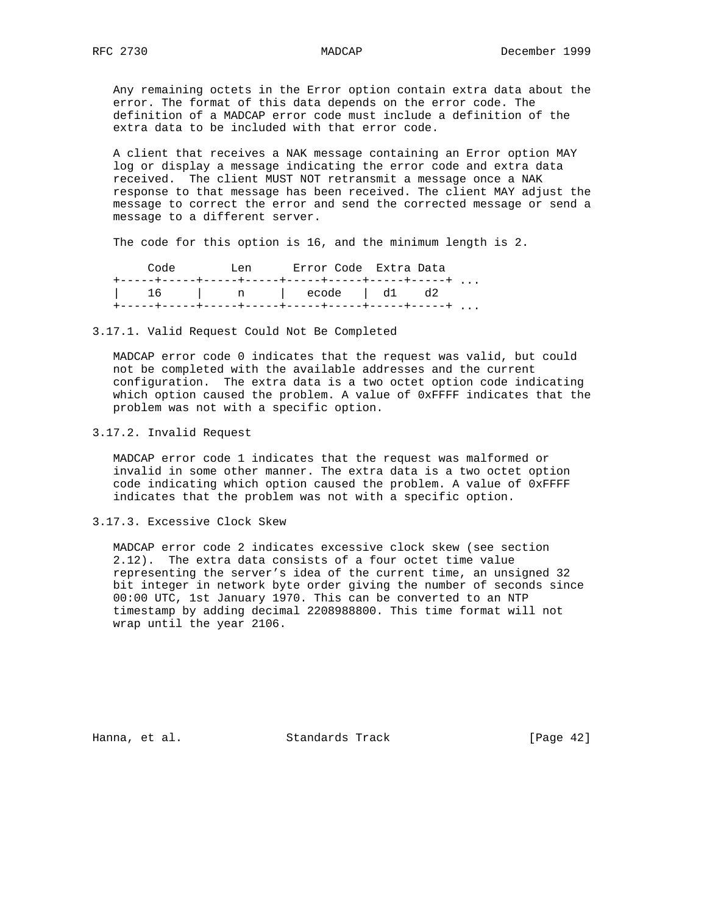Any remaining octets in the Error option contain extra data about the error. The format of this data depends on the error code. The definition of a MADCAP error code must include a definition of the extra data to be included with that error code.

A client that receives a NAK message containing an Error option MAY log or display a message indicating the error code and extra data received. The client MUST NOT retransmit a message once a NAK response to that message has been received. The client MAY adjust the message to correct the error and send the corrected message or send a message to a different server.

The code for this option is 16, and the minimum length is 2.

```
    Code        Len      Error Code  Extra Data
+-----+-----+-----+-----+-----+-----+-----+-----+ ...
|    16     |     n     |   ecode   | d1    d2
+-----+-----+-----+-----+-----+-----+-----+-----+ ...
```

### 3.17.1. Valid Request Could Not Be Completed

MADCAP error code 0 indicates that the request was valid, but could not be completed with the available addresses and the current configuration. The extra data is a two octet option code indicating which option caused the problem. A value of 0xFFFF indicates that the problem was not with a specific option.

### 3.17.2. Invalid Request

MADCAP error code 1 indicates that the request was malformed or invalid in some other manner. The extra data is a two octet option code indicating which option caused the problem. A value of 0xFFFF indicates that the problem was not with a specific option.

### 3.17.3. Excessive Clock Skew

MADCAP error code 2 indicates excessive clock skew (see section 2.12). The extra data consists of a four octet time value representing the server's idea of the current time, an unsigned 32 bit integer in network byte order giving the number of seconds since 00:00 UTC, 1st January 1970. This can be converted to an NTP timestamp by adding decimal 2208988800. This time format will not wrap until the year 2106.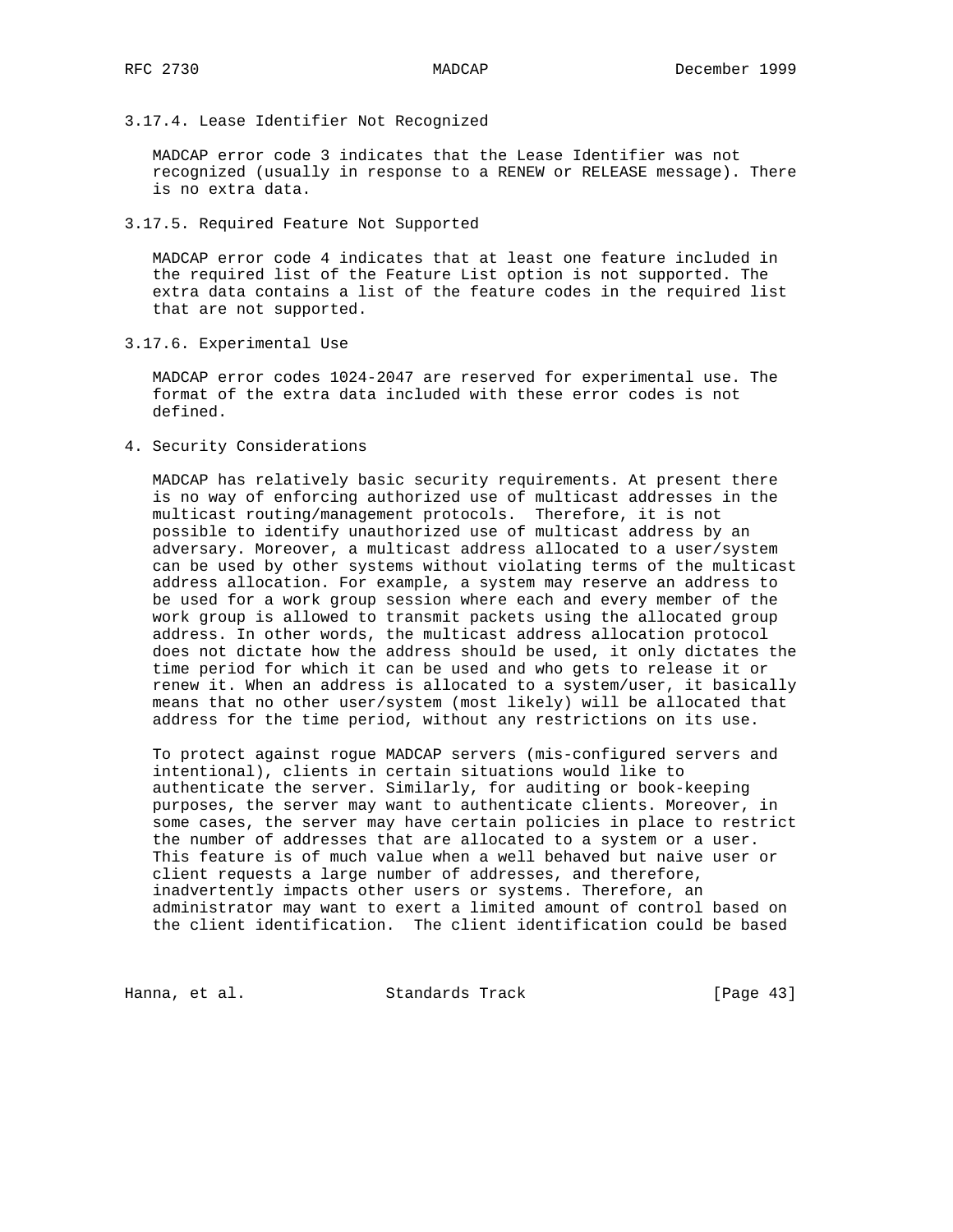### 3.17.4. Lease Identifier Not Recognized

MADCAP error code 3 indicates that the Lease Identifier was not recognized (usually in response to a RENEW or RELEASE message). There is no extra data.

### 3.17.5. Required Feature Not Supported

MADCAP error code 4 indicates that at least one feature included in the required list of the Feature List option is not supported. The extra data contains a list of the feature codes in the required list that are not supported.

### 3.17.6. Experimental Use

MADCAP error codes 1024-2047 are reserved for experimental use. The format of the extra data included with these error codes is not defined.

## 4. Security Considerations

MADCAP has relatively basic security requirements. At present there is no way of enforcing authorized use of multicast addresses in the multicast routing/management protocols. Therefore, it is not possible to identify unauthorized use of multicast address by an adversary. Moreover, a multicast address allocated to a user/system can be used by other systems without violating terms of the multicast address allocation. For example, a system may reserve an address to be used for a work group session where each and every member of the work group is allowed to transmit packets using the allocated group address. In other words, the multicast address allocation protocol does not dictate how the address should be used, it only dictates the time period for which it can be used and who gets to release it or renew it. When an address is allocated to a system/user, it basically means that no other user/system (most likely) will be allocated that address for the time period, without any restrictions on its use.

To protect against rogue MADCAP servers (mis-configured servers and intentional), clients in certain situations would like to authenticate the server. Similarly, for auditing or book-keeping purposes, the server may want to authenticate clients. Moreover, in some cases, the server may have certain policies in place to restrict the number of addresses that are allocated to a system or a user. This feature is of much value when a well behaved but naive user or client requests a large number of addresses, and therefore, inadvertently impacts other users or systems. Therefore, an administrator may want to exert a limited amount of control based on the client identification. The client identification could be based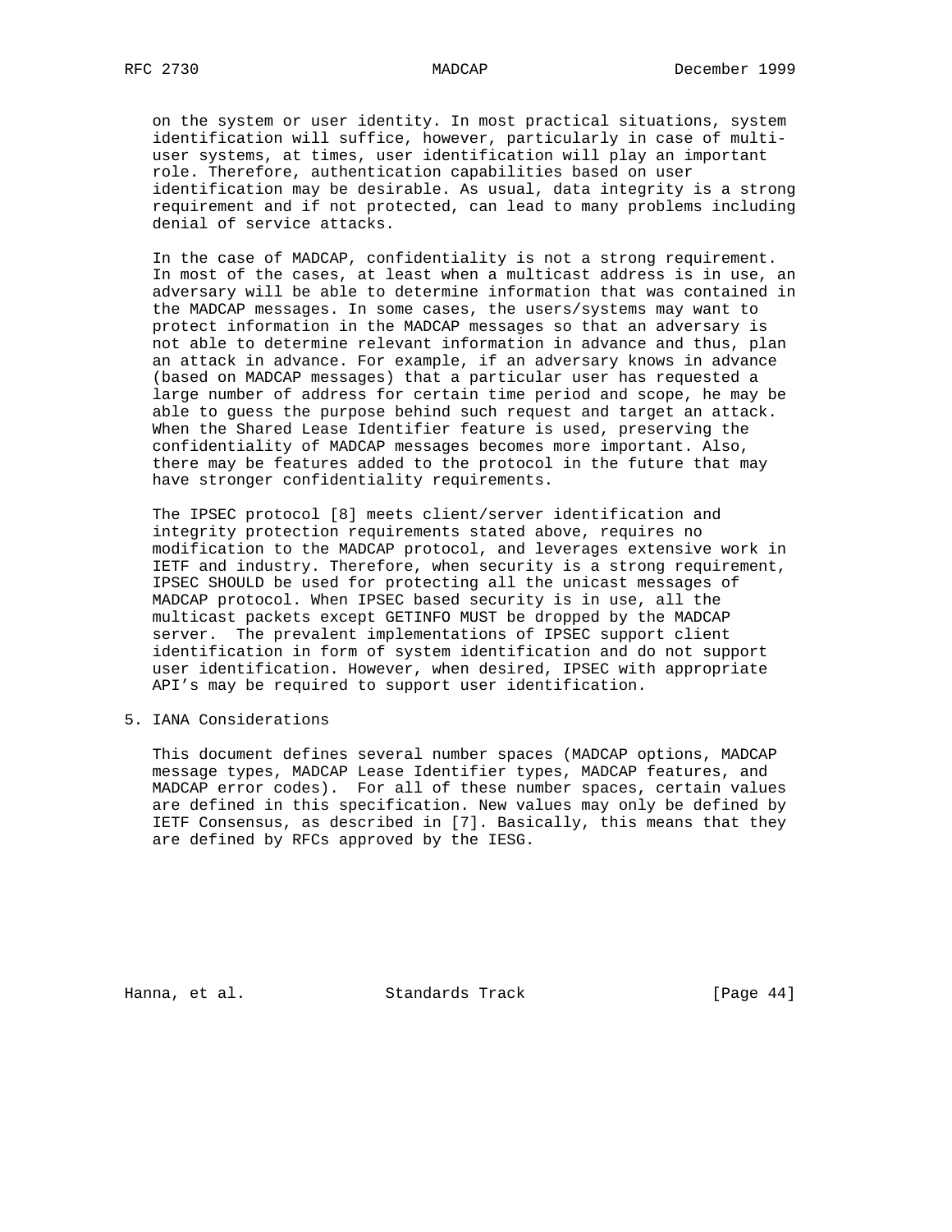on the system or user identity. In most practical situations, system identification will suffice, however, particularly in case of multi-user systems, at times, user identification will play an important role. Therefore, authentication capabilities based on user identification may be desirable. As usual, data integrity is a strong requirement and if not protected, can lead to many problems including denial of service attacks.

In the case of MADCAP, confidentiality is not a strong requirement. In most of the cases, at least when a multicast address is in use, an adversary will be able to determine information that was contained in the MADCAP messages. In some cases, the users/systems may want to protect information in the MADCAP messages so that an adversary is not able to determine relevant information in advance and thus, plan an attack in advance. For example, if an adversary knows in advance (based on MADCAP messages) that a particular user has requested a large number of address for certain time period and scope, he may be able to guess the purpose behind such request and target an attack. When the Shared Lease Identifier feature is used, preserving the confidentiality of MADCAP messages becomes more important. Also, there may be features added to the protocol in the future that may have stronger confidentiality requirements.

The IPSEC protocol [8] meets client/server identification and integrity protection requirements stated above, requires no modification to the MADCAP protocol, and leverages extensive work in IETF and industry. Therefore, when security is a strong requirement, IPSEC SHOULD be used for protecting all the unicast messages of MADCAP protocol. When IPSEC based security is in use, all the multicast packets except GETINFO MUST be dropped by the MADCAP server. The prevalent implementations of IPSEC support client identification in form of system identification and do not support user identification. However, when desired, IPSEC with appropriate API's may be required to support user identification.

## 5. IANA Considerations

This document defines several number spaces (MADCAP options, MADCAP message types, MADCAP Lease Identifier types, MADCAP features, and MADCAP error codes). For all of these number spaces, certain values are defined in this specification. New values may only be defined by IETF Consensus, as described in [7]. Basically, this means that they are defined by RFCs approved by the IESG.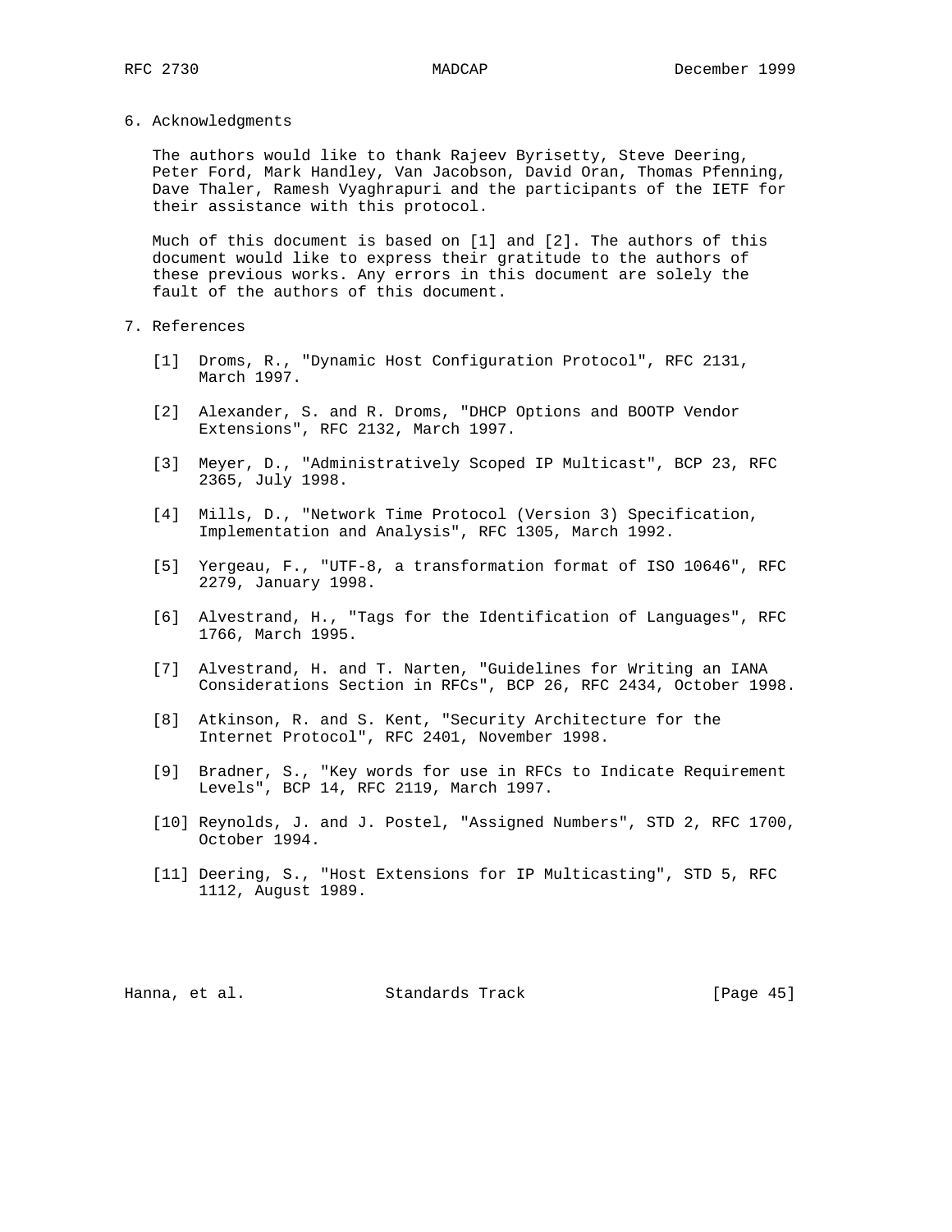## 6. Acknowledgments

The authors would like to thank Rajeev Byrisetty, Steve Deering, Peter Ford, Mark Handley, Van Jacobson, David Oran, Thomas Pfenning, Dave Thaler, Ramesh Vyaghrapuri and the participants of the IETF for their assistance with this protocol.

Much of this document is based on [1] and [2]. The authors of this document would like to express their gratitude to the authors of these previous works. Any errors in this document are solely the fault of the authors of this document.

## 7. References

[1] Droms, R., "Dynamic Host Configuration Protocol", RFC 2131, March 1997.

[2] Alexander, S. and R. Droms, "DHCP Options and BOOTP Vendor Extensions", RFC 2132, March 1997.

[3] Meyer, D., "Administratively Scoped IP Multicast", BCP 23, RFC 2365, July 1998.

[4] Mills, D., "Network Time Protocol (Version 3) Specification, Implementation and Analysis", RFC 1305, March 1992.

[5] Yergeau, F., "UTF-8, a transformation format of ISO 10646", RFC 2279, January 1998.

[6] Alvestrand, H., "Tags for the Identification of Languages", RFC 1766, March 1995.

[7] Alvestrand, H. and T. Narten, "Guidelines for Writing an IANA Considerations Section in RFCs", BCP 26, RFC 2434, October 1998.

[8] Atkinson, R. and S. Kent, "Security Architecture for the Internet Protocol", RFC 2401, November 1998.

[9] Bradner, S., "Key words for use in RFCs to Indicate Requirement Levels", BCP 14, RFC 2119, March 1997.

[10] Reynolds, J. and J. Postel, "Assigned Numbers", STD 2, RFC 1700, October 1994.

[11] Deering, S., "Host Extensions for IP Multicasting", STD 5, RFC 1112, August 1989.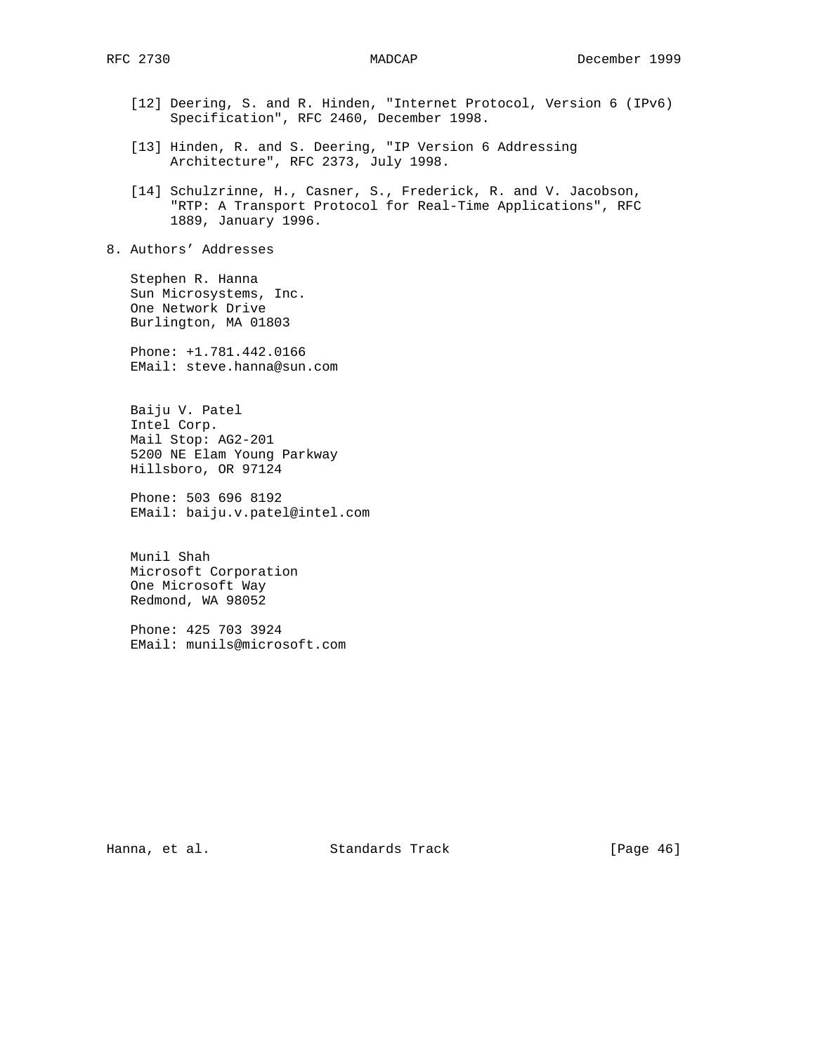[12] Deering, S. and R. Hinden, "Internet Protocol, Version 6 (IPv6) Specification", RFC 2460, December 1998.

[13] Hinden, R. and S. Deering, "IP Version 6 Addressing Architecture", RFC 2373, July 1998.

[14] Schulzrinne, H., Casner, S., Frederick, R. and V. Jacobson, "RTP: A Transport Protocol for Real-Time Applications", RFC 1889, January 1996.

## 8. Authors' Addresses

Stephen R. Hanna
Sun Microsystems, Inc.
One Network Drive
Burlington, MA 01803

Phone: +1.781.442.0166
EMail: steve.hanna@sun.com

Baiju V. Patel
Intel Corp.
Mail Stop: AG2-201
5200 NE Elam Young Parkway
Hillsboro, OR 97124

Phone: 503 696 8192
EMail: baiju.v.patel@intel.com

Munil Shah
Microsoft Corporation
One Microsoft Way
Redmond, WA 98052

Phone: 425 703 3924
EMail: munils@microsoft.com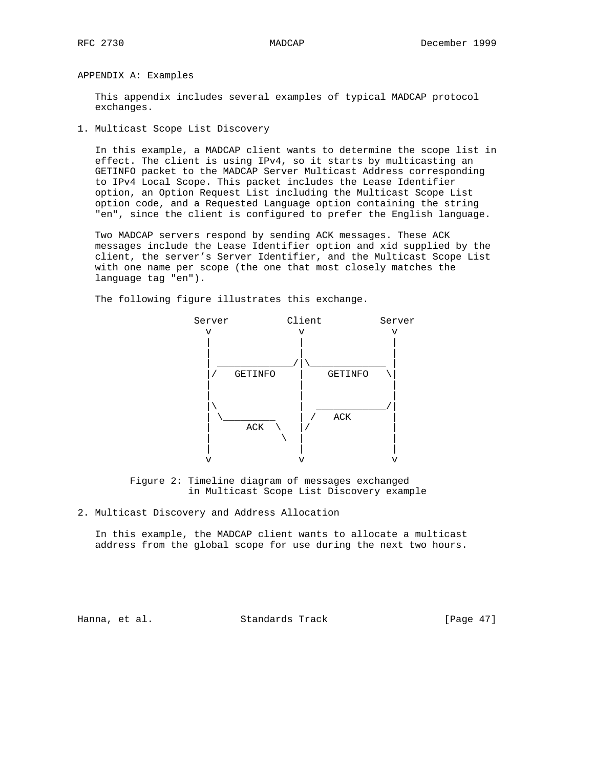APPENDIX A: Examples

This appendix includes several examples of typical MADCAP protocol exchanges.

1. Multicast Scope List Discovery

In this example, a MADCAP client wants to determine the scope list in effect. The client is using IPv4, so it starts by multicasting an GETINFO packet to the MADCAP Server Multicast Address corresponding to IPv4 Local Scope. This packet includes the Lease Identifier option, an Option Request List including the Multicast Scope List option code, and a Requested Language option containing the string "en", since the client is configured to prefer the English language.

Two MADCAP servers respond by sending ACK messages. These ACK messages include the Lease Identifier option and xid supplied by the client, the server's Server Identifier, and the Multicast Scope List with one name per scope (the one that most closely matches the language tag "en").

The following figure illustrates this exchange.

```
              Server          Client          Server
                v               v               v
                |               |               |
                |               |               |
                | _____________/|\_____________ |
                |/   GETINFO    |    GETINFO   \|
                |               |               |
                |               |               |
                |\              |  ____________/|
                | \_________    | /   ACK       |
                |      ACK  \   |/              |
                |            \  |               |
                |               |               |
                v               v               v
```

Figure 2: Timeline diagram of messages exchanged in Multicast Scope List Discovery example

2. Multicast Discovery and Address Allocation

In this example, the MADCAP client wants to allocate a multicast address from the global scope for use during the next two hours.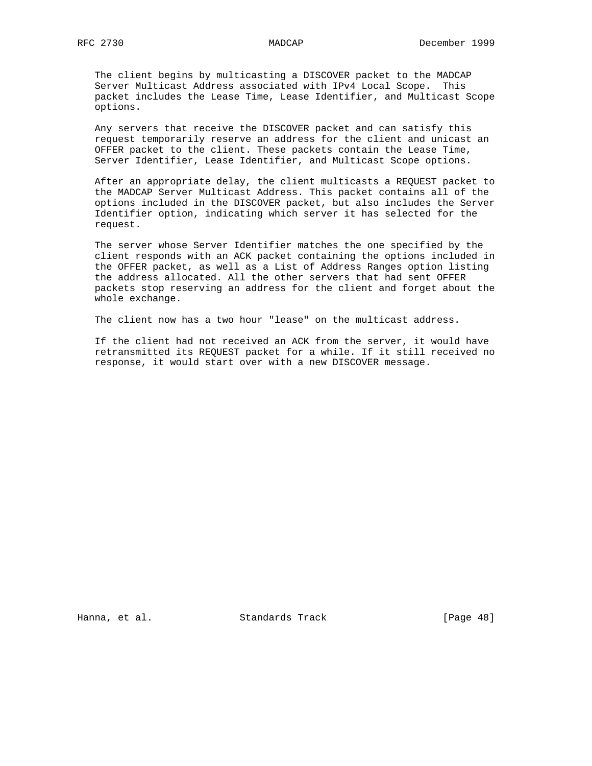The client begins by multicasting a DISCOVER packet to the MADCAP Server Multicast Address associated with IPv4 Local Scope. This packet includes the Lease Time, Lease Identifier, and Multicast Scope options.

Any servers that receive the DISCOVER packet and can satisfy this request temporarily reserve an address for the client and unicast an OFFER packet to the client. These packets contain the Lease Time, Server Identifier, Lease Identifier, and Multicast Scope options.

After an appropriate delay, the client multicasts a REQUEST packet to the MADCAP Server Multicast Address. This packet contains all of the options included in the DISCOVER packet, but also includes the Server Identifier option, indicating which server it has selected for the request.

The server whose Server Identifier matches the one specified by the client responds with an ACK packet containing the options included in the OFFER packet, as well as a List of Address Ranges option listing the address allocated. All the other servers that had sent OFFER packets stop reserving an address for the client and forget about the whole exchange.

The client now has a two hour "lease" on the multicast address.

If the client had not received an ACK from the server, it would have retransmitted its REQUEST packet for a while. If it still received no response, it would start over with a new DISCOVER message.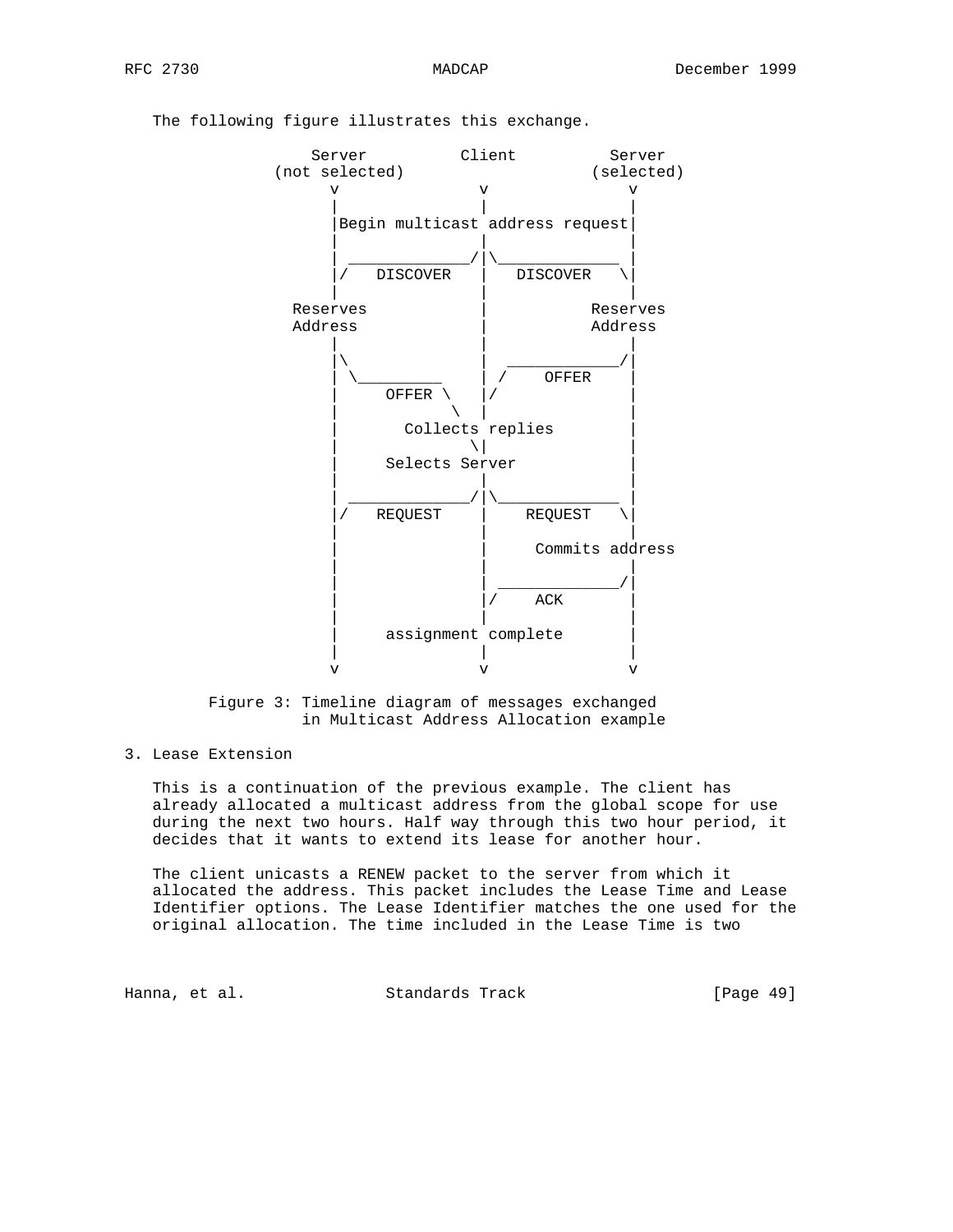The following figure illustrates this exchange.

```
                Server          Client          Server
            (not selected)                    (selected)
                  v               v               v
                  |               |               |
                  |Begin multicast address request|
                  |               |               |
                  | _____________/|\_____________ |
                  |/   DISCOVER   |   DISCOVER   \|
                  |               |               |
                Reserves          |            Reserves
                Address           |            Address
                  |               |               |
                  |\              |  ____________/|
                  | \_________    | /    OFFER    |
                  |     OFFER \   |/              |
                  |            \  |               |
                  |       Collects replies        |
                  |              \|               |
                  |     Selects Server            |
                  |               |               |
                  | _____________/|\_____________ |
                  |/   REQUEST    |    REQUEST   \|
                  |               |               |
                  |               |     Commits address
                  |               |               |
                  |               | _____________/|
                  |               |/    ACK       |
                  |               |               |
                  |     assignment complete       |
                  |               |               |
                  v               v               v
```

Figure 3: Timeline diagram of messages exchanged in Multicast Address Allocation example

## 3. Lease Extension

This is a continuation of the previous example. The client has already allocated a multicast address from the global scope for use during the next two hours. Half way through this two hour period, it decides that it wants to extend its lease for another hour.

The client unicasts a RENEW packet to the server from which it allocated the address. This packet includes the Lease Time and Lease Identifier options. The Lease Identifier matches the one used for the original allocation. The time included in the Lease Time is two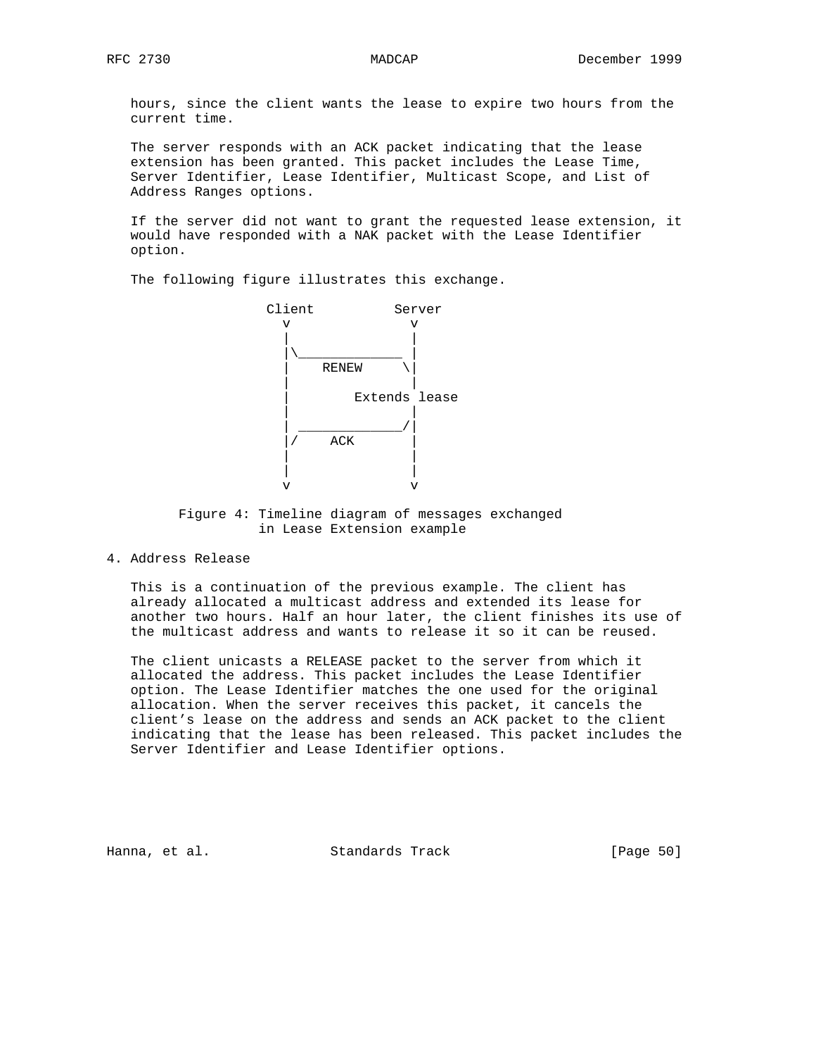hours, since the client wants the lease to expire two hours from the current time.

The server responds with an ACK packet indicating that the lease extension has been granted. This packet includes the Lease Time, Server Identifier, Lease Identifier, Multicast Scope, and List of Address Ranges options.

If the server did not want to grant the requested lease extension, it would have responded with a NAK packet with the Lease Identifier option.

The following figure illustrates this exchange.

```
               Client          Server
                 v               v
                 |               |
                 |\_____________ |
                 |    RENEW     \|
                 |               |
                 |        Extends lease
                 |               |
                 | _____________/|
                 |/    ACK       |
                 |               |
                 |               |
                 v               v
```

Figure 4: Timeline diagram of messages exchanged in Lease Extension example

## 4. Address Release

This is a continuation of the previous example. The client has already allocated a multicast address and extended its lease for another two hours. Half an hour later, the client finishes its use of the multicast address and wants to release it so it can be reused.

The client unicasts a RELEASE packet to the server from which it allocated the address. This packet includes the Lease Identifier option. The Lease Identifier matches the one used for the original allocation. When the server receives this packet, it cancels the client's lease on the address and sends an ACK packet to the client indicating that the lease has been released. This packet includes the Server Identifier and Lease Identifier options.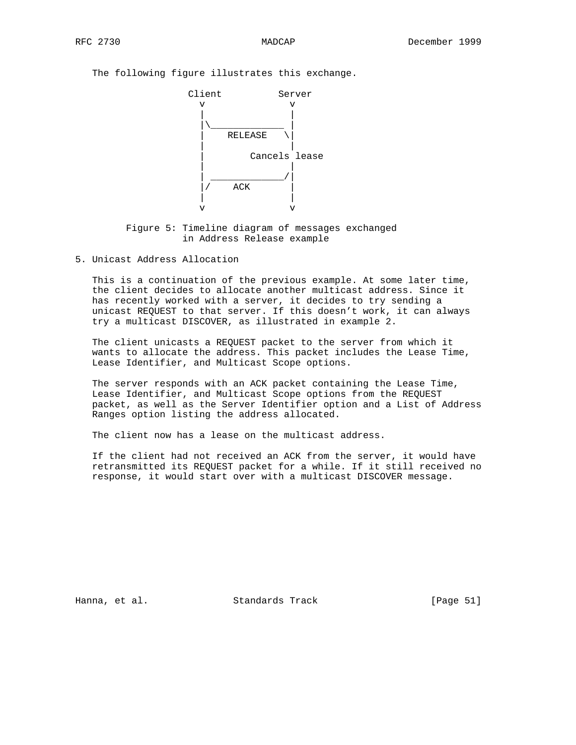The following figure illustrates this exchange.

```
               Client          Server
                 v               v
                 |               |
                 |\_____________ |
                 |    RELEASE   \|
                 |               |
                 |        Cancels lease
                 |               |
                 | _____________/|
                 |/    ACK       |
                 |               |
                 v               v
```

Figure 5: Timeline diagram of messages exchanged in Address Release example

## 5. Unicast Address Allocation

This is a continuation of the previous example. At some later time, the client decides to allocate another multicast address. Since it has recently worked with a server, it decides to try sending a unicast REQUEST to that server. If this doesn't work, it can always try a multicast DISCOVER, as illustrated in example 2.

The client unicasts a REQUEST packet to the server from which it wants to allocate the address. This packet includes the Lease Time, Lease Identifier, and Multicast Scope options.

The server responds with an ACK packet containing the Lease Time, Lease Identifier, and Multicast Scope options from the REQUEST packet, as well as the Server Identifier option and a List of Address Ranges option listing the address allocated.

The client now has a lease on the multicast address.

If the client had not received an ACK from the server, it would have retransmitted its REQUEST packet for a while. If it still received no response, it would start over with a multicast DISCOVER message.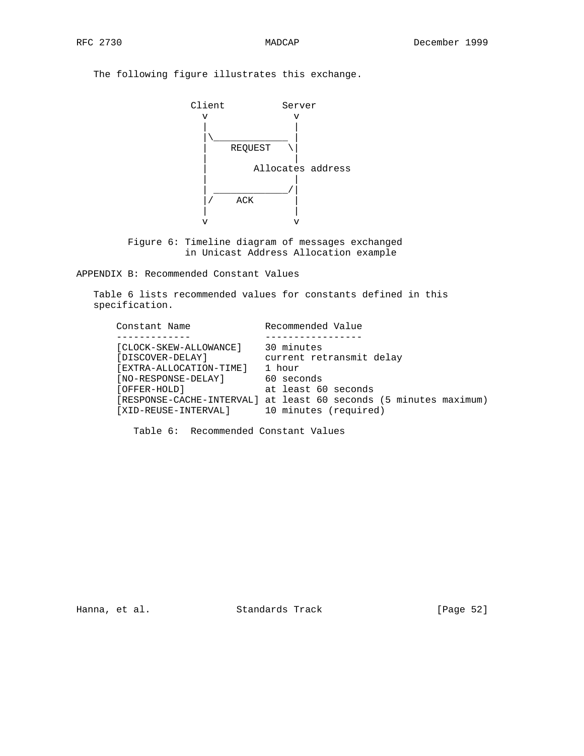The following figure illustrates this exchange.

```
                Client          Server
                  v               v
                  |               |
                  |\_____________ |
                  |    REQUEST   \|
                  |               |
                  |        Allocates address
                  |               |
                  | _____________/|
                  |/    ACK       |
                  |               |
                  v               v
```

Figure 6: Timeline diagram of messages exchanged in Unicast Address Allocation example

## APPENDIX B: Recommended Constant Values

Table 6 lists recommended values for constants defined in this specification.

| Constant Name | Recommended Value |
|---|---|
| [CLOCK-SKEW-ALLOWANCE] | 30 minutes |
| [DISCOVER-DELAY] | current retransmit delay |
| [EXTRA-ALLOCATION-TIME] | 1 hour |
| [NO-RESPONSE-DELAY] | 60 seconds |
| [OFFER-HOLD] | at least 60 seconds |
| [RESPONSE-CACHE-INTERVAL] | at least 60 seconds (5 minutes maximum) |
| [XID-REUSE-INTERVAL] | 10 minutes (required) |

Table 6: Recommended Constant Values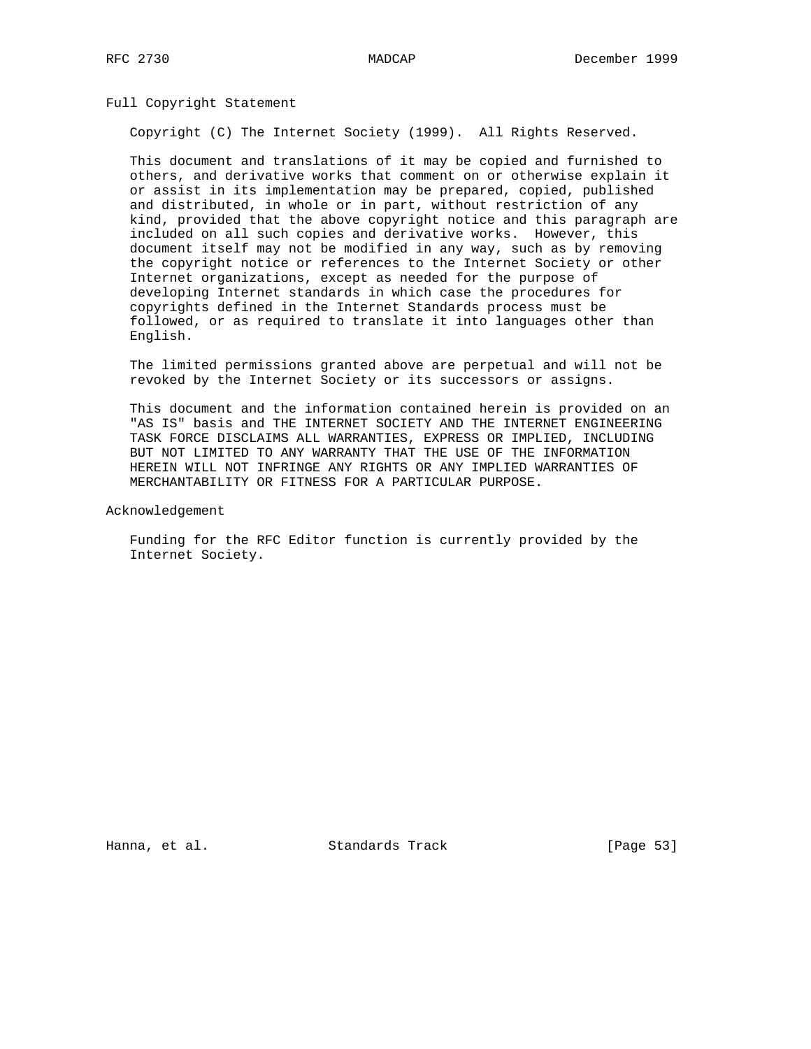## Full Copyright Statement

Copyright (C) The Internet Society (1999). All Rights Reserved.

This document and translations of it may be copied and furnished to others, and derivative works that comment on or otherwise explain it or assist in its implementation may be prepared, copied, published and distributed, in whole or in part, without restriction of any kind, provided that the above copyright notice and this paragraph are included on all such copies and derivative works. However, this document itself may not be modified in any way, such as by removing the copyright notice or references to the Internet Society or other Internet organizations, except as needed for the purpose of developing Internet standards in which case the procedures for copyrights defined in the Internet Standards process must be followed, or as required to translate it into languages other than English.

The limited permissions granted above are perpetual and will not be revoked by the Internet Society or its successors or assigns.

This document and the information contained herein is provided on an "AS IS" basis and THE INTERNET SOCIETY AND THE INTERNET ENGINEERING TASK FORCE DISCLAIMS ALL WARRANTIES, EXPRESS OR IMPLIED, INCLUDING BUT NOT LIMITED TO ANY WARRANTY THAT THE USE OF THE INFORMATION HEREIN WILL NOT INFRINGE ANY RIGHTS OR ANY IMPLIED WARRANTIES OF MERCHANTABILITY OR FITNESS FOR A PARTICULAR PURPOSE.

## Acknowledgement

Funding for the RFC Editor function is currently provided by the Internet Society.